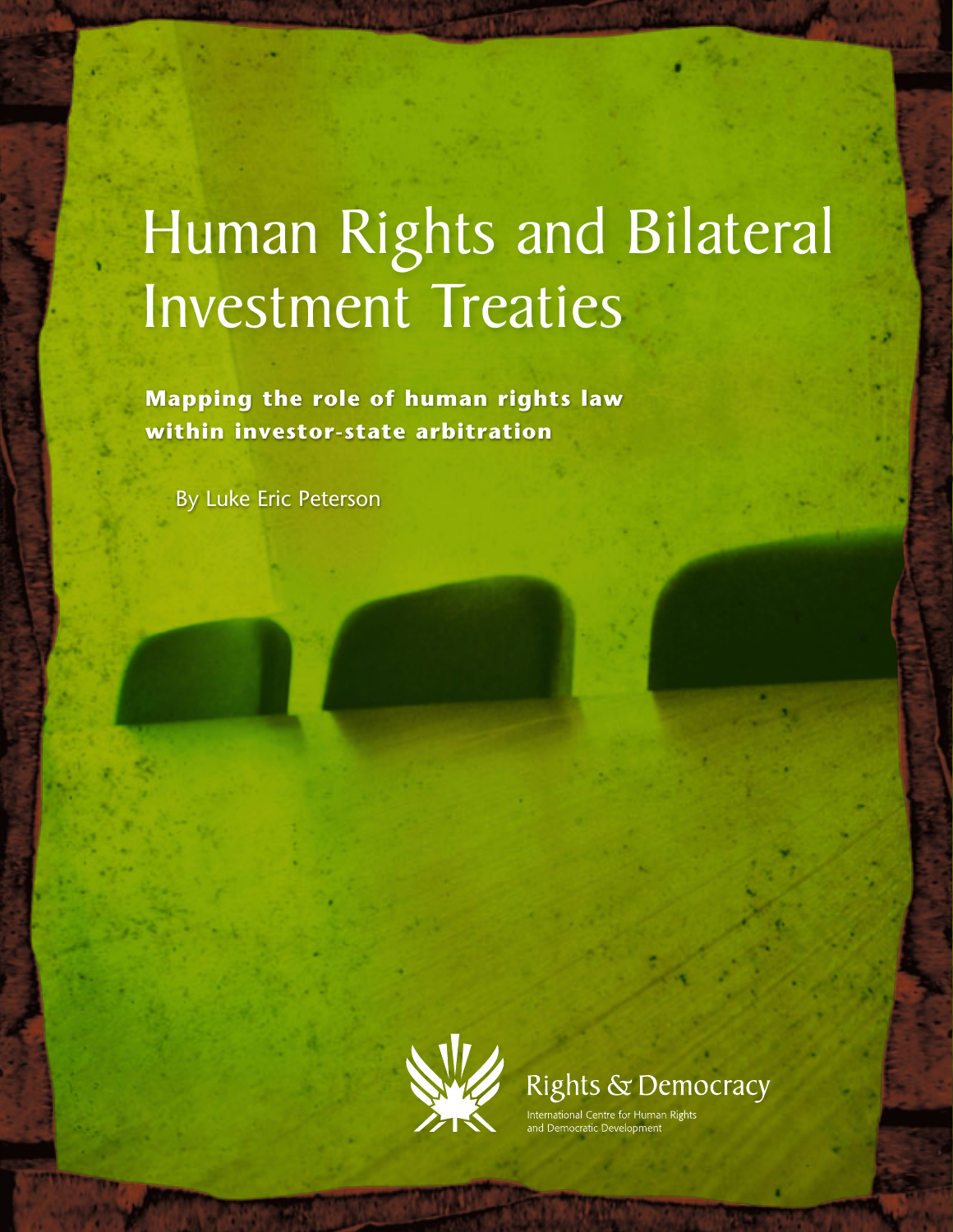# Human Rights and Bilateral Investment Treaties

**Mapping the role of human rights law within investor-state arbitration**

By Luke Eric Peterson

Rights & Democracy

International Centre for Human Rights and Democratic Development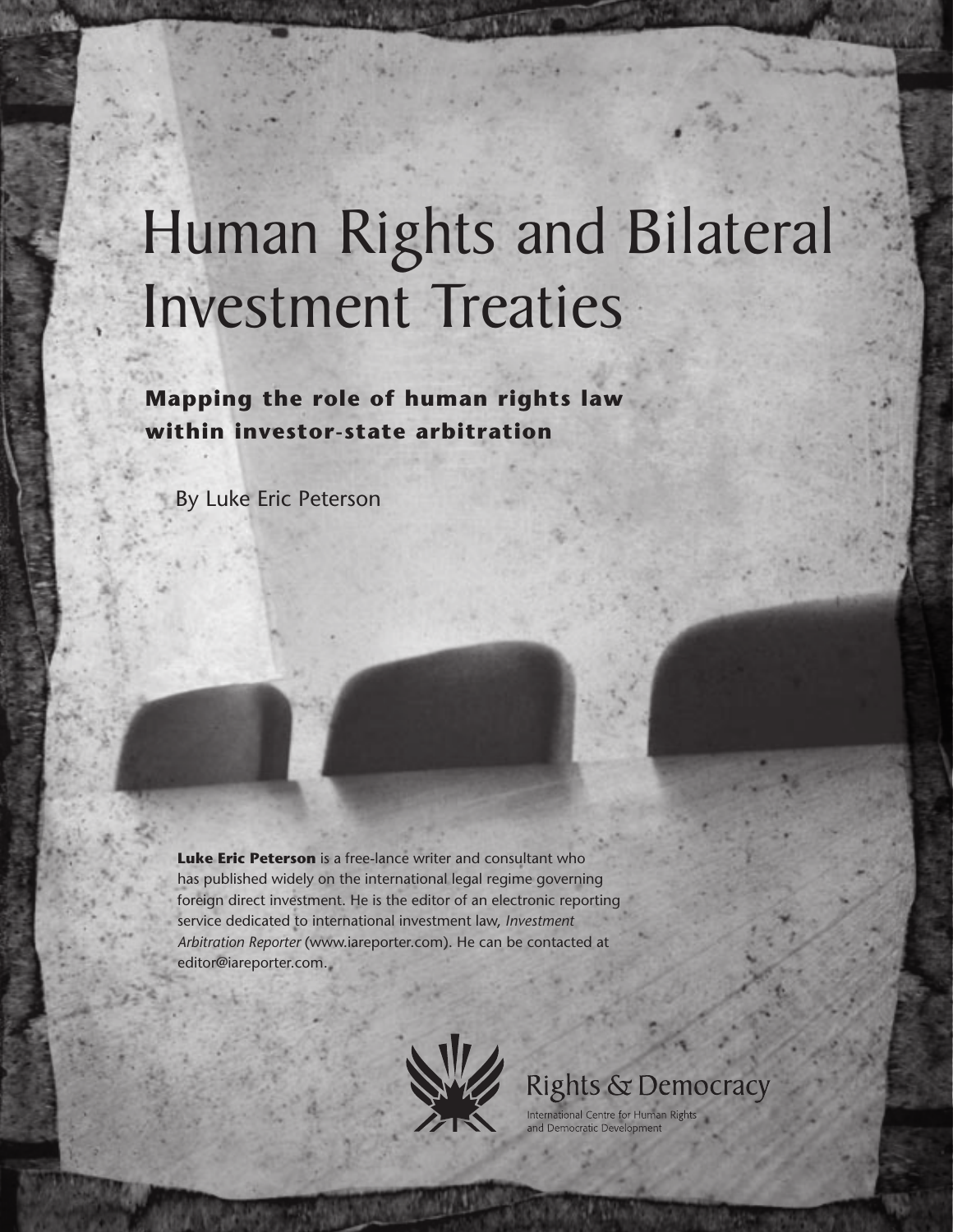# Human Rights and Bilateral Investment Treaties

## Mapping the role of human rights law within investor-state arbitration

By Luke Eric Peterson

**Luke Eric Peterson** is a free-lance writer and consultant who has published widely on the international legal regime governing foreign direct investment. He is the editor of an electronic reporting service dedicated to international investment law, *Investment Arbitration Reporter* (www.iareporter.com). He can be contacted at editor@iareporter.com.

Rights & Democracy

International Centre for Human Rights and Democratic Development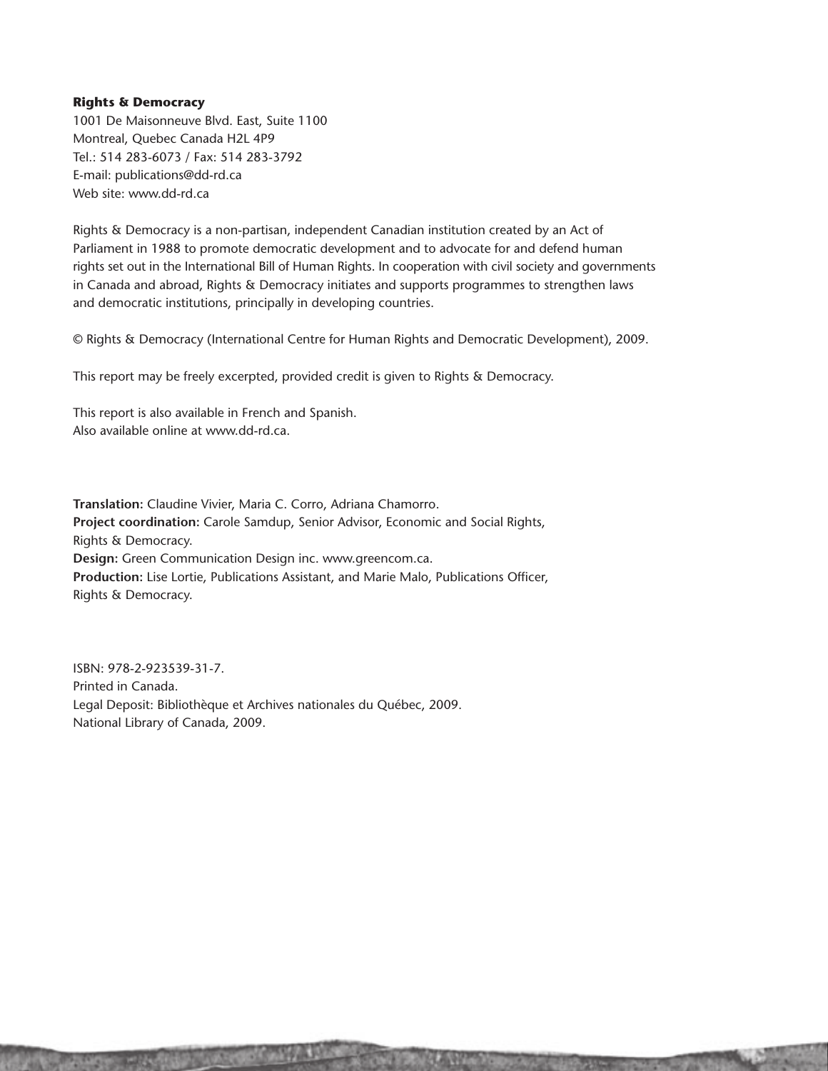**Rights & Democracy**
1001 De Maisonneuve Blvd. East, Suite 1100
Montreal, Quebec Canada H2L 4P9
Tel.: 514 283-6073 / Fax: 514 283-3792
E-mail: publications@dd-rd.ca
Web site: www.dd-rd.ca

Rights & Democracy is a non-partisan, independent Canadian institution created by an Act of Parliament in 1988 to promote democratic development and to advocate for and defend human rights set out in the International Bill of Human Rights. In cooperation with civil society and governments in Canada and abroad, Rights & Democracy initiates and supports programmes to strengthen laws and democratic institutions, principally in developing countries.

© Rights & Democracy (International Centre for Human Rights and Democratic Development), 2009.

This report may be freely excerpted, provided credit is given to Rights & Democracy.

This report is also available in French and Spanish.
Also available online at www.dd-rd.ca.

**Translation:** Claudine Vivier, Maria C. Corro, Adriana Chamorro.
**Project coordination:** Carole Samdup, Senior Advisor, Economic and Social Rights, Rights & Democracy.
**Design:** Green Communication Design inc. www.greencom.ca.
**Production:** Lise Lortie, Publications Assistant, and Marie Malo, Publications Officer, Rights & Democracy.

ISBN: 978-2-923539-31-7.
Printed in Canada.
Legal Deposit: Bibliothèque et Archives nationales du Québec, 2009.
National Library of Canada, 2009.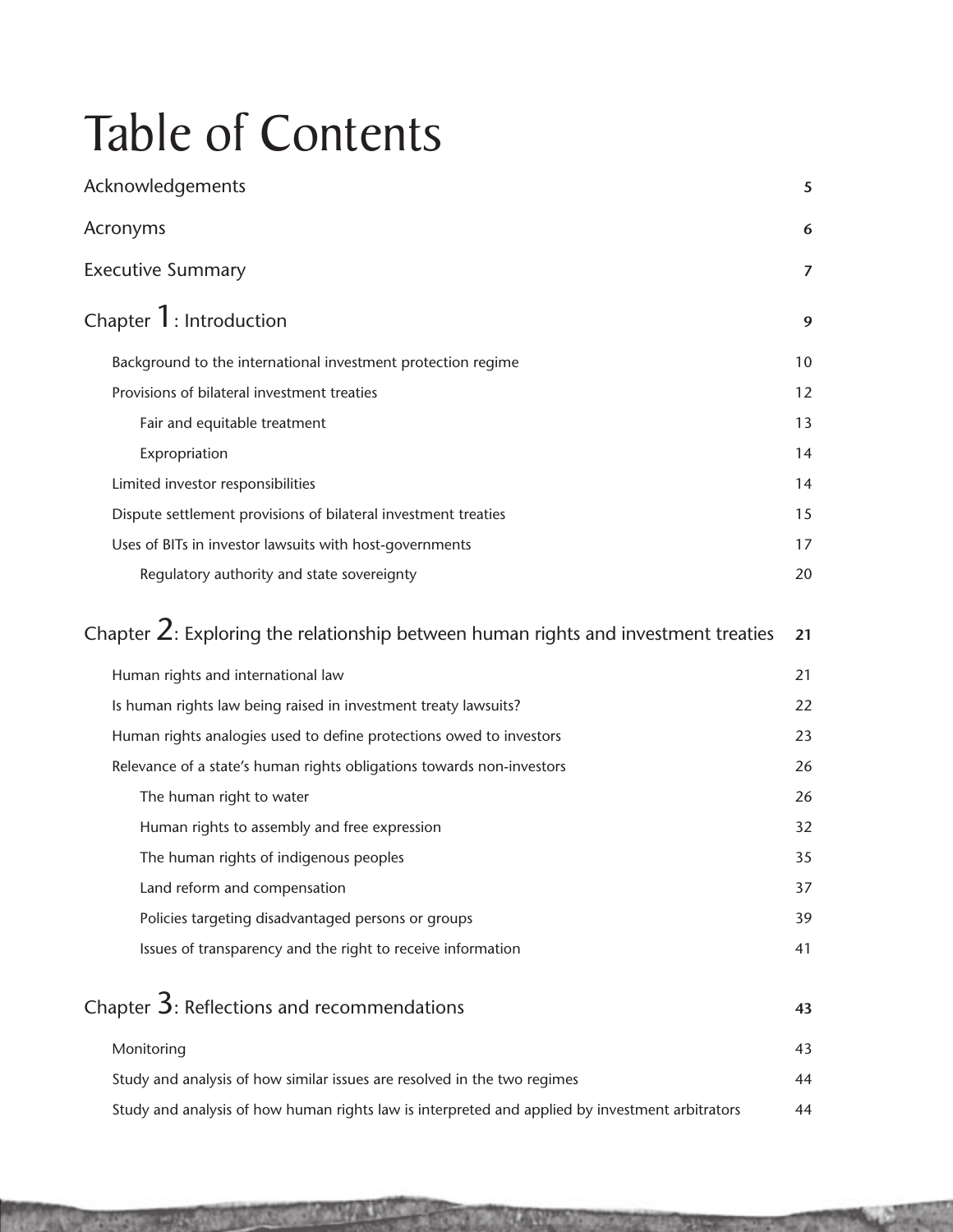# Table of Contents

| | |
|---|---|
| Acknowledgements | 5 |
| Acronyms | 6 |
| Executive Summary | 7 |
| **Chapter 1: Introduction** | **9** |
| Background to the international investment protection regime | 10 |
| Provisions of bilateral investment treaties | 12 |
| Fair and equitable treatment | 13 |
| Expropriation | 14 |
| Limited investor responsibilities | 14 |
| Dispute settlement provisions of bilateral investment treaties | 15 |
| Uses of BITs in investor lawsuits with host-governments | 17 |
| Regulatory authority and state sovereignty | 20 |
| **Chapter 2: Exploring the relationship between human rights and investment treaties** | **21** |
| Human rights and international law | 21 |
| Is human rights law being raised in investment treaty lawsuits? | 22 |
| Human rights analogies used to define protections owed to investors | 23 |
| Relevance of a state's human rights obligations towards non-investors | 26 |
| The human right to water | 26 |
| Human rights to assembly and free expression | 32 |
| The human rights of indigenous peoples | 35 |
| Land reform and compensation | 37 |
| Policies targeting disadvantaged persons or groups | 39 |
| Issues of transparency and the right to receive information | 41 |
| **Chapter 3: Reflections and recommendations** | **43** |
| Monitoring | 43 |
| Study and analysis of how similar issues are resolved in the two regimes | 44 |
| Study and analysis of how human rights law is interpreted and applied by investment arbitrators | 44 |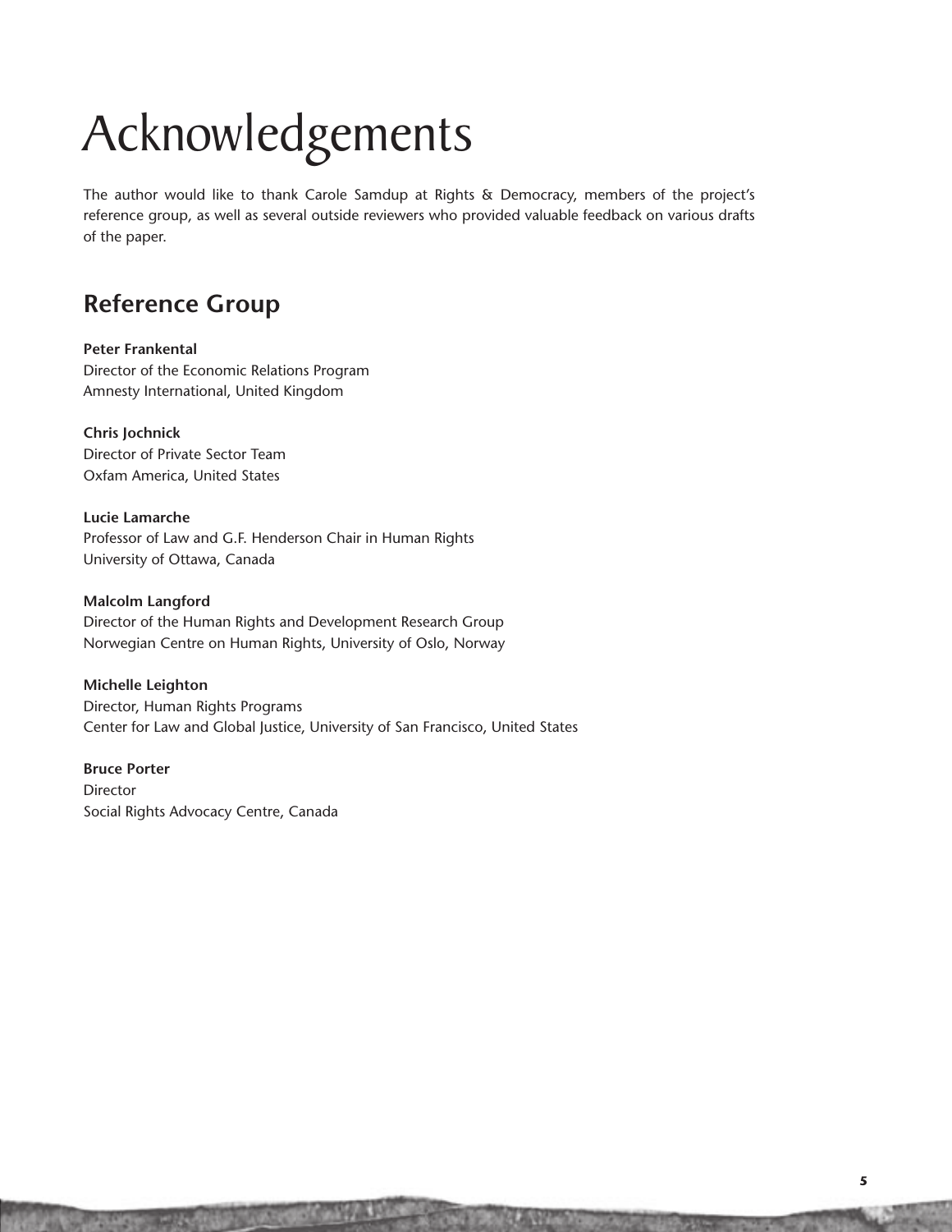# Acknowledgements

The author would like to thank Carole Samdup at Rights & Democracy, members of the project's reference group, as well as several outside reviewers who provided valuable feedback on various drafts of the paper.

## Reference Group

**Peter Frankental**
Director of the Economic Relations Program
Amnesty International, United Kingdom

**Chris Jochnick**
Director of Private Sector Team
Oxfam America, United States

**Lucie Lamarche**
Professor of Law and G.F. Henderson Chair in Human Rights
University of Ottawa, Canada

**Malcolm Langford**
Director of the Human Rights and Development Research Group
Norwegian Centre on Human Rights, University of Oslo, Norway

**Michelle Leighton**
Director, Human Rights Programs
Center for Law and Global Justice, University of San Francisco, United States

**Bruce Porter**
Director
Social Rights Advocacy Centre, Canada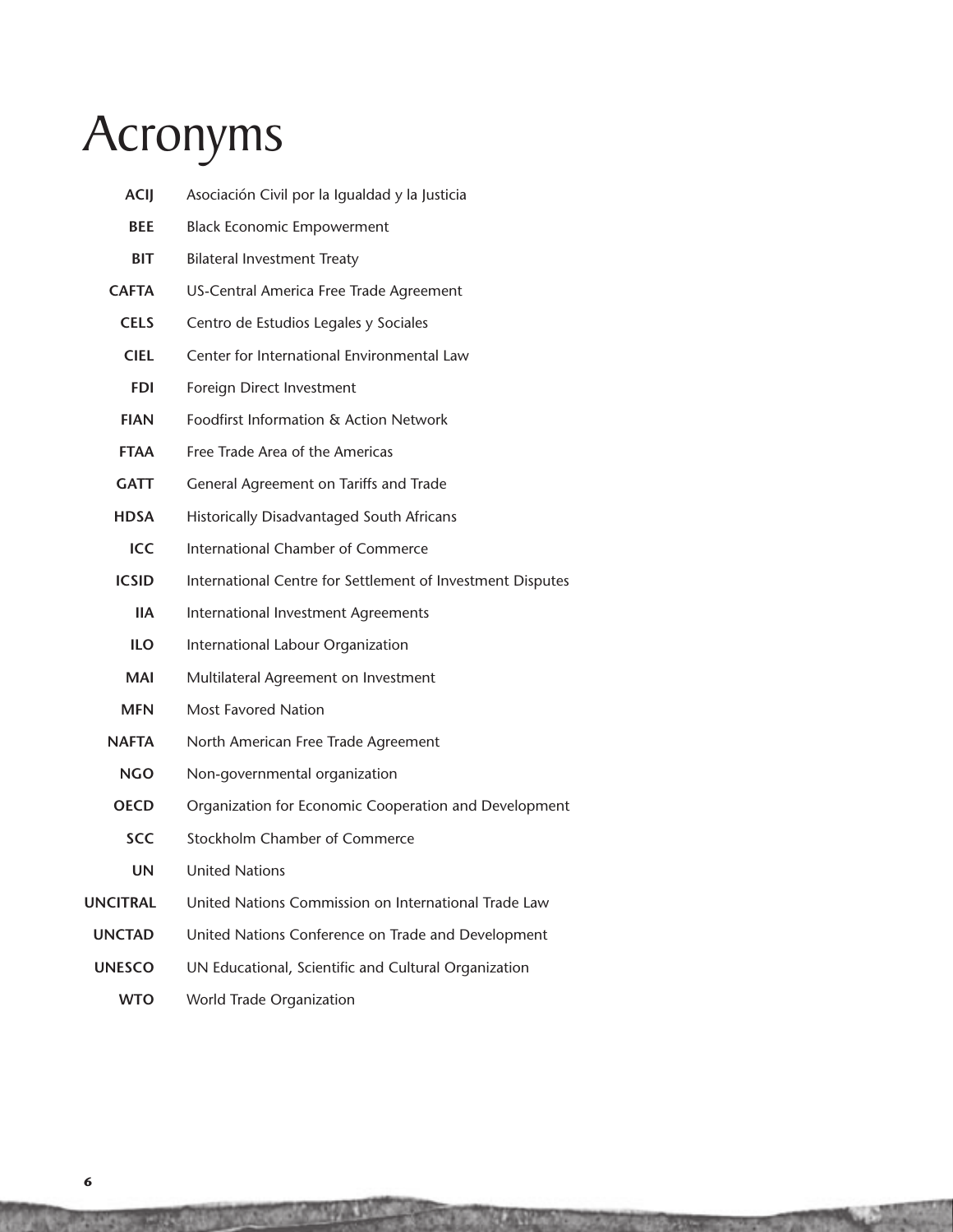# Acronyms

| | |
|---|---|
| **ACIJ** | Asociación Civil por la Igualdad y la Justicia |
| **BEE** | Black Economic Empowerment |
| **BIT** | Bilateral Investment Treaty |
| **CAFTA** | US-Central America Free Trade Agreement |
| **CELS** | Centro de Estudios Legales y Sociales |
| **CIEL** | Center for International Environmental Law |
| **FDI** | Foreign Direct Investment |
| **FIAN** | Foodfirst Information & Action Network |
| **FTAA** | Free Trade Area of the Americas |
| **GATT** | General Agreement on Tariffs and Trade |
| **HDSA** | Historically Disadvantaged South Africans |
| **ICC** | International Chamber of Commerce |
| **ICSID** | International Centre for Settlement of Investment Disputes |
| **IIA** | International Investment Agreements |
| **ILO** | International Labour Organization |
| **MAI** | Multilateral Agreement on Investment |
| **MFN** | Most Favored Nation |
| **NAFTA** | North American Free Trade Agreement |
| **NGO** | Non-governmental organization |
| **OECD** | Organization for Economic Cooperation and Development |
| **SCC** | Stockholm Chamber of Commerce |
| **UN** | United Nations |
| **UNCITRAL** | United Nations Commission on International Trade Law |
| **UNCTAD** | United Nations Conference on Trade and Development |
| **UNESCO** | UN Educational, Scientific and Cultural Organization |
| **WTO** | World Trade Organization |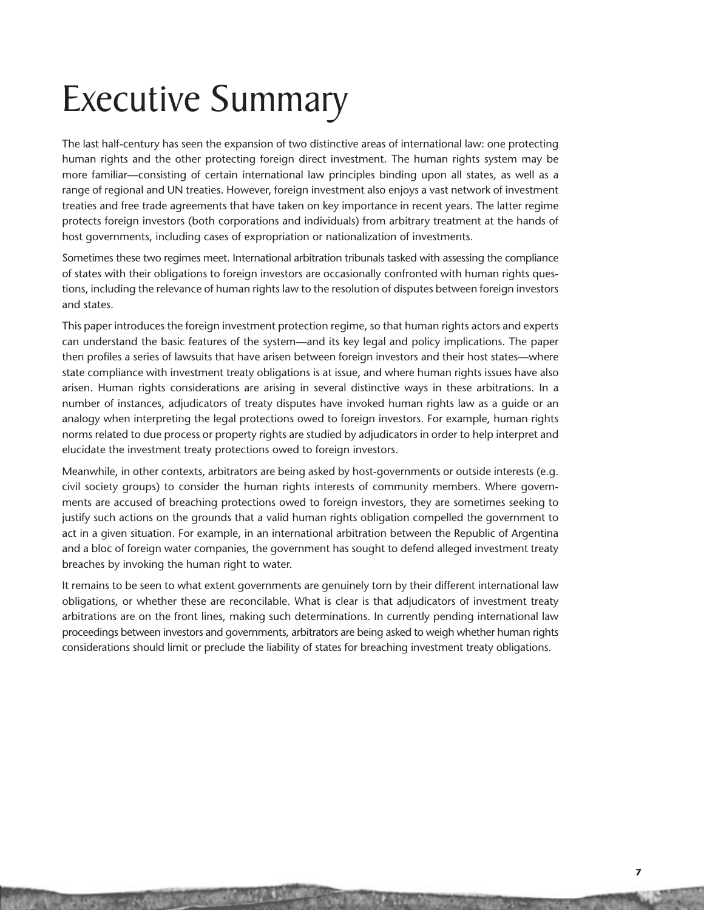# Executive Summary

The last half-century has seen the expansion of two distinctive areas of international law: one protecting human rights and the other protecting foreign direct investment. The human rights system may be more familiar—consisting of certain international law principles binding upon all states, as well as a range of regional and UN treaties. However, foreign investment also enjoys a vast network of investment treaties and free trade agreements that have taken on key importance in recent years. The latter regime protects foreign investors (both corporations and individuals) from arbitrary treatment at the hands of host governments, including cases of expropriation or nationalization of investments.

Sometimes these two regimes meet. International arbitration tribunals tasked with assessing the compliance of states with their obligations to foreign investors are occasionally confronted with human rights questions, including the relevance of human rights law to the resolution of disputes between foreign investors and states.

This paper introduces the foreign investment protection regime, so that human rights actors and experts can understand the basic features of the system—and its key legal and policy implications. The paper then profiles a series of lawsuits that have arisen between foreign investors and their host states—where state compliance with investment treaty obligations is at issue, and where human rights issues have also arisen. Human rights considerations are arising in several distinctive ways in these arbitrations. In a number of instances, adjudicators of treaty disputes have invoked human rights law as a guide or an analogy when interpreting the legal protections owed to foreign investors. For example, human rights norms related to due process or property rights are studied by adjudicators in order to help interpret and elucidate the investment treaty protections owed to foreign investors.

Meanwhile, in other contexts, arbitrators are being asked by host-governments or outside interests (e.g. civil society groups) to consider the human rights interests of community members. Where governments are accused of breaching protections owed to foreign investors, they are sometimes seeking to justify such actions on the grounds that a valid human rights obligation compelled the government to act in a given situation. For example, in an international arbitration between the Republic of Argentina and a bloc of foreign water companies, the government has sought to defend alleged investment treaty breaches by invoking the human right to water.

It remains to be seen to what extent governments are genuinely torn by their different international law obligations, or whether these are reconcilable. What is clear is that adjudicators of investment treaty arbitrations are on the front lines, making such determinations. In currently pending international law proceedings between investors and governments, arbitrators are being asked to weigh whether human rights considerations should limit or preclude the liability of states for breaching investment treaty obligations.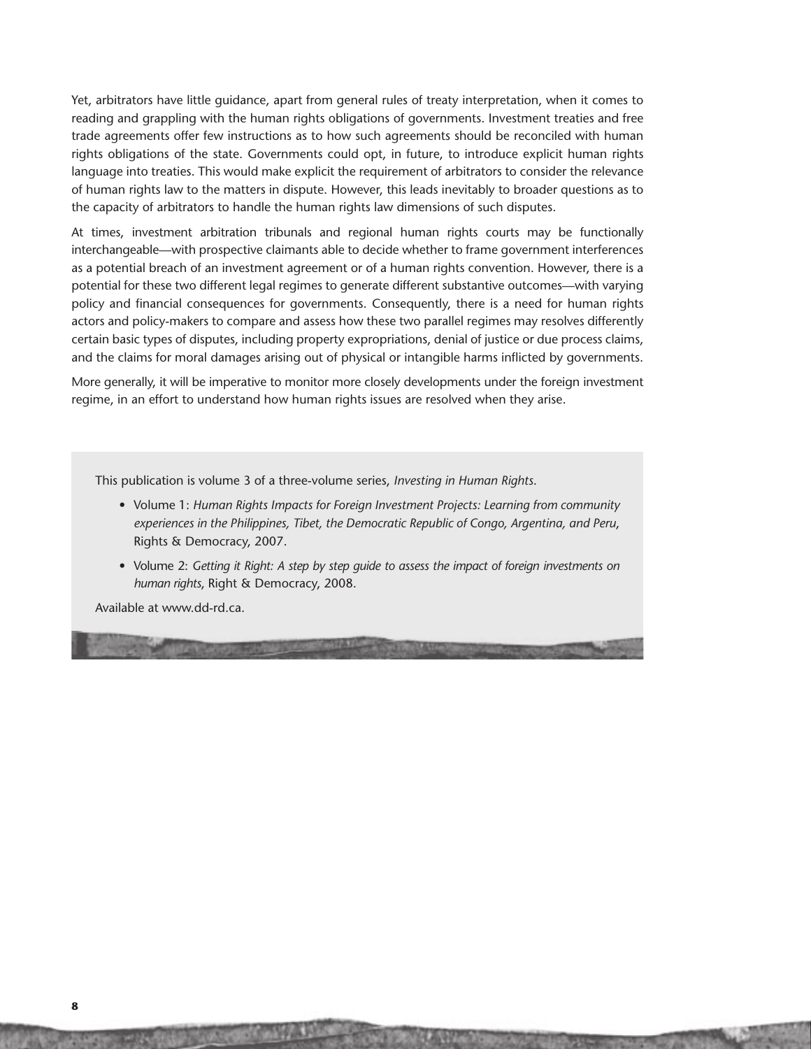Yet, arbitrators have little guidance, apart from general rules of treaty interpretation, when it comes to reading and grappling with the human rights obligations of governments. Investment treaties and free trade agreements offer few instructions as to how such agreements should be reconciled with human rights obligations of the state. Governments could opt, in future, to introduce explicit human rights language into treaties. This would make explicit the requirement of arbitrators to consider the relevance of human rights law to the matters in dispute. However, this leads inevitably to broader questions as to the capacity of arbitrators to handle the human rights law dimensions of such disputes.

At times, investment arbitration tribunals and regional human rights courts may be functionally interchangeable—with prospective claimants able to decide whether to frame government interferences as a potential breach of an investment agreement or of a human rights convention. However, there is a potential for these two different legal regimes to generate different substantive outcomes—with varying policy and financial consequences for governments. Consequently, there is a need for human rights actors and policy-makers to compare and assess how these two parallel regimes may resolves differently certain basic types of disputes, including property expropriations, denial of justice or due process claims, and the claims for moral damages arising out of physical or intangible harms inflicted by governments.

More generally, it will be imperative to monitor more closely developments under the foreign investment regime, in an effort to understand how human rights issues are resolved when they arise.

This publication is volume 3 of a three-volume series, *Investing in Human Rights*.

- Volume 1: *Human Rights Impacts for Foreign Investment Projects: Learning from community experiences in the Philippines, Tibet, the Democratic Republic of Congo, Argentina, and Peru*, Rights & Democracy, 2007.
- Volume 2: *Getting it Right: A step by step guide to assess the impact of foreign investments on human rights*, Right & Democracy, 2008.

Available at www.dd-rd.ca.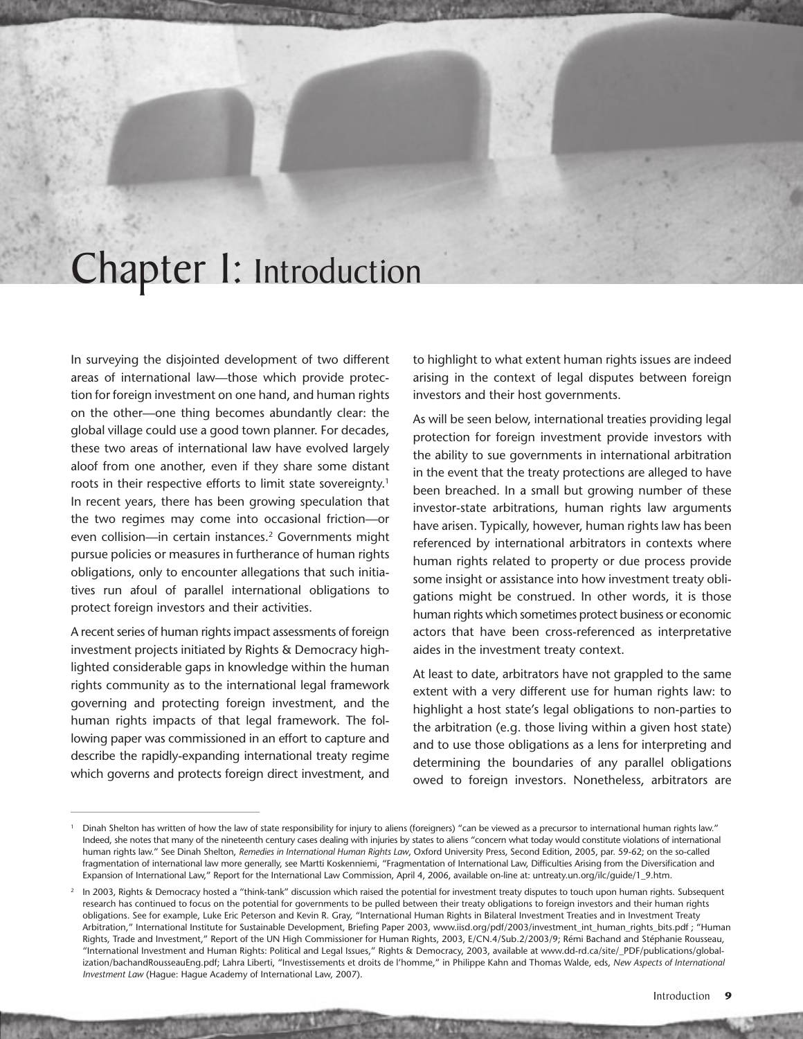# Chapter I: Introduction

In surveying the disjointed development of two different areas of international law—those which provide protection for foreign investment on one hand, and human rights on the other—one thing becomes abundantly clear: the global village could use a good town planner. For decades, these two areas of international law have evolved largely aloof from one another, even if they share some distant roots in their respective efforts to limit state sovereignty.[1] In recent years, there has been growing speculation that the two regimes may come into occasional friction—or even collision—in certain instances.[2] Governments might pursue policies or measures in furtherance of human rights obligations, only to encounter allegations that such initiatives run afoul of parallel international obligations to protect foreign investors and their activities.

A recent series of human rights impact assessments of foreign investment projects initiated by Rights & Democracy highlighted considerable gaps in knowledge within the human rights community as to the international legal framework governing and protecting foreign investment, and the human rights impacts of that legal framework. The following paper was commissioned in an effort to capture and describe the rapidly-expanding international treaty regime which governs and protects foreign direct investment, and to highlight to what extent human rights issues are indeed arising in the context of legal disputes between foreign investors and their host governments.

As will be seen below, international treaties providing legal protection for foreign investment provide investors with the ability to sue governments in international arbitration in the event that the treaty protections are alleged to have been breached. In a small but growing number of these investor-state arbitrations, human rights law arguments have arisen. Typically, however, human rights law has been referenced by international arbitrators in contexts where human rights related to property or due process provide some insight or assistance into how investment treaty obligations might be construed. In other words, it is those human rights which sometimes protect business or economic actors that have been cross-referenced as interpretative aides in the investment treaty context.

At least to date, arbitrators have not grappled to the same extent with a very different use for human rights law: to highlight a host state's legal obligations to non-parties to the arbitration (e.g. those living within a given host state) and to use those obligations as a lens for interpreting and determining the boundaries of any parallel obligations owed to foreign investors. Nonetheless, arbitrators are

---

[1] Dinah Shelton has written of how the law of state responsibility for injury to aliens (foreigners) "can be viewed as a precursor to international human rights law." Indeed, she notes that many of the nineteenth century cases dealing with injuries by states to aliens "concern what today would constitute violations of international human rights law." See Dinah Shelton, *Remedies in International Human Rights Law*, Oxford University Press, Second Edition, 2005, par. 59-62; on the so-called fragmentation of international law more generally, see Martti Koskenniemi, "Fragmentation of International Law, Difficulties Arising from the Diversification and Expansion of International Law," Report for the International Law Commission, April 4, 2006, available on-line at: untreaty.un.org/ilc/guide/1_9.htm.

[2] In 2003, Rights & Democracy hosted a "think-tank" discussion which raised the potential for investment treaty disputes to touch upon human rights. Subsequent research has continued to focus on the potential for governments to be pulled between their treaty obligations to foreign investors and their human rights obligations. See for example, Luke Eric Peterson and Kevin R. Gray, "International Human Rights in Bilateral Investment Treaties and in Investment Treaty Arbitration," International Institute for Sustainable Development, Briefing Paper 2003, www.iisd.org/pdf/2003/investment_int_human_rights_bits.pdf ; "Human Rights, Trade and Investment," Report of the UN High Commissioner for Human Rights, 2003, E/CN.4/Sub.2/2003/9; Rémi Bachand and Stéphanie Rousseau, "International Investment and Human Rights: Political and Legal Issues," Rights & Democracy, 2003, available at www.dd-rd.ca/site/_PDF/publications/globalization/bachandRousseauEng.pdf; Lahra Liberti, "Investissements et droits de l'homme," in Philippe Kahn and Thomas Walde, eds, *New Aspects of International Investment Law* (Hague: Hague Academy of International Law, 2007).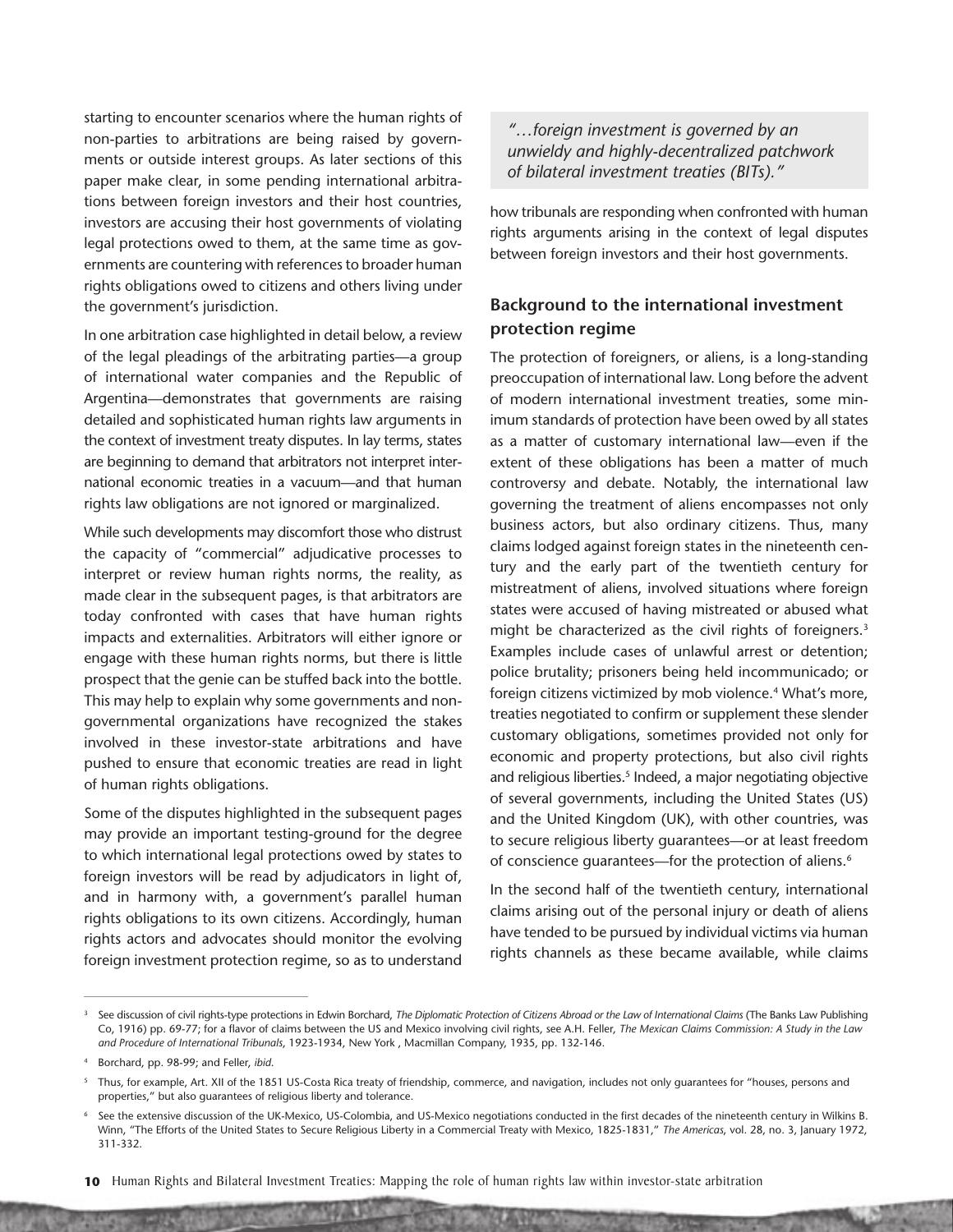starting to encounter scenarios where the human rights of non-parties to arbitrations are being raised by governments or outside interest groups. As later sections of this paper make clear, in some pending international arbitrations between foreign investors and their host countries, investors are accusing their host governments of violating legal protections owed to them, at the same time as governments are countering with references to broader human rights obligations owed to citizens and others living under the government's jurisdiction.

In one arbitration case highlighted in detail below, a review of the legal pleadings of the arbitrating parties—a group of international water companies and the Republic of Argentina—demonstrates that governments are raising detailed and sophisticated human rights law arguments in the context of investment treaty disputes. In lay terms, states are beginning to demand that arbitrators not interpret international economic treaties in a vacuum—and that human rights law obligations are not ignored or marginalized.

While such developments may discomfort those who distrust the capacity of "commercial" adjudicative processes to interpret or review human rights norms, the reality, as made clear in the subsequent pages, is that arbitrators are today confronted with cases that have human rights impacts and externalities. Arbitrators will either ignore or engage with these human rights norms, but there is little prospect that the genie can be stuffed back into the bottle. This may help to explain why some governments and non-governmental organizations have recognized the stakes involved in these investor-state arbitrations and have pushed to ensure that economic treaties are read in light of human rights obligations.

Some of the disputes highlighted in the subsequent pages may provide an important testing-ground for the degree to which international legal protections owed by states to foreign investors will be read by adjudicators in light of, and in harmony with, a government's parallel human rights obligations to its own citizens. Accordingly, human rights actors and advocates should monitor the evolving foreign investment protection regime, so as to understand how tribunals are responding when confronted with human rights arguments arising in the context of legal disputes between foreign investors and their host governments.

> *"…foreign investment is governed by an unwieldy and highly-decentralized patchwork of bilateral investment treaties (BITs)."*

## Background to the international investment protection regime

The protection of foreigners, or aliens, is a long-standing preoccupation of international law. Long before the advent of modern international investment treaties, some minimum standards of protection have been owed by all states as a matter of customary international law—even if the extent of these obligations has been a matter of much controversy and debate. Notably, the international law governing the treatment of aliens encompasses not only business actors, but also ordinary citizens. Thus, many claims lodged against foreign states in the nineteenth century and the early part of the twentieth century for mistreatment of aliens, involved situations where foreign states were accused of having mistreated or abused what might be characterized as the civil rights of foreigners.[3] Examples include cases of unlawful arrest or detention; police brutality; prisoners being held incommunicado; or foreign citizens victimized by mob violence.[4] What's more, treaties negotiated to confirm or supplement these slender customary obligations, sometimes provided not only for economic and property protections, but also civil rights and religious liberties.[5] Indeed, a major negotiating objective of several governments, including the United States (US) and the United Kingdom (UK), with other countries, was to secure religious liberty guarantees—or at least freedom of conscience guarantees—for the protection of aliens.[6]

In the second half of the twentieth century, international claims arising out of the personal injury or death of aliens have tended to be pursued by individual victims via human rights channels as these became available, while claims

---

[3] See discussion of civil rights-type protections in Edwin Borchard, *The Diplomatic Protection of Citizens Abroad or the Law of International Claims* (The Banks Law Publishing Co, 1916) pp. 69-77; for a flavor of claims between the US and Mexico involving civil rights, see A.H. Feller, *The Mexican Claims Commission: A Study in the Law and Procedure of International Tribunals*, 1923-1934, New York , Macmillan Company, 1935, pp. 132-146.

[4] Borchard, pp. 98-99; and Feller, *ibid*.

[5] Thus, for example, Art. XII of the 1851 US-Costa Rica treaty of friendship, commerce, and navigation, includes not only guarantees for "houses, persons and properties," but also guarantees of religious liberty and tolerance.

[6] See the extensive discussion of the UK-Mexico, US-Colombia, and US-Mexico negotiations conducted in the first decades of the nineteenth century in Wilkins B. Winn, "The Efforts of the United States to Secure Religious Liberty in a Commercial Treaty with Mexico, 1825-1831," *The Americas*, vol. 28, no. 3, January 1972, 311-332.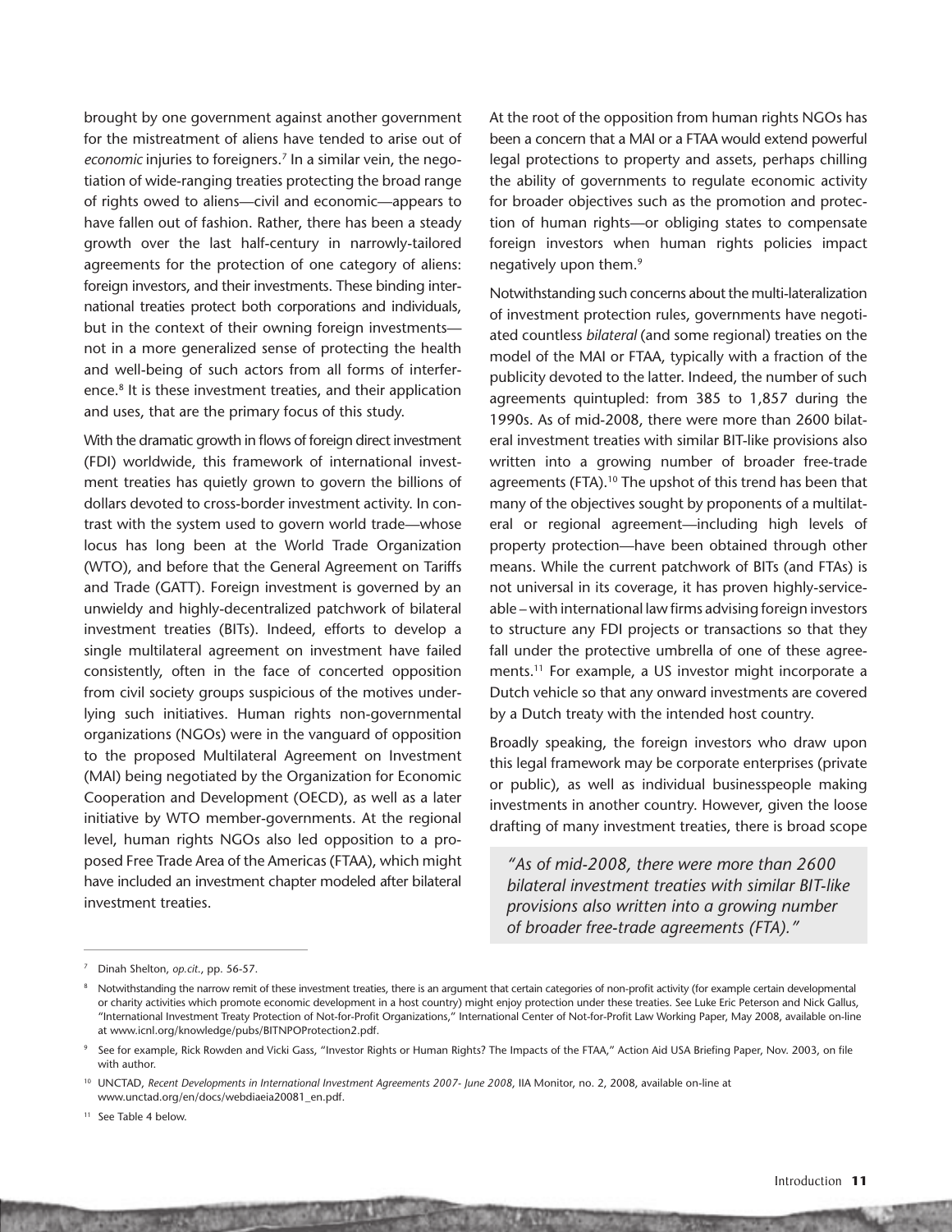brought by one government against another government for the mistreatment of aliens have tended to arise out of *economic* injuries to foreigners.[7] In a similar vein, the negotiation of wide-ranging treaties protecting the broad range of rights owed to aliens—civil and economic—appears to have fallen out of fashion. Rather, there has been a steady growth over the last half-century in narrowly-tailored agreements for the protection of one category of aliens: foreign investors, and their investments. These binding international treaties protect both corporations and individuals, but in the context of their owning foreign investments—not in a more generalized sense of protecting the health and well-being of such actors from all forms of interference.[8] It is these investment treaties, and their application and uses, that are the primary focus of this study.

With the dramatic growth in flows of foreign direct investment (FDI) worldwide, this framework of international investment treaties has quietly grown to govern the billions of dollars devoted to cross-border investment activity. In contrast with the system used to govern world trade—whose locus has long been at the World Trade Organization (WTO), and before that the General Agreement on Tariffs and Trade (GATT). Foreign investment is governed by an unwieldy and highly-decentralized patchwork of bilateral investment treaties (BITs). Indeed, efforts to develop a single multilateral agreement on investment have failed consistently, often in the face of concerted opposition from civil society groups suspicious of the motives underlying such initiatives. Human rights non-governmental organizations (NGOs) were in the vanguard of opposition to the proposed Multilateral Agreement on Investment (MAI) being negotiated by the Organization for Economic Cooperation and Development (OECD), as well as a later initiative by WTO member-governments. At the regional level, human rights NGOs also led opposition to a proposed Free Trade Area of the Americas (FTAA), which might have included an investment chapter modeled after bilateral investment treaties.

At the root of the opposition from human rights NGOs has been a concern that a MAI or a FTAA would extend powerful legal protections to property and assets, perhaps chilling the ability of governments to regulate economic activity for broader objectives such as the promotion and protection of human rights—or obliging states to compensate foreign investors when human rights policies impact negatively upon them.[9]

Notwithstanding such concerns about the multi-lateralization of investment protection rules, governments have negotiated countless *bilateral* (and some regional) treaties on the model of the MAI or FTAA, typically with a fraction of the publicity devoted to the latter. Indeed, the number of such agreements quintupled: from 385 to 1,857 during the 1990s. As of mid-2008, there were more than 2600 bilateral investment treaties with similar BIT-like provisions also written into a growing number of broader free-trade agreements (FTA).[10] The upshot of this trend has been that many of the objectives sought by proponents of a multilateral or regional agreement—including high levels of property protection—have been obtained through other means. While the current patchwork of BITs (and FTAs) is not universal in its coverage, it has proven highly-serviceable – with international law firms advising foreign investors to structure any FDI projects or transactions so that they fall under the protective umbrella of one of these agreements.[11] For example, a US investor might incorporate a Dutch vehicle so that any onward investments are covered by a Dutch treaty with the intended host country.

Broadly speaking, the foreign investors who draw upon this legal framework may be corporate enterprises (private or public), as well as individual businesspeople making investments in another country. However, given the loose drafting of many investment treaties, there is broad scope

> *"As of mid-2008, there were more than 2600 bilateral investment treaties with similar BIT-like provisions also written into a growing number of broader free-trade agreements (FTA)."*

---

[7] Dinah Shelton, *op.cit.*, pp. 56-57.

[8] Notwithstanding the narrow remit of these investment treaties, there is an argument that certain categories of non-profit activity (for example certain developmental or charity activities which promote economic development in a host country) might enjoy protection under these treaties. See Luke Eric Peterson and Nick Gallus, "International Investment Treaty Protection of Not-for-Profit Organizations," International Center of Not-for-Profit Law Working Paper, May 2008, available on-line at www.icnl.org/knowledge/pubs/BITNPOProtection2.pdf.

[9] See for example, Rick Rowden and Vicki Gass, "Investor Rights or Human Rights? The Impacts of the FTAA," Action Aid USA Briefing Paper, Nov. 2003, on file with author.

[10] UNCTAD, *Recent Developments in International Investment Agreements 2007- June 2008*, IIA Monitor, no. 2, 2008, available on-line at www.unctad.org/en/docs/webdiaeia20081_en.pdf.

[11] See Table 4 below.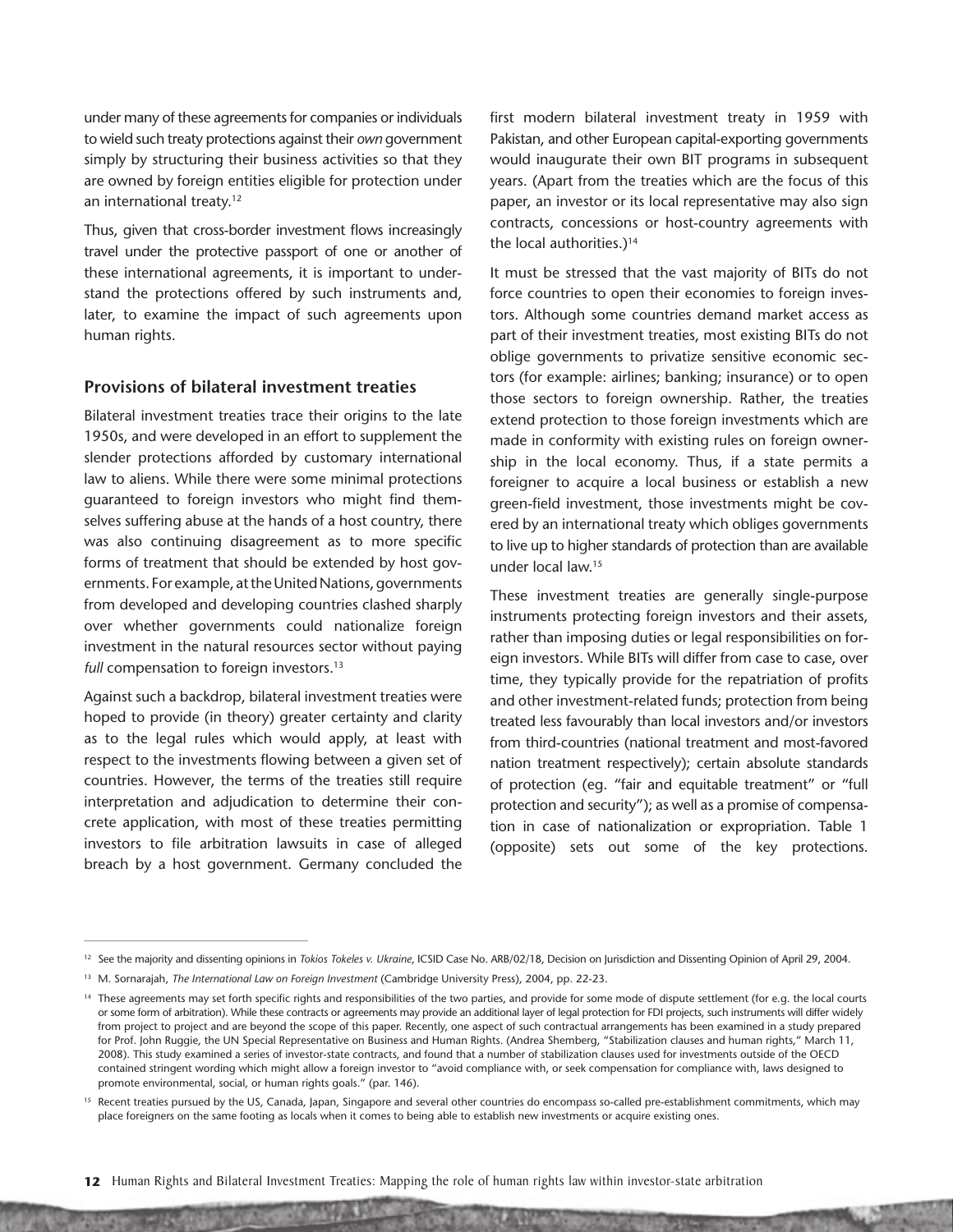under many of these agreements for companies or individuals to wield such treaty protections against their *own* government simply by structuring their business activities so that they are owned by foreign entities eligible for protection under an international treaty.[12]

Thus, given that cross-border investment flows increasingly travel under the protective passport of one or another of these international agreements, it is important to understand the protections offered by such instruments and, later, to examine the impact of such agreements upon human rights.

### Provisions of bilateral investment treaties

Bilateral investment treaties trace their origins to the late 1950s, and were developed in an effort to supplement the slender protections afforded by customary international law to aliens. While there were some minimal protections guaranteed to foreign investors who might find themselves suffering abuse at the hands of a host country, there was also continuing disagreement as to more specific forms of treatment that should be extended by host governments. For example, at the United Nations, governments from developed and developing countries clashed sharply over whether governments could nationalize foreign investment in the natural resources sector without paying *full* compensation to foreign investors.[13]

Against such a backdrop, bilateral investment treaties were hoped to provide (in theory) greater certainty and clarity as to the legal rules which would apply, at least with respect to the investments flowing between a given set of countries. However, the terms of the treaties still require interpretation and adjudication to determine their concrete application, with most of these treaties permitting investors to file arbitration lawsuits in case of alleged breach by a host government. Germany concluded the first modern bilateral investment treaty in 1959 with Pakistan, and other European capital-exporting governments would inaugurate their own BIT programs in subsequent years. (Apart from the treaties which are the focus of this paper, an investor or its local representative may also sign contracts, concessions or host-country agreements with the local authorities.)[14]

It must be stressed that the vast majority of BITs do not force countries to open their economies to foreign investors. Although some countries demand market access as part of their investment treaties, most existing BITs do not oblige governments to privatize sensitive economic sectors (for example: airlines; banking; insurance) or to open those sectors to foreign ownership. Rather, the treaties extend protection to those foreign investments which are made in conformity with existing rules on foreign ownership in the local economy. Thus, if a state permits a foreigner to acquire a local business or establish a new green-field investment, those investments might be covered by an international treaty which obliges governments to live up to higher standards of protection than are available under local law.[15]

These investment treaties are generally single-purpose instruments protecting foreign investors and their assets, rather than imposing duties or legal responsibilities on foreign investors. While BITs will differ from case to case, over time, they typically provide for the repatriation of profits and other investment-related funds; protection from being treated less favourably than local investors and/or investors from third-countries (national treatment and most-favored nation treatment respectively); certain absolute standards of protection (eg. "fair and equitable treatment" or "full protection and security"); as well as a promise of compensation in case of nationalization or expropriation. Table 1 (opposite) sets out some of the key protections.

---

[12] See the majority and dissenting opinions in *Tokios Tokeles v. Ukraine*, ICSID Case No. ARB/02/18, Decision on Jurisdiction and Dissenting Opinion of April 29, 2004.

[13] M. Sornarajah, *The International Law on Foreign Investment* (Cambridge University Press), 2004, pp. 22-23.

[14] These agreements may set forth specific rights and responsibilities of the two parties, and provide for some mode of dispute settlement (for e.g. the local courts or some form of arbitration). While these contracts or agreements may provide an additional layer of legal protection for FDI projects, such instruments will differ widely from project to project and are beyond the scope of this paper. Recently, one aspect of such contractual arrangements has been examined in a study prepared for Prof. John Ruggie, the UN Special Representative on Business and Human Rights. (Andrea Shemberg, "Stabilization clauses and human rights," March 11, 2008). This study examined a series of investor-state contracts, and found that a number of stabilization clauses used for investments outside of the OECD contained stringent wording which might allow a foreign investor to "avoid compliance with, or seek compensation for compliance with, laws designed to promote environmental, social, or human rights goals." (par. 146).

[15] Recent treaties pursued by the US, Canada, Japan, Singapore and several other countries do encompass so-called pre-establishment commitments, which may place foreigners on the same footing as locals when it comes to being able to establish new investments or acquire existing ones.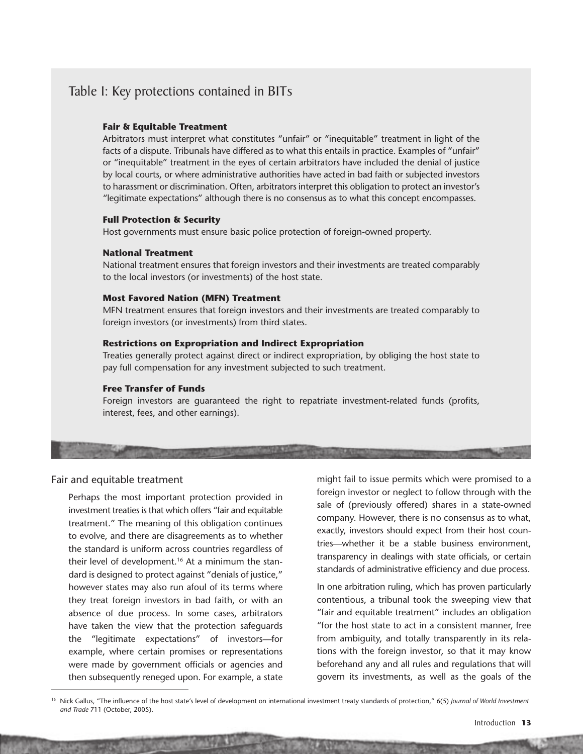## Table I: Key protections contained in BITs

**Fair & Equitable Treatment**
Arbitrators must interpret what constitutes "unfair" or "inequitable" treatment in light of the facts of a dispute. Tribunals have differed as to what this entails in practice. Examples of "unfair" or "inequitable" treatment in the eyes of certain arbitrators have included the denial of justice by local courts, or where administrative authorities have acted in bad faith or subjected investors to harassment or discrimination. Often, arbitrators interpret this obligation to protect an investor's "legitimate expectations" although there is no consensus as to what this concept encompasses.

**Full Protection & Security**
Host governments must ensure basic police protection of foreign-owned property.

**National Treatment**
National treatment ensures that foreign investors and their investments are treated comparably to the local investors (or investments) of the host state.

**Most Favored Nation (MFN) Treatment**
MFN treatment ensures that foreign investors and their investments are treated comparably to foreign investors (or investments) from third states.

**Restrictions on Expropriation and Indirect Expropriation**
Treaties generally protect against direct or indirect expropriation, by obliging the host state to pay full compensation for any investment subjected to such treatment.

**Free Transfer of Funds**
Foreign investors are guaranteed the right to repatriate investment-related funds (profits, interest, fees, and other earnings).

### Fair and equitable treatment

Perhaps the most important protection provided in investment treaties is that which offers "fair and equitable treatment." The meaning of this obligation continues to evolve, and there are disagreements as to whether the standard is uniform across countries regardless of their level of development.[16] At a minimum the standard is designed to protect against "denials of justice," however states may also run afoul of its terms where they treat foreign investors in bad faith, or with an absence of due process. In some cases, arbitrators have taken the view that the protection safeguards the "legitimate expectations" of investors—for example, where certain promises or representations were made by government officials or agencies and then subsequently reneged upon. For example, a state might fail to issue permits which were promised to a foreign investor or neglect to follow through with the sale of (previously offered) shares in a state-owned company. However, there is no consensus as to what, exactly, investors should expect from their host countries—whether it be a stable business environment, transparency in dealings with state officials, or certain standards of administrative efficiency and due process.

In one arbitration ruling, which has proven particularly contentious, a tribunal took the sweeping view that "fair and equitable treatment" includes an obligation "for the host state to act in a consistent manner, free from ambiguity, and totally transparently in its relations with the foreign investor, so that it may know beforehand any and all rules and regulations that will govern its investments, as well as the goals of the

---

[16] Nick Gallus, "The influence of the host state's level of development on international investment treaty standards of protection," 6(5) *Journal of World Investment and Trade* 711 (October, 2005).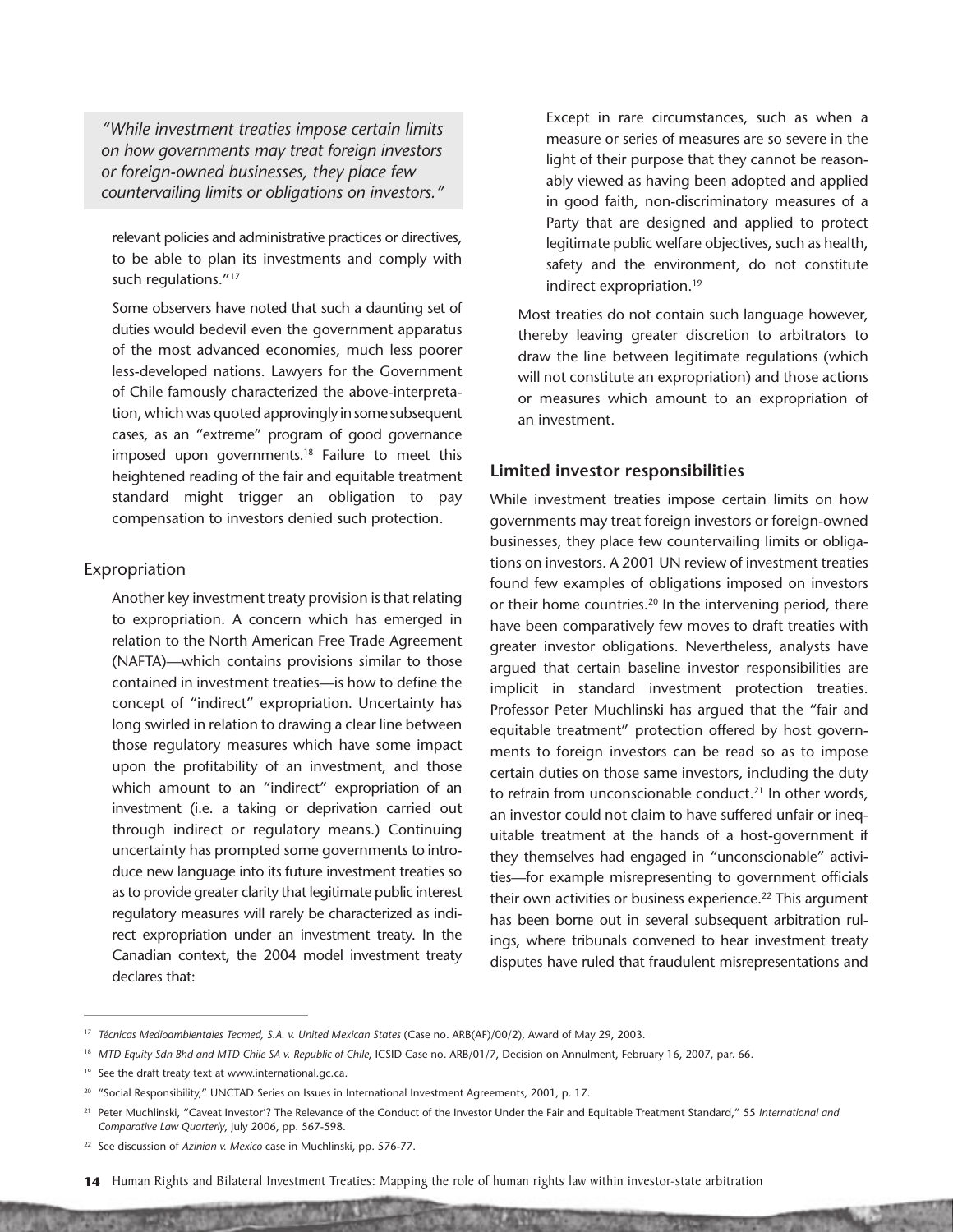*"While investment treaties impose certain limits on how governments may treat foreign investors or foreign-owned businesses, they place few countervailing limits or obligations on investors."*

relevant policies and administrative practices or directives, to be able to plan its investments and comply with such regulations."[17]

Some observers have noted that such a daunting set of duties would bedevil even the government apparatus of the most advanced economies, much less poorer less-developed nations. Lawyers for the Government of Chile famously characterized the above-interpretation, which was quoted approvingly in some subsequent cases, as an "extreme" program of good governance imposed upon governments.[18] Failure to meet this heightened reading of the fair and equitable treatment standard might trigger an obligation to pay compensation to investors denied such protection.

### Expropriation

Another key investment treaty provision is that relating to expropriation. A concern which has emerged in relation to the North American Free Trade Agreement (NAFTA)—which contains provisions similar to those contained in investment treaties—is how to define the concept of "indirect" expropriation. Uncertainty has long swirled in relation to drawing a clear line between those regulatory measures which have some impact upon the profitability of an investment, and those which amount to an "indirect" expropriation of an investment (i.e. a taking or deprivation carried out through indirect or regulatory means.) Continuing uncertainty has prompted some governments to introduce new language into its future investment treaties so as to provide greater clarity that legitimate public interest regulatory measures will rarely be characterized as indirect expropriation under an investment treaty. In the Canadian context, the 2004 model investment treaty declares that:

> Except in rare circumstances, such as when a measure or series of measures are so severe in the light of their purpose that they cannot be reasonably viewed as having been adopted and applied in good faith, non-discriminatory measures of a Party that are designed and applied to protect legitimate public welfare objectives, such as health, safety and the environment, do not constitute indirect expropriation.[19]

Most treaties do not contain such language however, thereby leaving greater discretion to arbitrators to draw the line between legitimate regulations (which will not constitute an expropriation) and those actions or measures which amount to an expropriation of an investment.

## Limited investor responsibilities

While investment treaties impose certain limits on how governments may treat foreign investors or foreign-owned businesses, they place few countervailing limits or obligations on investors. A 2001 UN review of investment treaties found few examples of obligations imposed on investors or their home countries.[20] In the intervening period, there have been comparatively few moves to draft treaties with greater investor obligations. Nevertheless, analysts have argued that certain baseline investor responsibilities are implicit in standard investment protection treaties. Professor Peter Muchlinski has argued that the "fair and equitable treatment" protection offered by host governments to foreign investors can be read so as to impose certain duties on those same investors, including the duty to refrain from unconscionable conduct.[21] In other words, an investor could not claim to have suffered unfair or inequitable treatment at the hands of a host-government if they themselves had engaged in "unconscionable" activities—for example misrepresenting to government officials their own activities or business experience.[22] This argument has been borne out in several subsequent arbitration rulings, where tribunals convened to hear investment treaty disputes have ruled that fraudulent misrepresentations and

---

[17] *Técnicas Medioambientales Tecmed, S.A. v. United Mexican States* (Case no. ARB(AF)/00/2), Award of May 29, 2003.

[18] *MTD Equity Sdn Bhd and MTD Chile SA v. Republic of Chile*, ICSID Case no. ARB/01/7, Decision on Annulment, February 16, 2007, par. 66.

[19] See the draft treaty text at www.international.gc.ca.

[20] "Social Responsibility," UNCTAD Series on Issues in International Investment Agreements, 2001, p. 17.

[21] Peter Muchlinski, "Caveat Investor'? The Relevance of the Conduct of the Investor Under the Fair and Equitable Treatment Standard," 55 *International and Comparative Law Quarterly*, July 2006, pp. 567-598.

[22] See discussion of *Azinian v. Mexico* case in Muchlinski, pp. 576-77.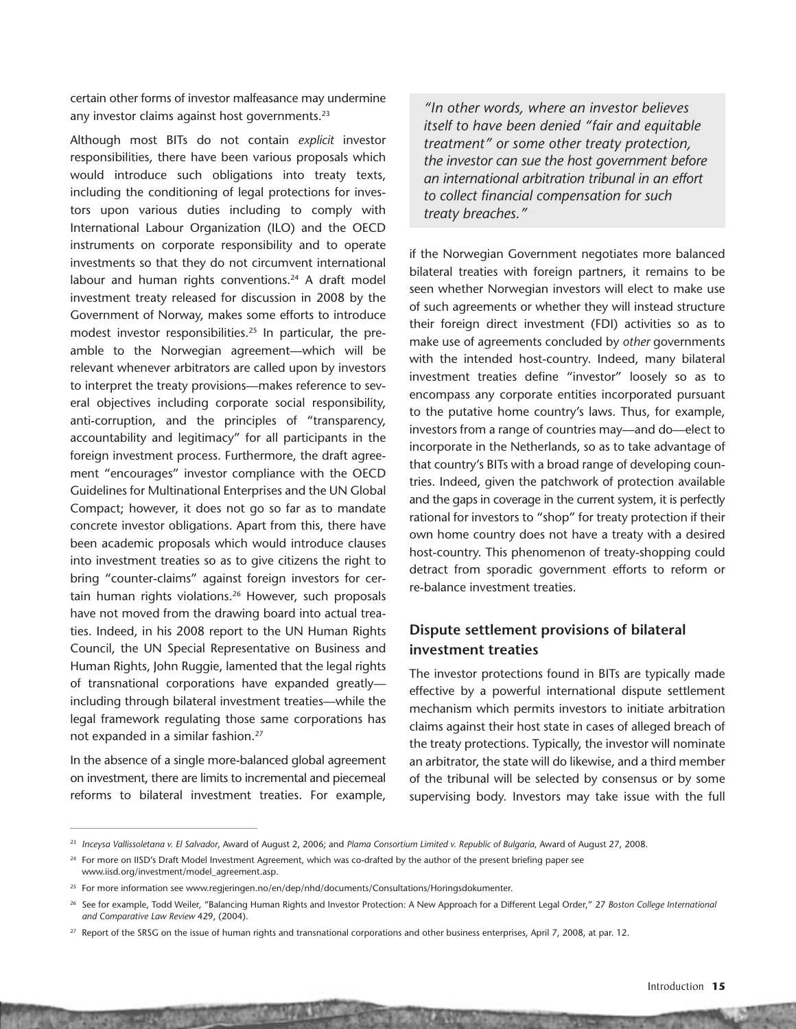certain other forms of investor malfeasance may undermine any investor claims against host governments.[23]

Although most BITs do not contain *explicit* investor responsibilities, there have been various proposals which would introduce such obligations into treaty texts, including the conditioning of legal protections for investors upon various duties including to comply with International Labour Organization (ILO) and the OECD instruments on corporate responsibility and to operate investments so that they do not circumvent international labour and human rights conventions.[24] A draft model investment treaty released for discussion in 2008 by the Government of Norway, makes some efforts to introduce modest investor responsibilities.[25] In particular, the preamble to the Norwegian agreement—which will be relevant whenever arbitrators are called upon by investors to interpret the treaty provisions—makes reference to several objectives including corporate social responsibility, anti-corruption, and the principles of "transparency, accountability and legitimacy" for all participants in the foreign investment process. Furthermore, the draft agreement "encourages" investor compliance with the OECD Guidelines for Multinational Enterprises and the UN Global Compact; however, it does not go so far as to mandate concrete investor obligations. Apart from this, there have been academic proposals which would introduce clauses into investment treaties so as to give citizens the right to bring "counter-claims" against foreign investors for certain human rights violations.[26] However, such proposals have not moved from the drawing board into actual treaties. Indeed, in his 2008 report to the UN Human Rights Council, the UN Special Representative on Business and Human Rights, John Ruggie, lamented that the legal rights of transnational corporations have expanded greatly—including through bilateral investment treaties—while the legal framework regulating those same corporations has not expanded in a similar fashion.[27]

In the absence of a single more-balanced global agreement on investment, there are limits to incremental and piecemeal reforms to bilateral investment treaties. For example, if the Norwegian Government negotiates more balanced bilateral treaties with foreign partners, it remains to be seen whether Norwegian investors will elect to make use of such agreements or whether they will instead structure their foreign direct investment (FDI) activities so as to make use of agreements concluded by *other* governments with the intended host-country. Indeed, many bilateral investment treaties define "investor" loosely so as to encompass any corporate entities incorporated pursuant to the putative home country's laws. Thus, for example, investors from a range of countries may—and do—elect to incorporate in the Netherlands, so as to take advantage of that country's BITs with a broad range of developing countries. Indeed, given the patchwork of protection available and the gaps in coverage in the current system, it is perfectly rational for investors to "shop" for treaty protection if their own home country does not have a treaty with a desired host-country. This phenomenon of treaty-shopping could detract from sporadic government efforts to reform or re-balance investment treaties.

> *"In other words, where an investor believes itself to have been denied "fair and equitable treatment" or some other treaty protection, the investor can sue the host government before an international arbitration tribunal in an effort to collect financial compensation for such treaty breaches."*

## Dispute settlement provisions of bilateral investment treaties

The investor protections found in BITs are typically made effective by a powerful international dispute settlement mechanism which permits investors to initiate arbitration claims against their host state in cases of alleged breach of the treaty protections. Typically, the investor will nominate an arbitrator, the state will do likewise, and a third member of the tribunal will be selected by consensus or by some supervising body. Investors may take issue with the full

---

[23] *Inceysa Vallissoletana v. El Salvador*, Award of August 2, 2006; and *Plama Consortium Limited v. Republic of Bulgaria*, Award of August 27, 2008.

[24] For more on IISD's Draft Model Investment Agreement, which was co-drafted by the author of the present briefing paper see www.iisd.org/investment/model_agreement.asp.

[25] For more information see www.regjeringen.no/en/dep/nhd/documents/Consultations/Horingsdokumenter.

[26] See for example, Todd Weiler, "Balancing Human Rights and Investor Protection: A New Approach for a Different Legal Order," 27 *Boston College International and Comparative Law Review* 429, (2004).

[27] Report of the SRSG on the issue of human rights and transnational corporations and other business enterprises, April 7, 2008, at par. 12.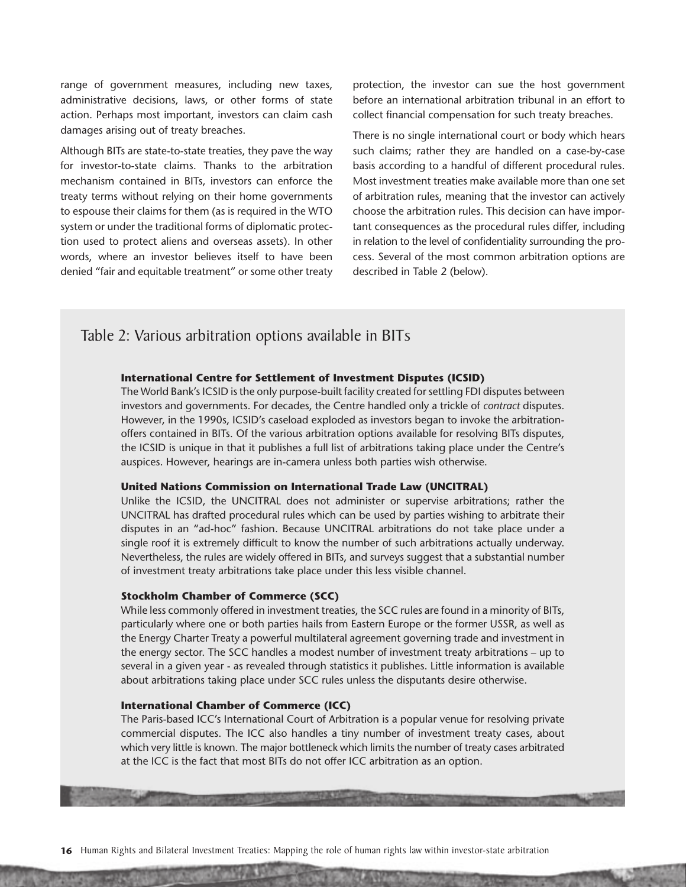range of government measures, including new taxes, administrative decisions, laws, or other forms of state action. Perhaps most important, investors can claim cash damages arising out of treaty breaches.

Although BITs are state-to-state treaties, they pave the way for investor-to-state claims. Thanks to the arbitration mechanism contained in BITs, investors can enforce the treaty terms without relying on their home governments to espouse their claims for them (as is required in the WTO system or under the traditional forms of diplomatic protection used to protect aliens and overseas assets). In other words, where an investor believes itself to have been denied "fair and equitable treatment" or some other treaty protection, the investor can sue the host government before an international arbitration tribunal in an effort to collect financial compensation for such treaty breaches.

There is no single international court or body which hears such claims; rather they are handled on a case-by-case basis according to a handful of different procedural rules. Most investment treaties make available more than one set of arbitration rules, meaning that the investor can actively choose the arbitration rules. This decision can have important consequences as the procedural rules differ, including in relation to the level of confidentiality surrounding the process. Several of the most common arbitration options are described in Table 2 (below).

## Table 2: Various arbitration options available in BITs

**International Centre for Settlement of Investment Disputes (ICSID)**
The World Bank's ICSID is the only purpose-built facility created for settling FDI disputes between investors and governments. For decades, the Centre handled only a trickle of *contract* disputes. However, in the 1990s, ICSID's caseload exploded as investors began to invoke the arbitration-offers contained in BITs. Of the various arbitration options available for resolving BITs disputes, the ICSID is unique in that it publishes a full list of arbitrations taking place under the Centre's auspices. However, hearings are in-camera unless both parties wish otherwise.

**United Nations Commission on International Trade Law (UNCITRAL)**
Unlike the ICSID, the UNCITRAL does not administer or supervise arbitrations; rather the UNCITRAL has drafted procedural rules which can be used by parties wishing to arbitrate their disputes in an "ad-hoc" fashion. Because UNCITRAL arbitrations do not take place under a single roof it is extremely difficult to know the number of such arbitrations actually underway. Nevertheless, the rules are widely offered in BITs, and surveys suggest that a substantial number of investment treaty arbitrations take place under this less visible channel.

**Stockholm Chamber of Commerce (SCC)**
While less commonly offered in investment treaties, the SCC rules are found in a minority of BITs, particularly where one or both parties hails from Eastern Europe or the former USSR, as well as the Energy Charter Treaty a powerful multilateral agreement governing trade and investment in the energy sector. The SCC handles a modest number of investment treaty arbitrations – up to several in a given year - as revealed through statistics it publishes. Little information is available about arbitrations taking place under SCC rules unless the disputants desire otherwise.

**International Chamber of Commerce (ICC)**
The Paris-based ICC's International Court of Arbitration is a popular venue for resolving private commercial disputes. The ICC also handles a tiny number of investment treaty cases, about which very little is known. The major bottleneck which limits the number of treaty cases arbitrated at the ICC is the fact that most BITs do not offer ICC arbitration as an option.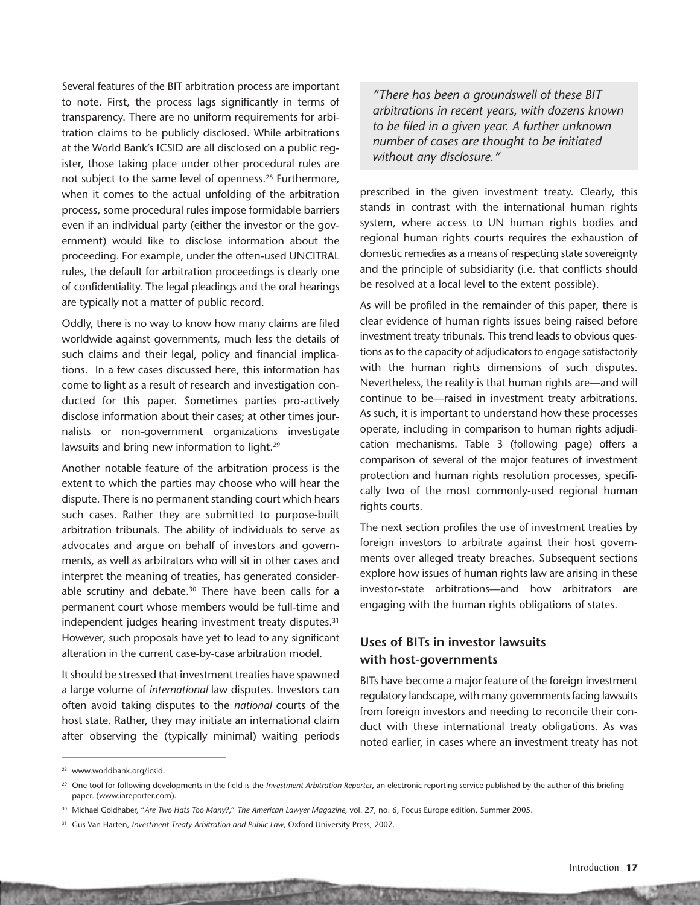Several features of the BIT arbitration process are important to note. First, the process lags significantly in terms of transparency. There are no uniform requirements for arbitration claims to be publicly disclosed. While arbitrations at the World Bank's ICSID are all disclosed on a public register, those taking place under other procedural rules are not subject to the same level of openness.[28] Furthermore, when it comes to the actual unfolding of the arbitration process, some procedural rules impose formidable barriers even if an individual party (either the investor or the government) would like to disclose information about the proceeding. For example, under the often-used UNCITRAL rules, the default for arbitration proceedings is clearly one of confidentiality. The legal pleadings and the oral hearings are typically not a matter of public record.

Oddly, there is no way to know how many claims are filed worldwide against governments, much less the details of such claims and their legal, policy and financial implications. In a few cases discussed here, this information has come to light as a result of research and investigation conducted for this paper. Sometimes parties pro-actively disclose information about their cases; at other times journalists or non-government organizations investigate lawsuits and bring new information to light.[29]

Another notable feature of the arbitration process is the extent to which the parties may choose who will hear the dispute. There is no permanent standing court which hears such cases. Rather they are submitted to purpose-built arbitration tribunals. The ability of individuals to serve as advocates and argue on behalf of investors and governments, as well as arbitrators who will sit in other cases and interpret the meaning of treaties, has generated considerable scrutiny and debate.[30] There have been calls for a permanent court whose members would be full-time and independent judges hearing investment treaty disputes.[31] However, such proposals have yet to lead to any significant alteration in the current case-by-case arbitration model.

It should be stressed that investment treaties have spawned a large volume of *international* law disputes. Investors can often avoid taking disputes to the *national* courts of the host state. Rather, they may initiate an international claim after observing the (typically minimal) waiting periods prescribed in the given investment treaty. Clearly, this stands in contrast with the international human rights system, where access to UN human rights bodies and regional human rights courts requires the exhaustion of domestic remedies as a means of respecting state sovereignty and the principle of subsidiarity (i.e. that conflicts should be resolved at a local level to the extent possible).

> *"There has been a groundswell of these BIT arbitrations in recent years, with dozens known to be filed in a given year. A further unknown number of cases are thought to be initiated without any disclosure."*

As will be profiled in the remainder of this paper, there is clear evidence of human rights issues being raised before investment treaty tribunals. This trend leads to obvious questions as to the capacity of adjudicators to engage satisfactorily with the human rights dimensions of such disputes. Nevertheless, the reality is that human rights are—and will continue to be—raised in investment treaty arbitrations. As such, it is important to understand how these processes operate, including in comparison to human rights adjudication mechanisms. Table 3 (following page) offers a comparison of several of the major features of investment protection and human rights resolution processes, specifically two of the most commonly-used regional human rights courts.

The next section profiles the use of investment treaties by foreign investors to arbitrate against their host governments over alleged treaty breaches. Subsequent sections explore how issues of human rights law are arising in these investor-state arbitrations—and how arbitrators are engaging with the human rights obligations of states.

### Uses of BITs in investor lawsuits with host-governments

BITs have become a major feature of the foreign investment regulatory landscape, with many governments facing lawsuits from foreign investors and needing to reconcile their conduct with these international treaty obligations. As was noted earlier, in cases where an investment treaty has not

---

[28] www.worldbank.org/icsid.

[29] One tool for following developments in the field is the *Investment Arbitration Reporter*, an electronic reporting service published by the author of this briefing paper. (www.iareporter.com).

[30] Michael Goldhaber, "*Are Two Hats Too Many?*," *The American Lawyer Magazine*, vol. 27, no. 6, Focus Europe edition, Summer 2005.

[31] Gus Van Harten, *Investment Treaty Arbitration and Public Law*, Oxford University Press, 2007.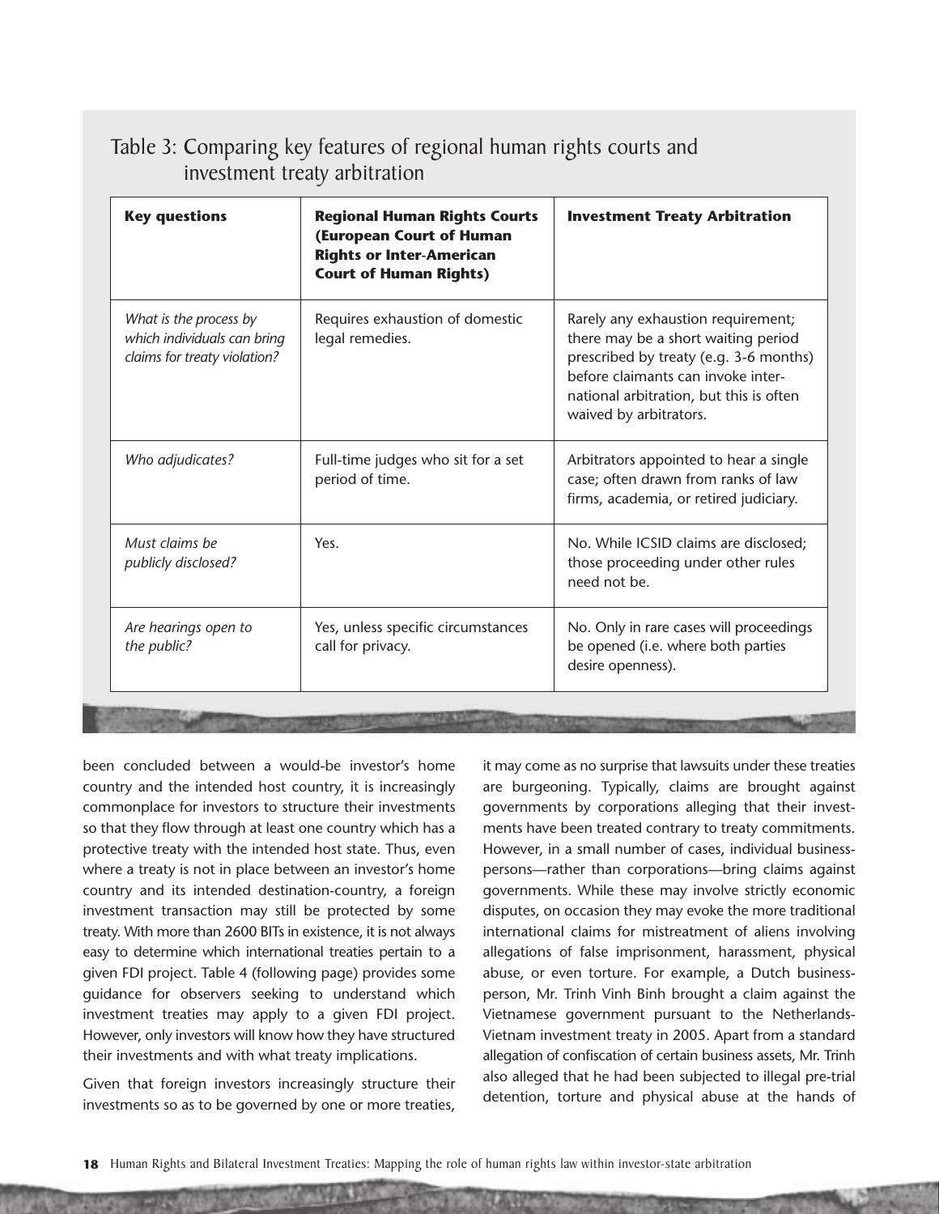## Table 3: Comparing key features of regional human rights courts and investment treaty arbitration

| **Key questions** | **Regional Human Rights Courts (European Court of Human Rights or Inter-American Court of Human Rights)** | **Investment Treaty Arbitration** |
|---|---|---|
| *What is the process by which individuals can bring claims for treaty violation?* | Requires exhaustion of domestic legal remedies. | Rarely any exhaustion requirement; there may be a short waiting period prescribed by treaty (e.g. 3-6 months) before claimants can invoke international arbitration, but this is often waived by arbitrators. |
| *Who adjudicates?* | Full-time judges who sit for a set period of time. | Arbitrators appointed to hear a single case; often drawn from ranks of law firms, academia, or retired judiciary. |
| *Must claims be publicly disclosed?* | Yes. | No. While ICSID claims are disclosed; those proceeding under other rules need not be. |
| *Are hearings open to the public?* | Yes, unless specific circumstances call for privacy. | No. Only in rare cases will proceedings be opened (i.e. where both parties desire openness). |

been concluded between a would-be investor's home country and the intended host country, it is increasingly commonplace for investors to structure their investments so that they flow through at least one country which has a protective treaty with the intended host state. Thus, even where a treaty is not in place between an investor's home country and its intended destination-country, a foreign investment transaction may still be protected by some treaty. With more than 2600 BITs in existence, it is not always easy to determine which international treaties pertain to a given FDI project. Table 4 (following page) provides some guidance for observers seeking to understand which investment treaties may apply to a given FDI project. However, only investors will know how they have structured their investments and with what treaty implications.

Given that foreign investors increasingly structure their investments so as to be governed by one or more treaties, it may come as no surprise that lawsuits under these treaties are burgeoning. Typically, claims are brought against governments by corporations alleging that their investments have been treated contrary to treaty commitments. However, in a small number of cases, individual businesspersons—rather than corporations—bring claims against governments. While these may involve strictly economic disputes, on occasion they may evoke the more traditional international claims for mistreatment of aliens involving allegations of false imprisonment, harassment, physical abuse, or even torture. For example, a Dutch businessperson, Mr. Trinh Vinh Binh brought a claim against the Vietnamese government pursuant to the Netherlands-Vietnam investment treaty in 2005. Apart from a standard allegation of confiscation of certain business assets, Mr. Trinh also alleged that he had been subjected to illegal pre-trial detention, torture and physical abuse at the hands of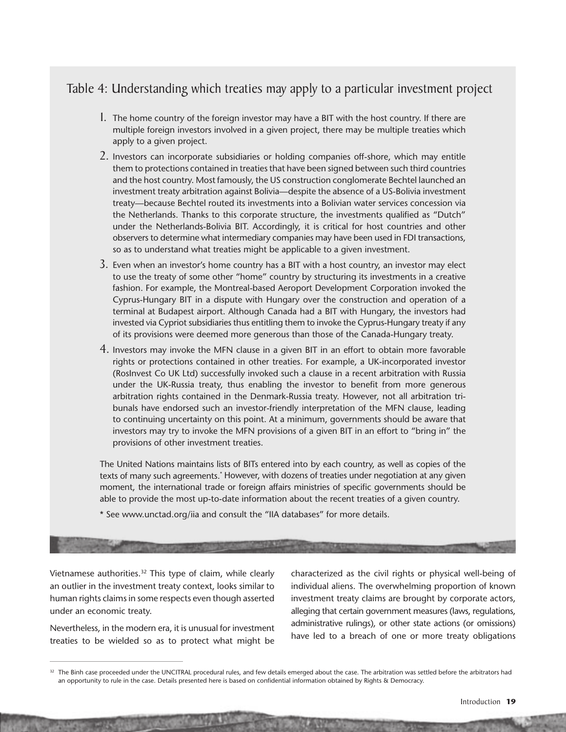## Table 4: Understanding which treaties may apply to a particular investment project

1. The home country of the foreign investor may have a BIT with the host country. If there are multiple foreign investors involved in a given project, there may be multiple treaties which apply to a given project.
2. Investors can incorporate subsidiaries or holding companies off-shore, which may entitle them to protections contained in treaties that have been signed between such third countries and the host country. Most famously, the US construction conglomerate Bechtel launched an investment treaty arbitration against Bolivia—despite the absence of a US-Bolivia investment treaty—because Bechtel routed its investments into a Bolivian water services concession via the Netherlands. Thanks to this corporate structure, the investments qualified as "Dutch" under the Netherlands-Bolivia BIT. Accordingly, it is critical for host countries and other observers to determine what intermediary companies may have been used in FDI transactions, so as to understand what treaties might be applicable to a given investment.
3. Even when an investor's home country has a BIT with a host country, an investor may elect to use the treaty of some other "home" country by structuring its investments in a creative fashion. For example, the Montreal-based Aeroport Development Corporation invoked the Cyprus-Hungary BIT in a dispute with Hungary over the construction and operation of a terminal at Budapest airport. Although Canada had a BIT with Hungary, the investors had invested via Cypriot subsidiaries thus entitling them to invoke the Cyprus-Hungary treaty if any of its provisions were deemed more generous than those of the Canada-Hungary treaty.
4. Investors may invoke the MFN clause in a given BIT in an effort to obtain more favorable rights or protections contained in other treaties. For example, a UK-incorporated investor (RosInvest Co UK Ltd) successfully invoked such a clause in a recent arbitration with Russia under the UK-Russia treaty, thus enabling the investor to benefit from more generous arbitration rights contained in the Denmark-Russia treaty. However, not all arbitration tribunals have endorsed such an investor-friendly interpretation of the MFN clause, leading to continuing uncertainty on this point. At a minimum, governments should be aware that investors may try to invoke the MFN provisions of a given BIT in an effort to "bring in" the provisions of other investment treaties.

The United Nations maintains lists of BITs entered into by each country, as well as copies of the texts of many such agreements.* However, with dozens of treaties under negotiation at any given moment, the international trade or foreign affairs ministries of specific governments should be able to provide the most up-to-date information about the recent treaties of a given country.

* See www.unctad.org/iia and consult the "IIA databases" for more details.

Vietnamese authorities.[32] This type of claim, while clearly an outlier in the investment treaty context, looks similar to human rights claims in some respects even though asserted under an economic treaty.

Nevertheless, in the modern era, it is unusual for investment treaties to be wielded so as to protect what might be characterized as the civil rights or physical well-being of individual aliens. The overwhelming proportion of known investment treaty claims are brought by corporate actors, alleging that certain government measures (laws, regulations, administrative rulings), or other state actions (or omissions) have led to a breach of one or more treaty obligations

[32] The Binh case proceeded under the UNCITRAL procedural rules, and few details emerged about the case. The arbitration was settled before the arbitrators had an opportunity to rule in the case. Details presented here is based on confidential information obtained by Rights & Democracy.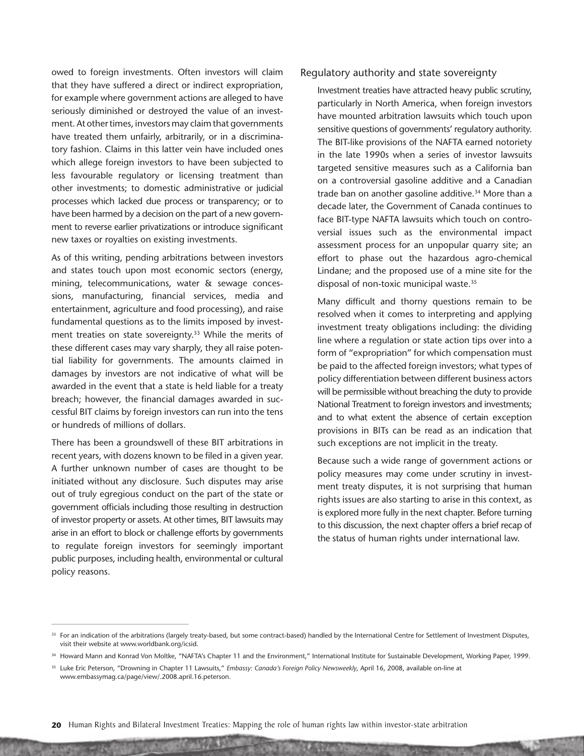owed to foreign investments. Often investors will claim that they have suffered a direct or indirect expropriation, for example where government actions are alleged to have seriously diminished or destroyed the value of an investment. At other times, investors may claim that governments have treated them unfairly, arbitrarily, or in a discriminatory fashion. Claims in this latter vein have included ones which allege foreign investors to have been subjected to less favourable regulatory or licensing treatment than other investments; to domestic administrative or judicial processes which lacked due process or transparency; or to have been harmed by a decision on the part of a new government to reverse earlier privatizations or introduce significant new taxes or royalties on existing investments.

As of this writing, pending arbitrations between investors and states touch upon most economic sectors (energy, mining, telecommunications, water & sewage concessions, manufacturing, financial services, media and entertainment, agriculture and food processing), and raise fundamental questions as to the limits imposed by investment treaties on state sovereignty.[33] While the merits of these different cases may vary sharply, they all raise potential liability for governments. The amounts claimed in damages by investors are not indicative of what will be awarded in the event that a state is held liable for a treaty breach; however, the financial damages awarded in successful BIT claims by foreign investors can run into the tens or hundreds of millions of dollars.

There has been a groundswell of these BIT arbitrations in recent years, with dozens known to be filed in a given year. A further unknown number of cases are thought to be initiated without any disclosure. Such disputes may arise out of truly egregious conduct on the part of the state or government officials including those resulting in destruction of investor property or assets. At other times, BIT lawsuits may arise in an effort to block or challenge efforts by governments to regulate foreign investors for seemingly important public purposes, including health, environmental or cultural policy reasons.

## Regulatory authority and state sovereignty

Investment treaties have attracted heavy public scrutiny, particularly in North America, when foreign investors have mounted arbitration lawsuits which touch upon sensitive questions of governments' regulatory authority. The BIT-like provisions of the NAFTA earned notoriety in the late 1990s when a series of investor lawsuits targeted sensitive measures such as a California ban on a controversial gasoline additive and a Canadian trade ban on another gasoline additive.[34] More than a decade later, the Government of Canada continues to face BIT-type NAFTA lawsuits which touch on controversial issues such as the environmental impact assessment process for an unpopular quarry site; an effort to phase out the hazardous agro-chemical Lindane; and the proposed use of a mine site for the disposal of non-toxic municipal waste.[35]

Many difficult and thorny questions remain to be resolved when it comes to interpreting and applying investment treaty obligations including: the dividing line where a regulation or state action tips over into a form of "expropriation" for which compensation must be paid to the affected foreign investors; what types of policy differentiation between different business actors will be permissible without breaching the duty to provide National Treatment to foreign investors and investments; and to what extent the absence of certain exception provisions in BITs can be read as an indication that such exceptions are not implicit in the treaty.

Because such a wide range of government actions or policy measures may come under scrutiny in investment treaty disputes, it is not surprising that human rights issues are also starting to arise in this context, as is explored more fully in the next chapter. Before turning to this discussion, the next chapter offers a brief recap of the status of human rights under international law.

---

[33] For an indication of the arbitrations (largely treaty-based, but some contract-based) handled by the International Centre for Settlement of Investment Disputes, visit their website at www.worldbank.org/icsid.

[34] Howard Mann and Konrad Von Moltke, "NAFTA's Chapter 11 and the Environment," International Institute for Sustainable Development, Working Paper, 1999.

[35] Luke Eric Peterson, "Drowning in Chapter 11 Lawsuits," *Embassy: Canada's Foreign Policy Newsweekly*, April 16, 2008, available on-line at www.embassymag.ca/page/view/.2008.april.16.peterson.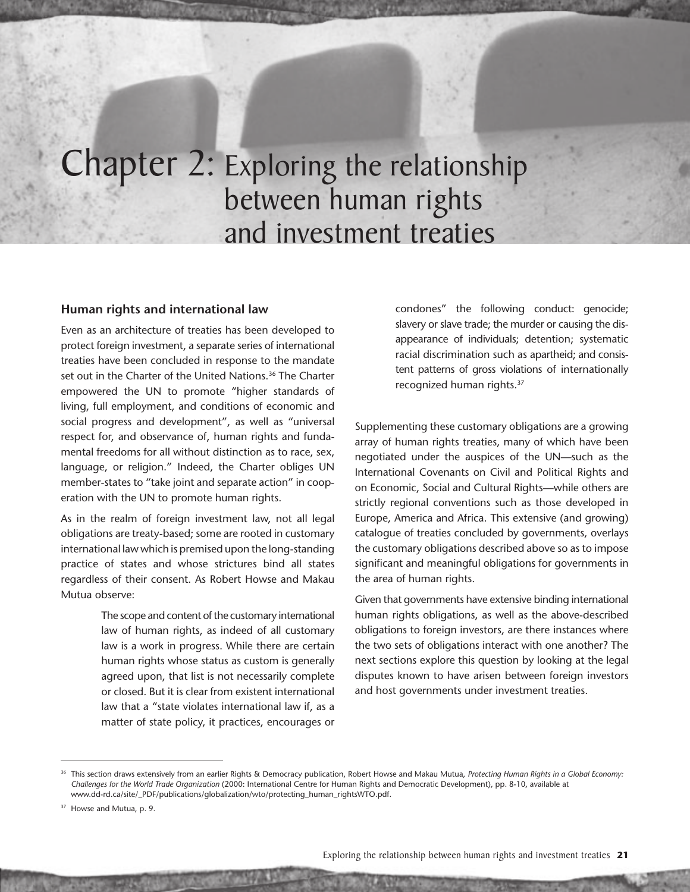# Chapter 2: Exploring the relationship between human rights and investment treaties

## Human rights and international law

Even as an architecture of treaties has been developed to protect foreign investment, a separate series of international treaties have been concluded in response to the mandate set out in the Charter of the United Nations.[36] The Charter empowered the UN to promote "higher standards of living, full employment, and conditions of economic and social progress and development", as well as "universal respect for, and observance of, human rights and fundamental freedoms for all without distinction as to race, sex, language, or religion." Indeed, the Charter obliges UN member-states to "take joint and separate action" in cooperation with the UN to promote human rights.

As in the realm of foreign investment law, not all legal obligations are treaty-based; some are rooted in customary international law which is premised upon the long-standing practice of states and whose strictures bind all states regardless of their consent. As Robert Howse and Makau Mutua observe:

> The scope and content of the customary international law of human rights, as indeed of all customary law is a work in progress. While there are certain human rights whose status as custom is generally agreed upon, that list is not necessarily complete or closed. But it is clear from existent international law that a "state violates international law if, as a matter of state policy, it practices, encourages or condones" the following conduct: genocide; slavery or slave trade; the murder or causing the disappearance of individuals; detention; systematic racial discrimination such as apartheid; and consistent patterns of gross violations of internationally recognized human rights.[37]

Supplementing these customary obligations are a growing array of human rights treaties, many of which have been negotiated under the auspices of the UN—such as the International Covenants on Civil and Political Rights and on Economic, Social and Cultural Rights—while others are strictly regional conventions such as those developed in Europe, America and Africa. This extensive (and growing) catalogue of treaties concluded by governments, overlays the customary obligations described above so as to impose significant and meaningful obligations for governments in the area of human rights.

Given that governments have extensive binding international human rights obligations, as well as the above-described obligations to foreign investors, are there instances where the two sets of obligations interact with one another? The next sections explore this question by looking at the legal disputes known to have arisen between foreign investors and host governments under investment treaties.

---

[36] This section draws extensively from an earlier Rights & Democracy publication, Robert Howse and Makau Mutua, *Protecting Human Rights in a Global Economy: Challenges for the World Trade Organization* (2000: International Centre for Human Rights and Democratic Development), pp. 8-10, available at www.dd-rd.ca/site/_PDF/publications/globalization/wto/protecting_human_rightsWTO.pdf.

[37] Howse and Mutua, p. 9.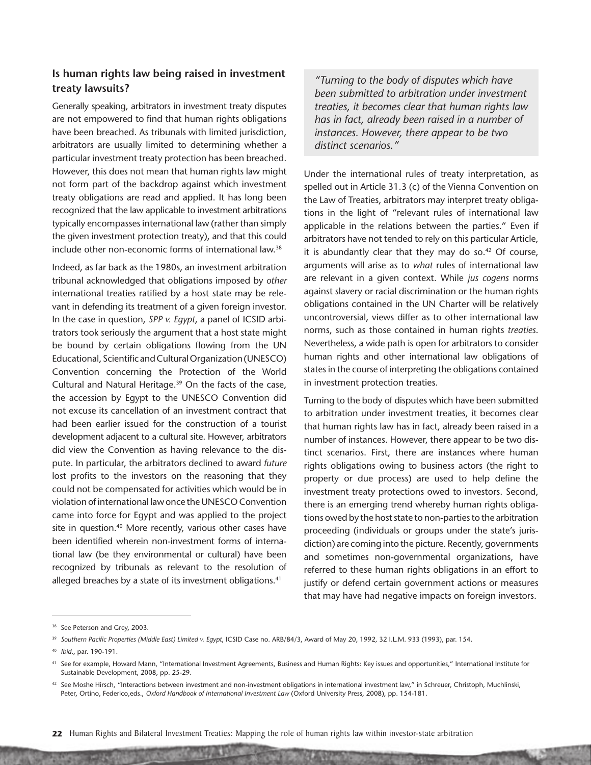### Is human rights law being raised in investment treaty lawsuits?

Generally speaking, arbitrators in investment treaty disputes are not empowered to find that human rights obligations have been breached. As tribunals with limited jurisdiction, arbitrators are usually limited to determining whether a particular investment treaty protection has been breached. However, this does not mean that human rights law might not form part of the backdrop against which investment treaty obligations are read and applied. It has long been recognized that the law applicable to investment arbitrations typically encompasses international law (rather than simply the given investment protection treaty), and that this could include other non-economic forms of international law.[38]

Indeed, as far back as the 1980s, an investment arbitration tribunal acknowledged that obligations imposed by *other* international treaties ratified by a host state may be relevant in defending its treatment of a given foreign investor. In the case in question, *SPP v. Egypt*, a panel of ICSID arbitrators took seriously the argument that a host state might be bound by certain obligations flowing from the UN Educational, Scientific and Cultural Organization (UNESCO) Convention concerning the Protection of the World Cultural and Natural Heritage.[39] On the facts of the case, the accession by Egypt to the UNESCO Convention did not excuse its cancellation of an investment contract that had been earlier issued for the construction of a tourist development adjacent to a cultural site. However, arbitrators did view the Convention as having relevance to the dispute. In particular, the arbitrators declined to award *future* lost profits to the investors on the reasoning that they could not be compensated for activities which would be in violation of international law once the UNESCO Convention came into force for Egypt and was applied to the project site in question.[40] More recently, various other cases have been identified wherein non-investment forms of international law (be they environmental or cultural) have been recognized by tribunals as relevant to the resolution of alleged breaches by a state of its investment obligations.[41]

> *"Turning to the body of disputes which have been submitted to arbitration under investment treaties, it becomes clear that human rights law has in fact, already been raised in a number of instances. However, there appear to be two distinct scenarios."*

Under the international rules of treaty interpretation, as spelled out in Article 31.3 (c) of the Vienna Convention on the Law of Treaties, arbitrators may interpret treaty obligations in the light of "relevant rules of international law applicable in the relations between the parties." Even if arbitrators have not tended to rely on this particular Article, it is abundantly clear that they may do so.[42] Of course, arguments will arise as to *what* rules of international law are relevant in a given context. While *jus cogens* norms against slavery or racial discrimination or the human rights obligations contained in the UN Charter will be relatively uncontroversial, views differ as to other international law norms, such as those contained in human rights *treaties*. Nevertheless, a wide path is open for arbitrators to consider human rights and other international law obligations of states in the course of interpreting the obligations contained in investment protection treaties.

Turning to the body of disputes which have been submitted to arbitration under investment treaties, it becomes clear that human rights law has in fact, already been raised in a number of instances. However, there appear to be two distinct scenarios. First, there are instances where human rights obligations owing to business actors (the right to property or due process) are used to help define the investment treaty protections owed to investors. Second, there is an emerging trend whereby human rights obligations owed by the host state to non-parties to the arbitration proceeding (individuals or groups under the state's jurisdiction) are coming into the picture. Recently, governments and sometimes non-governmental organizations, have referred to these human rights obligations in an effort to justify or defend certain government actions or measures that may have had negative impacts on foreign investors.

---

[38] See Peterson and Grey, 2003.

[39] *Southern Pacific Properties (Middle East) Limited v. Egypt*, ICSID Case no. ARB/84/3, Award of May 20, 1992, 32 I.L.M. 933 (1993), par. 154.

[40] *Ibid.*, par. 190-191.

[41] See for example, Howard Mann, "International Investment Agreements, Business and Human Rights: Key issues and opportunities," International Institute for Sustainable Development, 2008, pp. 25-29.

[42] See Moshe Hirsch, "Interactions between investment and non-investment obligations in international investment law," in Schreuer, Christoph, Muchlinski, Peter, Ortino, Federico,eds., *Oxford Handbook of International Investment Law* (Oxford University Press, 2008), pp. 154-181.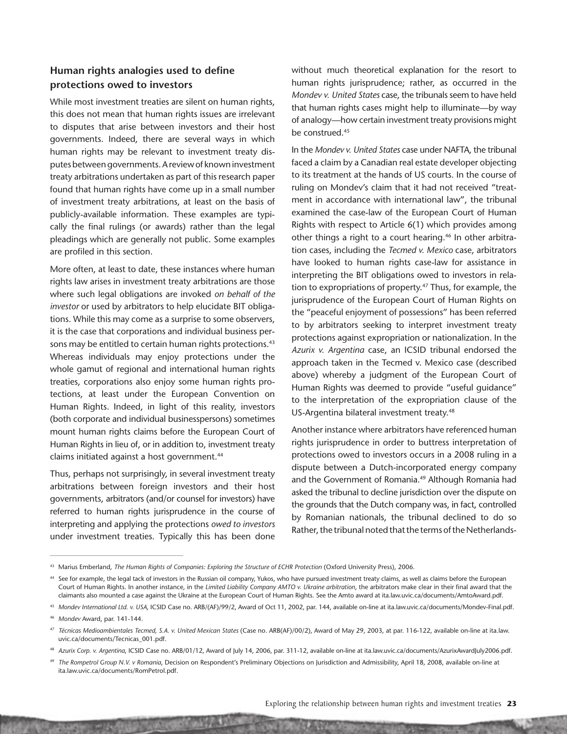## Human rights analogies used to define protections owed to investors

While most investment treaties are silent on human rights, this does not mean that human rights issues are irrelevant to disputes that arise between investors and their host governments. Indeed, there are several ways in which human rights may be relevant to investment treaty disputes between governments. A review of known investment treaty arbitrations undertaken as part of this research paper found that human rights have come up in a small number of investment treaty arbitrations, at least on the basis of publicly-available information. These examples are typically the final rulings (or awards) rather than the legal pleadings which are generally not public. Some examples are profiled in this section.

More often, at least to date, these instances where human rights law arises in investment treaty arbitrations are those where such legal obligations are invoked *on behalf of the investor* or used by arbitrators to help elucidate BIT obligations. While this may come as a surprise to some observers, it is the case that corporations and individual business persons may be entitled to certain human rights protections.[43] Whereas individuals may enjoy protections under the whole gamut of regional and international human rights treaties, corporations also enjoy some human rights protections, at least under the European Convention on Human Rights. Indeed, in light of this reality, investors (both corporate and individual businesspersons) sometimes mount human rights claims before the European Court of Human Rights in lieu of, or in addition to, investment treaty claims initiated against a host government.[44]

Thus, perhaps not surprisingly, in several investment treaty arbitrations between foreign investors and their host governments, arbitrators (and/or counsel for investors) have referred to human rights jurisprudence in the course of interpreting and applying the protections *owed to investors* under investment treaties. Typically this has been done without much theoretical explanation for the resort to human rights jurisprudence; rather, as occurred in the *Mondev v. United States* case, the tribunals seem to have held that human rights cases might help to illuminate—by way of analogy—how certain investment treaty provisions might be construed.[45]

In the *Mondev v. United States* case under NAFTA, the tribunal faced a claim by a Canadian real estate developer objecting to its treatment at the hands of US courts. In the course of ruling on Mondev's claim that it had not received "treatment in accordance with international law", the tribunal examined the case-law of the European Court of Human Rights with respect to Article 6(1) which provides among other things a right to a court hearing.[46] In other arbitration cases, including the *Tecmed v. Mexico* case, arbitrators have looked to human rights case-law for assistance in interpreting the BIT obligations owed to investors in relation to expropriations of property.[47] Thus, for example, the jurisprudence of the European Court of Human Rights on the "peaceful enjoyment of possessions" has been referred to by arbitrators seeking to interpret investment treaty protections against expropriation or nationalization. In the *Azurix v. Argentina* case, an ICSID tribunal endorsed the approach taken in the Tecmed v. Mexico case (described above) whereby a judgment of the European Court of Human Rights was deemed to provide "useful guidance" to the interpretation of the expropriation clause of the US-Argentina bilateral investment treaty.[48]

Another instance where arbitrators have referenced human rights jurisprudence in order to buttress interpretation of protections owed to investors occurs in a 2008 ruling in a dispute between a Dutch-incorporated energy company and the Government of Romania.[49] Although Romania had asked the tribunal to decline jurisdiction over the dispute on the grounds that the Dutch company was, in fact, controlled by Romanian nationals, the tribunal declined to do so Rather, the tribunal noted that the terms of the Netherlands-

---

[43] Marius Emberland, *The Human Rights of Companies: Exploring the Structure of ECHR Protection* (Oxford University Press), 2006.

[44] See for example, the legal tack of investors in the Russian oil company, Yukos, who have pursued investment treaty claims, as well as claims before the European Court of Human Rights. In another instance, in the *Limited Liability Company AMTO v. Ukraine arbitration*, the arbitrators make clear in their final award that the claimants also mounted a case against the Ukraine at the European Court of Human Rights. See the Amto award at ita.law.uvic.ca/documents/AmtoAward.pdf.

[45] *Mondev International Ltd. v. USA*, ICSID Case no. ARB/(AF)/99/2, Award of Oct 11, 2002, par. 144, available on-line at ita.law.uvic.ca/documents/Mondev-Final.pdf.

[46] *Mondev* Award, par. 141-144.

[47] *Técnicas Medioambientales Tecmed, S.A. v. United Mexican States* (Case no. ARB(AF)/00/2), Award of May 29, 2003, at par. 116-122, available on-line at ita.law.uvic.ca/documents/Tecnicas_001.pdf.

[48] *Azurix Corp. v. Argentina*, ICSID Case no. ARB/01/12, Award of July 14, 2006, par. 311-12, available on-line at ita.law.uvic.ca/documents/AzurixAwardJuly2006.pdf.

[49] *The Rompetrol Group N.V. v Romania*, Decision on Respondent's Preliminary Objections on Jurisdiction and Admissibility, April 18, 2008, available on-line at ita.law.uvic.ca/documents/RomPetrol.pdf.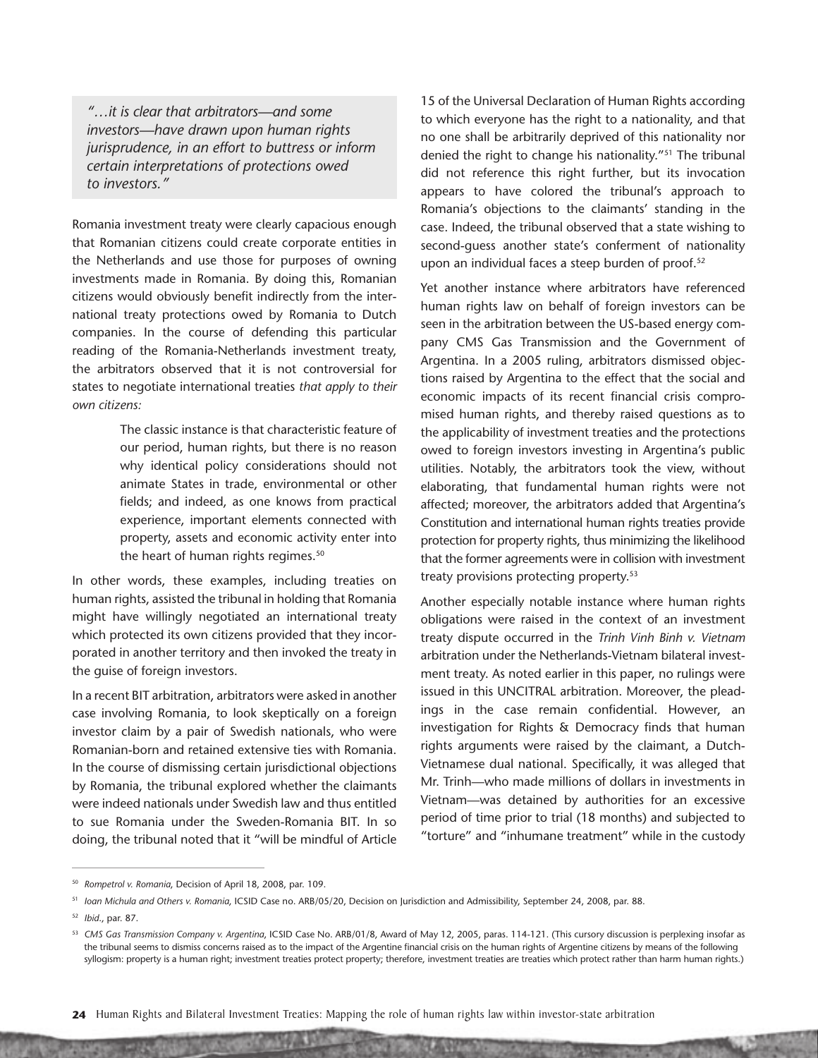> *"…it is clear that arbitrators—and some investors—have drawn upon human rights jurisprudence, in an effort to buttress or inform certain interpretations of protections owed to investors."*

Romania investment treaty were clearly capacious enough that Romanian citizens could create corporate entities in the Netherlands and use those for purposes of owning investments made in Romania. By doing this, Romanian citizens would obviously benefit indirectly from the international treaty protections owed by Romania to Dutch companies. In the course of defending this particular reading of the Romania-Netherlands investment treaty, the arbitrators observed that it is not controversial for states to negotiate international treaties *that apply to their own citizens:*

> The classic instance is that characteristic feature of our period, human rights, but there is no reason why identical policy considerations should not animate States in trade, environmental or other fields; and indeed, as one knows from practical experience, important elements connected with property, assets and economic activity enter into the heart of human rights regimes.[50]

In other words, these examples, including treaties on human rights, assisted the tribunal in holding that Romania might have willingly negotiated an international treaty which protected its own citizens provided that they incorporated in another territory and then invoked the treaty in the guise of foreign investors.

In a recent BIT arbitration, arbitrators were asked in another case involving Romania, to look skeptically on a foreign investor claim by a pair of Swedish nationals, who were Romanian-born and retained extensive ties with Romania. In the course of dismissing certain jurisdictional objections by Romania, the tribunal explored whether the claimants were indeed nationals under Swedish law and thus entitled to sue Romania under the Sweden-Romania BIT. In so doing, the tribunal noted that it "will be mindful of Article 15 of the Universal Declaration of Human Rights according to which everyone has the right to a nationality, and that no one shall be arbitrarily deprived of this nationality nor denied the right to change his nationality."[51] The tribunal did not reference this right further, but its invocation appears to have colored the tribunal's approach to Romania's objections to the claimants' standing in the case. Indeed, the tribunal observed that a state wishing to second-guess another state's conferment of nationality upon an individual faces a steep burden of proof.[52]

Yet another instance where arbitrators have referenced human rights law on behalf of foreign investors can be seen in the arbitration between the US-based energy company CMS Gas Transmission and the Government of Argentina. In a 2005 ruling, arbitrators dismissed objections raised by Argentina to the effect that the social and economic impacts of its recent financial crisis compromised human rights, and thereby raised questions as to the applicability of investment treaties and the protections owed to foreign investors investing in Argentina's public utilities. Notably, the arbitrators took the view, without elaborating, that fundamental human rights were not affected; moreover, the arbitrators added that Argentina's Constitution and international human rights treaties provide protection for property rights, thus minimizing the likelihood that the former agreements were in collision with investment treaty provisions protecting property.[53]

Another especially notable instance where human rights obligations were raised in the context of an investment treaty dispute occurred in the *Trinh Vinh Binh v. Vietnam* arbitration under the Netherlands-Vietnam bilateral investment treaty. As noted earlier in this paper, no rulings were issued in this UNCITRAL arbitration. Moreover, the pleadings in the case remain confidential. However, an investigation for Rights & Democracy finds that human rights arguments were raised by the claimant, a Dutch-Vietnamese dual national. Specifically, it was alleged that Mr. Trinh—who made millions of dollars in investments in Vietnam—was detained by authorities for an excessive period of time prior to trial (18 months) and subjected to "torture" and "inhumane treatment" while in the custody

---

[50] *Rompetrol v. Romania*, Decision of April 18, 2008, par. 109.

[51] *Ioan Michula and Others v. Romania*, ICSID Case no. ARB/05/20, Decision on Jurisdiction and Admissibility, September 24, 2008, par. 88.

[52] *Ibid.*, par. 87.

[53] *CMS Gas Transmission Company v. Argentina*, ICSID Case No. ARB/01/8, Award of May 12, 2005, paras. 114-121. (This cursory discussion is perplexing insofar as the tribunal seems to dismiss concerns raised as to the impact of the Argentine financial crisis on the human rights of Argentine citizens by means of the following syllogism: property is a human right; investment treaties protect property; therefore, investment treaties are treaties which protect rather than harm human rights.)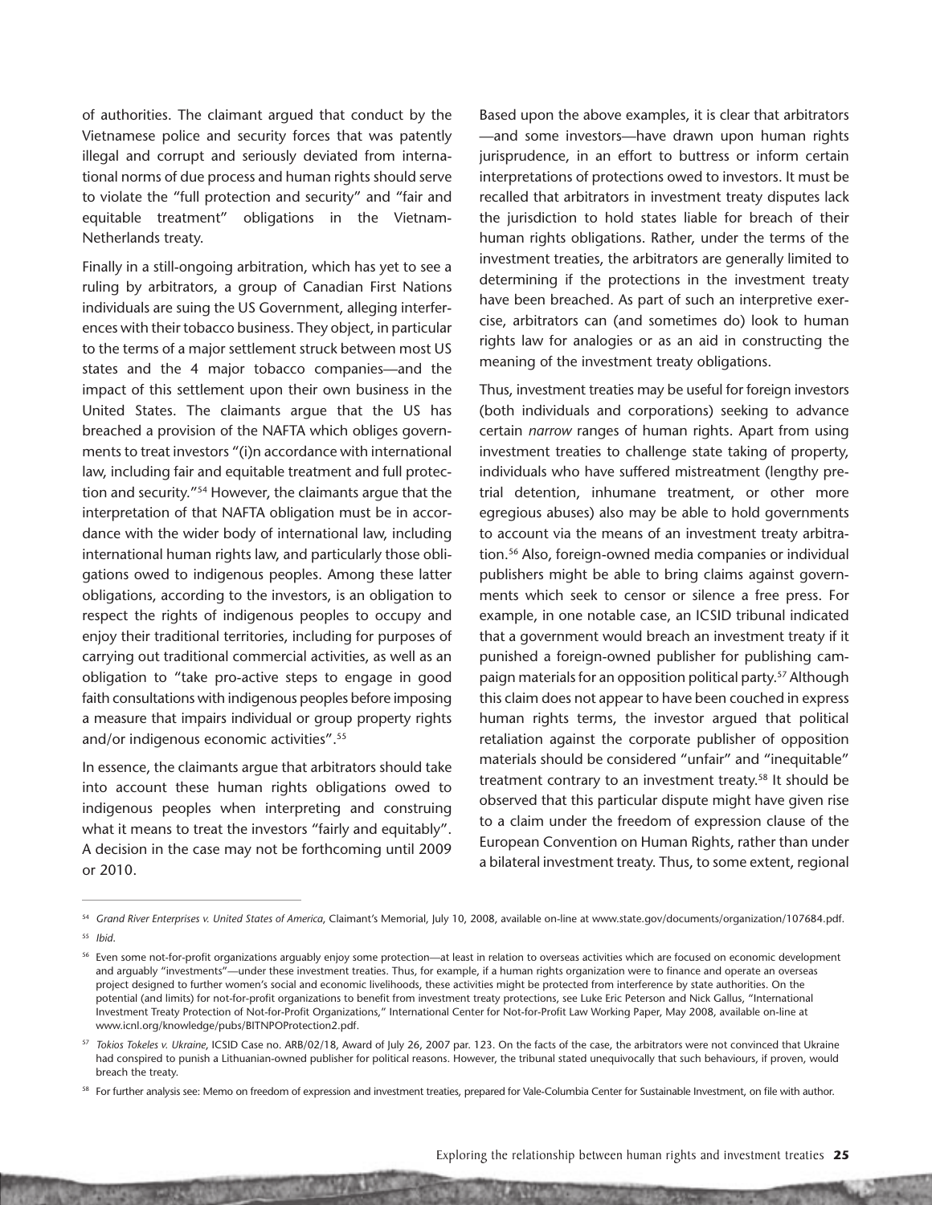of authorities. The claimant argued that conduct by the Vietnamese police and security forces that was patently illegal and corrupt and seriously deviated from international norms of due process and human rights should serve to violate the "full protection and security" and "fair and equitable treatment" obligations in the Vietnam-Netherlands treaty.

Finally in a still-ongoing arbitration, which has yet to see a ruling by arbitrators, a group of Canadian First Nations individuals are suing the US Government, alleging interferences with their tobacco business. They object, in particular to the terms of a major settlement struck between most US states and the 4 major tobacco companies—and the impact of this settlement upon their own business in the United States. The claimants argue that the US has breached a provision of the NAFTA which obliges governments to treat investors "(i)n accordance with international law, including fair and equitable treatment and full protection and security."[54] However, the claimants argue that the interpretation of that NAFTA obligation must be in accordance with the wider body of international law, including international human rights law, and particularly those obligations owed to indigenous peoples. Among these latter obligations, according to the investors, is an obligation to respect the rights of indigenous peoples to occupy and enjoy their traditional territories, including for purposes of carrying out traditional commercial activities, as well as an obligation to "take pro-active steps to engage in good faith consultations with indigenous peoples before imposing a measure that impairs individual or group property rights and/or indigenous economic activities".[55]

In essence, the claimants argue that arbitrators should take into account these human rights obligations owed to indigenous peoples when interpreting and construing what it means to treat the investors "fairly and equitably". A decision in the case may not be forthcoming until 2009 or 2010.

Based upon the above examples, it is clear that arbitrators —and some investors—have drawn upon human rights jurisprudence, in an effort to buttress or inform certain interpretations of protections owed to investors. It must be recalled that arbitrators in investment treaty disputes lack the jurisdiction to hold states liable for breach of their human rights obligations. Rather, under the terms of the investment treaties, the arbitrators are generally limited to determining if the protections in the investment treaty have been breached. As part of such an interpretive exercise, arbitrators can (and sometimes do) look to human rights law for analogies or as an aid in constructing the meaning of the investment treaty obligations.

Thus, investment treaties may be useful for foreign investors (both individuals and corporations) seeking to advance certain *narrow* ranges of human rights. Apart from using investment treaties to challenge state taking of property, individuals who have suffered mistreatment (lengthy pre-trial detention, inhumane treatment, or other more egregious abuses) also may be able to hold governments to account via the means of an investment treaty arbitration.[56] Also, foreign-owned media companies or individual publishers might be able to bring claims against governments which seek to censor or silence a free press. For example, in one notable case, an ICSID tribunal indicated that a government would breach an investment treaty if it punished a foreign-owned publisher for publishing campaign materials for an opposition political party.[57] Although this claim does not appear to have been couched in express human rights terms, the investor argued that political retaliation against the corporate publisher of opposition materials should be considered "unfair" and "inequitable" treatment contrary to an investment treaty.[58] It should be observed that this particular dispute might have given rise to a claim under the freedom of expression clause of the European Convention on Human Rights, rather than under a bilateral investment treaty. Thus, to some extent, regional

---

[54] *Grand River Enterprises v. United States of America*, Claimant's Memorial, July 10, 2008, available on-line at www.state.gov/documents/organization/107684.pdf.

[55] *Ibid*.

[56] Even some not-for-profit organizations arguably enjoy some protection—at least in relation to overseas activities which are focused on economic development and arguably "investments"—under these investment treaties. Thus, for example, if a human rights organization were to finance and operate an overseas project designed to further women's social and economic livelihoods, these activities might be protected from interference by state authorities. On the potential (and limits) for not-for-profit organizations to benefit from investment treaty protections, see Luke Eric Peterson and Nick Gallus, "International Investment Treaty Protection of Not-for-Profit Organizations," International Center for Not-for-Profit Law Working Paper, May 2008, available on-line at www.icnl.org/knowledge/pubs/BITNPOProtection2.pdf.

[57] *Tokios Tokeles v. Ukraine*, ICSID Case no. ARB/02/18, Award of July 26, 2007 par. 123. On the facts of the case, the arbitrators were not convinced that Ukraine had conspired to punish a Lithuanian-owned publisher for political reasons. However, the tribunal stated unequivocally that such behaviours, if proven, would breach the treaty.

[58] For further analysis see: Memo on freedom of expression and investment treaties, prepared for Vale-Columbia Center for Sustainable Investment, on file with author.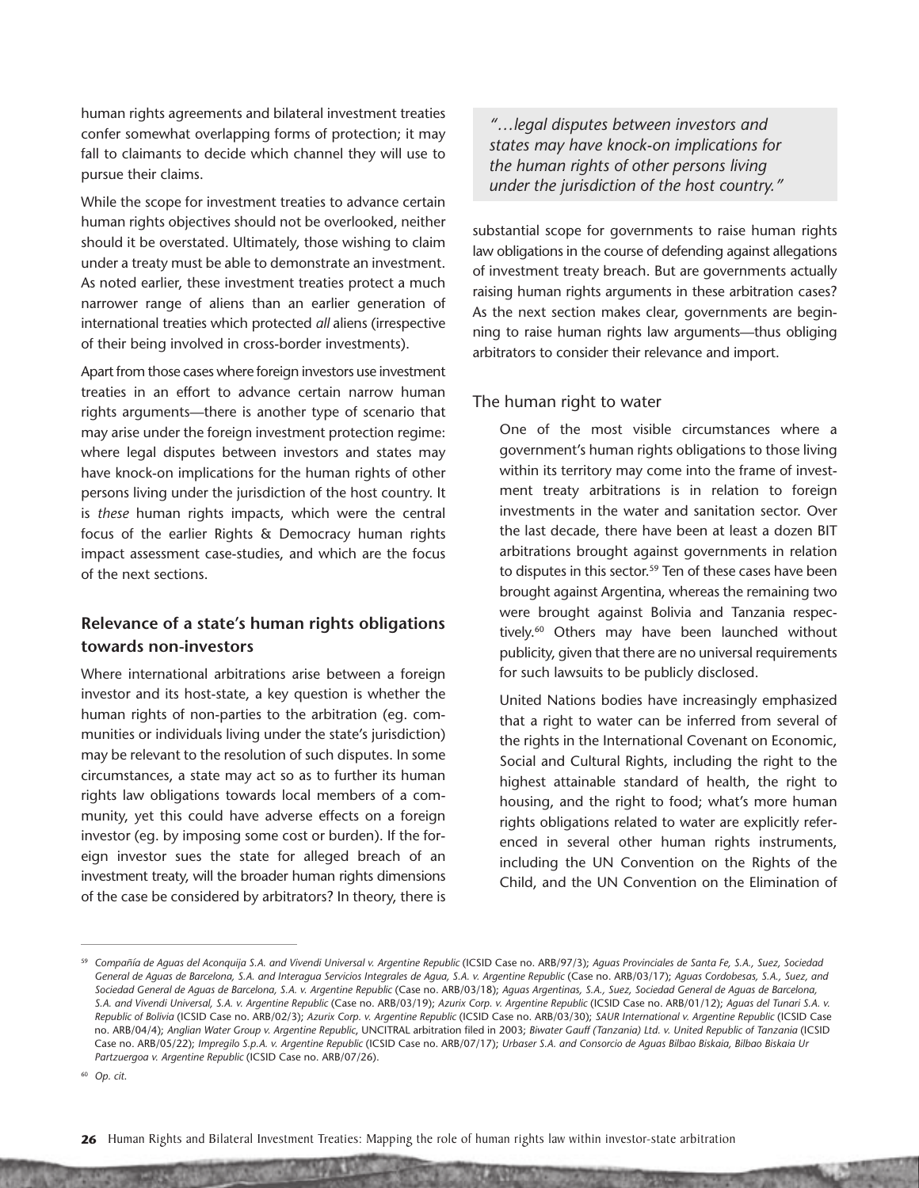human rights agreements and bilateral investment treaties confer somewhat overlapping forms of protection; it may fall to claimants to decide which channel they will use to pursue their claims.

While the scope for investment treaties to advance certain human rights objectives should not be overlooked, neither should it be overstated. Ultimately, those wishing to claim under a treaty must be able to demonstrate an investment. As noted earlier, these investment treaties protect a much narrower range of aliens than an earlier generation of international treaties which protected *all* aliens (irrespective of their being involved in cross-border investments).

Apart from those cases where foreign investors use investment treaties in an effort to advance certain narrow human rights arguments—there is another type of scenario that may arise under the foreign investment protection regime: where legal disputes between investors and states may have knock-on implications for the human rights of other persons living under the jurisdiction of the host country. It is *these* human rights impacts, which were the central focus of the earlier Rights & Democracy human rights impact assessment case-studies, and which are the focus of the next sections.

### Relevance of a state's human rights obligations towards non-investors

Where international arbitrations arise between a foreign investor and its host-state, a key question is whether the human rights of non-parties to the arbitration (eg. communities or individuals living under the state's jurisdiction) may be relevant to the resolution of such disputes. In some circumstances, a state may act so as to further its human rights law obligations towards local members of a community, yet this could have adverse effects on a foreign investor (eg. by imposing some cost or burden). If the foreign investor sues the state for alleged breach of an investment treaty, will the broader human rights dimensions of the case be considered by arbitrators? In theory, there is substantial scope for governments to raise human rights law obligations in the course of defending against allegations of investment treaty breach. But are governments actually raising human rights arguments in these arbitration cases? As the next section makes clear, governments are beginning to raise human rights law arguments—thus obliging arbitrators to consider their relevance and import.

> *"…legal disputes between investors and states may have knock-on implications for the human rights of other persons living under the jurisdiction of the host country."*

#### The human right to water

One of the most visible circumstances where a government's human rights obligations to those living within its territory may come into the frame of investment treaty arbitrations is in relation to foreign investments in the water and sanitation sector. Over the last decade, there have been at least a dozen BIT arbitrations brought against governments in relation to disputes in this sector.[59] Ten of these cases have been brought against Argentina, whereas the remaining two were brought against Bolivia and Tanzania respectively.[60] Others may have been launched without publicity, given that there are no universal requirements for such lawsuits to be publicly disclosed.

United Nations bodies have increasingly emphasized that a right to water can be inferred from several of the rights in the International Covenant on Economic, Social and Cultural Rights, including the right to the highest attainable standard of health, the right to housing, and the right to food; what's more human rights obligations related to water are explicitly referenced in several other human rights instruments, including the UN Convention on the Rights of the Child, and the UN Convention on the Elimination of

---

[59] *Compañía de Aguas del Aconquija S.A. and Vivendi Universal v. Argentine Republic* (ICSID Case no. ARB/97/3); *Aguas Provinciales de Santa Fe, S.A., Suez, Sociedad General de Aguas de Barcelona, S.A. and Interagua Servicios Integrales de Agua, S.A. v. Argentine Republic* (Case no. ARB/03/17); *Aguas Cordobesas, S.A., Suez, and Sociedad General de Aguas de Barcelona, S.A. v. Argentine Republic* (Case no. ARB/03/18); *Aguas Argentinas, S.A., Suez, Sociedad General de Aguas de Barcelona, S.A. and Vivendi Universal, S.A. v. Argentine Republic* (Case no. ARB/03/19); *Azurix Corp. v. Argentine Republic* (ICSID Case no. ARB/01/12); *Aguas del Tunari S.A. v. Republic of Bolivia* (ICSID Case no. ARB/02/3); *Azurix Corp. v. Argentine Republic* (ICSID Case no. ARB/03/30); *SAUR International v. Argentine Republic* (ICSID Case no. ARB/04/4); *Anglian Water Group v. Argentine Republic*, UNCITRAL arbitration filed in 2003; *Biwater Gauff (Tanzania) Ltd. v. United Republic of Tanzania* (ICSID Case no. ARB/05/22); *Impregilo S.p.A. v. Argentine Republic* (ICSID Case no. ARB/07/17); *Urbaser S.A. and Consorcio de Aguas Bilbao Biskaia, Bilbao Biskaia Ur Partzuergoa v. Argentine Republic* (ICSID Case no. ARB/07/26).

[60] *Op. cit.*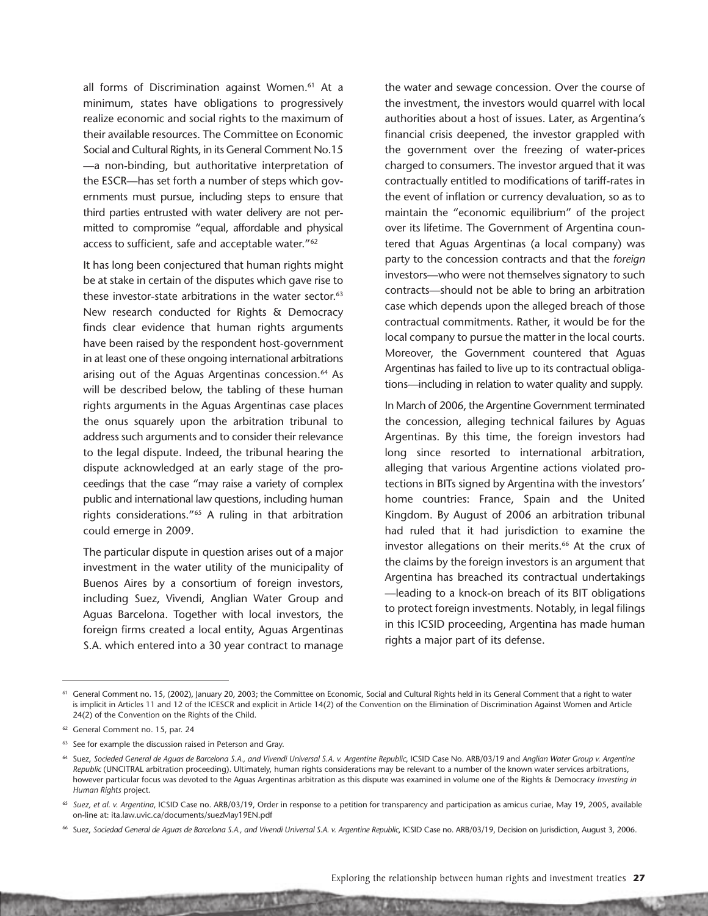all forms of Discrimination against Women.[61] At a minimum, states have obligations to progressively realize economic and social rights to the maximum of their available resources. The Committee on Economic Social and Cultural Rights, in its General Comment No.15 —a non-binding, but authoritative interpretation of the ESCR—has set forth a number of steps which governments must pursue, including steps to ensure that third parties entrusted with water delivery are not permitted to compromise "equal, affordable and physical access to sufficient, safe and acceptable water."[62]

It has long been conjectured that human rights might be at stake in certain of the disputes which gave rise to these investor-state arbitrations in the water sector.[63] New research conducted for Rights & Democracy finds clear evidence that human rights arguments have been raised by the respondent host-government in at least one of these ongoing international arbitrations arising out of the Aguas Argentinas concession.[64] As will be described below, the tabling of these human rights arguments in the Aguas Argentinas case places the onus squarely upon the arbitration tribunal to address such arguments and to consider their relevance to the legal dispute. Indeed, the tribunal hearing the dispute acknowledged at an early stage of the proceedings that the case "may raise a variety of complex public and international law questions, including human rights considerations."[65] A ruling in that arbitration could emerge in 2009.

The particular dispute in question arises out of a major investment in the water utility of the municipality of Buenos Aires by a consortium of foreign investors, including Suez, Vivendi, Anglian Water Group and Aguas Barcelona. Together with local investors, the foreign firms created a local entity, Aguas Argentinas S.A. which entered into a 30 year contract to manage the water and sewage concession. Over the course of the investment, the investors would quarrel with local authorities about a host of issues. Later, as Argentina's financial crisis deepened, the investor grappled with the government over the freezing of water-prices charged to consumers. The investor argued that it was contractually entitled to modifications of tariff-rates in the event of inflation or currency devaluation, so as to maintain the "economic equilibrium" of the project over its lifetime. The Government of Argentina countered that Aguas Argentinas (a local company) was party to the concession contracts and that the *foreign* investors—who were not themselves signatory to such contracts—should not be able to bring an arbitration case which depends upon the alleged breach of those contractual commitments. Rather, it would be for the local company to pursue the matter in the local courts. Moreover, the Government countered that Aguas Argentinas has failed to live up to its contractual obligations—including in relation to water quality and supply.

In March of 2006, the Argentine Government terminated the concession, alleging technical failures by Aguas Argentinas. By this time, the foreign investors had long since resorted to international arbitration, alleging that various Argentine actions violated protections in BITs signed by Argentina with the investors' home countries: France, Spain and the United Kingdom. By August of 2006 an arbitration tribunal had ruled that it had jurisdiction to examine the investor allegations on their merits.[66] At the crux of the claims by the foreign investors is an argument that Argentina has breached its contractual undertakings —leading to a knock-on breach of its BIT obligations to protect foreign investments. Notably, in legal filings in this ICSID proceeding, Argentina has made human rights a major part of its defense.

---

[61] General Comment no. 15, (2002), January 20, 2003; the Committee on Economic, Social and Cultural Rights held in its General Comment that a right to water is implicit in Articles 11 and 12 of the ICESCR and explicit in Article 14(2) of the Convention on the Elimination of Discrimination Against Women and Article 24(2) of the Convention on the Rights of the Child.

[62] General Comment no. 15, par. 24

[63] See for example the discussion raised in Peterson and Gray.

[64] Suez, *Socieded General de Aguas de Barcelona S.A., and Vivendi Universal S.A. v. Argentine Republic*, ICSID Case No. ARB/03/19 and *Anglian Water Group v. Argentine Republic* (UNCITRAL arbitration proceeding). Ultimately, human rights considerations may be relevant to a number of the known water services arbitrations, however particular focus was devoted to the Aguas Argentinas arbitration as this dispute was examined in volume one of the Rights & Democracy *Investing in Human Rights* project.

[65] *Suez, et al. v. Argentina*, ICSID Case no. ARB/03/19, Order in response to a petition for transparency and participation as amicus curiae, May 19, 2005, available on-line at: ita.law.uvic.ca/documents/suezMay19EN.pdf

[66] Suez, *Sociedad General de Aguas de Barcelona S.A., and Vivendi Universal S.A. v. Argentine Republic*, ICSID Case no. ARB/03/19, Decision on Jurisdiction, August 3, 2006.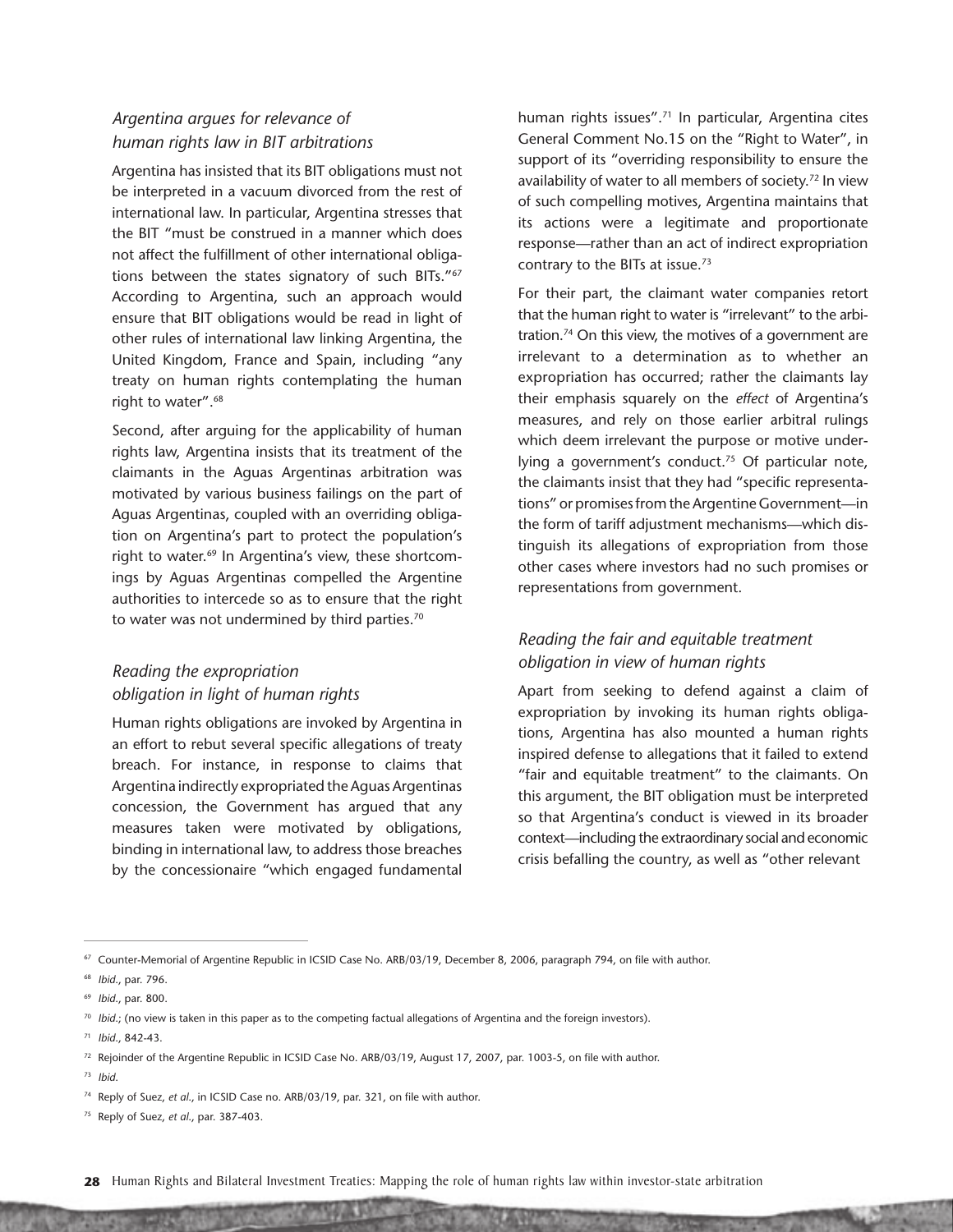### *Argentina argues for relevance of human rights law in BIT arbitrations*

Argentina has insisted that its BIT obligations must not be interpreted in a vacuum divorced from the rest of international law. In particular, Argentina stresses that the BIT "must be construed in a manner which does not affect the fulfillment of other international obligations between the states signatory of such BITs."[67] According to Argentina, such an approach would ensure that BIT obligations would be read in light of other rules of international law linking Argentina, the United Kingdom, France and Spain, including "any treaty on human rights contemplating the human right to water".[68]

Second, after arguing for the applicability of human rights law, Argentina insists that its treatment of the claimants in the Aguas Argentinas arbitration was motivated by various business failings on the part of Aguas Argentinas, coupled with an overriding obligation on Argentina's part to protect the population's right to water.[69] In Argentina's view, these shortcomings by Aguas Argentinas compelled the Argentine authorities to intercede so as to ensure that the right to water was not undermined by third parties.[70]

### *Reading the expropriation obligation in light of human rights*

Human rights obligations are invoked by Argentina in an effort to rebut several specific allegations of treaty breach. For instance, in response to claims that Argentina indirectly expropriated the Aguas Argentinas concession, the Government has argued that any measures taken were motivated by obligations, binding in international law, to address those breaches by the concessionaire "which engaged fundamental human rights issues".[71] In particular, Argentina cites General Comment No.15 on the "Right to Water", in support of its "overriding responsibility to ensure the availability of water to all members of society.[72] In view of such compelling motives, Argentina maintains that its actions were a legitimate and proportionate response—rather than an act of indirect expropriation contrary to the BITs at issue.[73]

For their part, the claimant water companies retort that the human right to water is "irrelevant" to the arbitration.[74] On this view, the motives of a government are irrelevant to a determination as to whether an expropriation has occurred; rather the claimants lay their emphasis squarely on the *effect* of Argentina's measures, and rely on those earlier arbitral rulings which deem irrelevant the purpose or motive underlying a government's conduct.[75] Of particular note, the claimants insist that they had "specific representations" or promises from the Argentine Government—in the form of tariff adjustment mechanisms—which distinguish its allegations of expropriation from those other cases where investors had no such promises or representations from government.

### *Reading the fair and equitable treatment obligation in view of human rights*

Apart from seeking to defend against a claim of expropriation by invoking its human rights obligations, Argentina has also mounted a human rights inspired defense to allegations that it failed to extend "fair and equitable treatment" to the claimants. On this argument, the BIT obligation must be interpreted so that Argentina's conduct is viewed in its broader context—including the extraordinary social and economic crisis befalling the country, as well as "other relevant

---

[67] Counter-Memorial of Argentine Republic in ICSID Case No. ARB/03/19, December 8, 2006, paragraph 794, on file with author.

[68] *Ibid.*, par. 796.

[69] *Ibid.*, par. 800.

[70] *Ibid.*; (no view is taken in this paper as to the competing factual allegations of Argentina and the foreign investors).

[71] *Ibid.*, 842-43.

[72] Rejoinder of the Argentine Republic in ICSID Case No. ARB/03/19, August 17, 2007, par. 1003-5, on file with author.

[73] *Ibid.*

[74] Reply of Suez, *et al.*, in ICSID Case no. ARB/03/19, par. 321, on file with author.

[75] Reply of Suez, *et al.*, par. 387-403.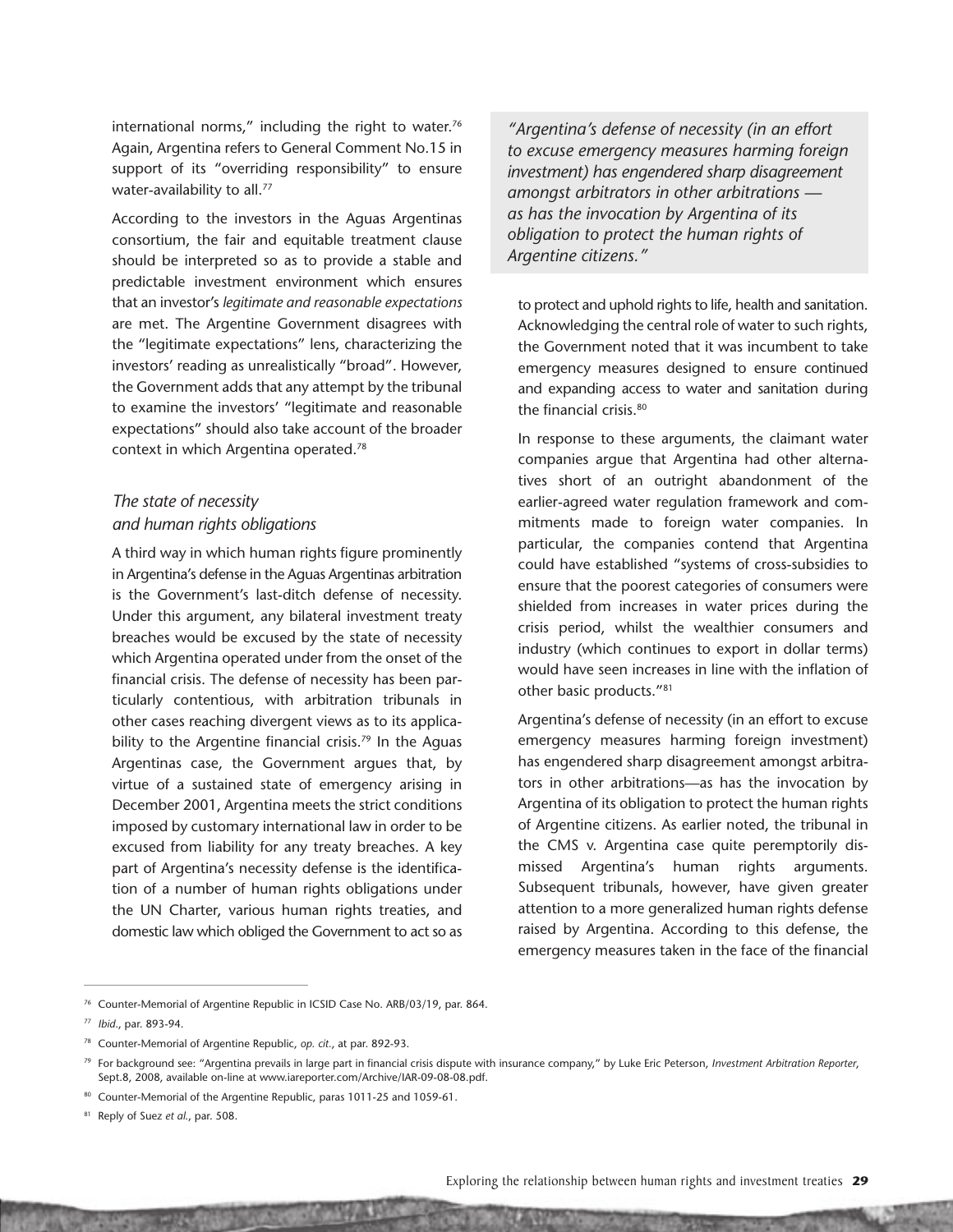international norms," including the right to water.[76] Again, Argentina refers to General Comment No.15 in support of its "overriding responsibility" to ensure water-availability to all.[77]

According to the investors in the Aguas Argentinas consortium, the fair and equitable treatment clause should be interpreted so as to provide a stable and predictable investment environment which ensures that an investor's *legitimate and reasonable expectations* are met. The Argentine Government disagrees with the "legitimate expectations" lens, characterizing the investors' reading as unrealistically "broad". However, the Government adds that any attempt by the tribunal to examine the investors' "legitimate and reasonable expectations" should also take account of the broader context in which Argentina operated.[78]

### *The state of necessity and human rights obligations*

A third way in which human rights figure prominently in Argentina's defense in the Aguas Argentinas arbitration is the Government's last-ditch defense of necessity. Under this argument, any bilateral investment treaty breaches would be excused by the state of necessity which Argentina operated under from the onset of the financial crisis. The defense of necessity has been particularly contentious, with arbitration tribunals in other cases reaching divergent views as to its applicability to the Argentine financial crisis.[79] In the Aguas Argentinas case, the Government argues that, by virtue of a sustained state of emergency arising in December 2001, Argentina meets the strict conditions imposed by customary international law in order to be excused from liability for any treaty breaches. A key part of Argentina's necessity defense is the identification of a number of human rights obligations under the UN Charter, various human rights treaties, and domestic law which obliged the Government to act so as to protect and uphold rights to life, health and sanitation. Acknowledging the central role of water to such rights, the Government noted that it was incumbent to take emergency measures designed to ensure continued and expanding access to water and sanitation during the financial crisis.[80]

> *"Argentina's defense of necessity (in an effort to excuse emergency measures harming foreign investment) has engendered sharp disagreement amongst arbitrators in other arbitrations — as has the invocation by Argentina of its obligation to protect the human rights of Argentine citizens."*

In response to these arguments, the claimant water companies argue that Argentina had other alternatives short of an outright abandonment of the earlier-agreed water regulation framework and commitments made to foreign water companies. In particular, the companies contend that Argentina could have established "systems of cross-subsidies to ensure that the poorest categories of consumers were shielded from increases in water prices during the crisis period, whilst the wealthier consumers and industry (which continues to export in dollar terms) would have seen increases in line with the inflation of other basic products."[81]

Argentina's defense of necessity (in an effort to excuse emergency measures harming foreign investment) has engendered sharp disagreement amongst arbitrators in other arbitrations—as has the invocation by Argentina of its obligation to protect the human rights of Argentine citizens. As earlier noted, the tribunal in the CMS v. Argentina case quite peremptorily dismissed Argentina's human rights arguments. Subsequent tribunals, however, have given greater attention to a more generalized human rights defense raised by Argentina. According to this defense, the emergency measures taken in the face of the financial

---

[76] Counter-Memorial of Argentine Republic in ICSID Case No. ARB/03/19, par. 864.

[77] *Ibid.*, par. 893-94.

[78] Counter-Memorial of Argentine Republic, *op. cit.*, at par. 892-93.

[79] For background see: "Argentina prevails in large part in financial crisis dispute with insurance company," by Luke Eric Peterson, *Investment Arbitration Reporter*, Sept.8, 2008, available on-line at www.iareporter.com/Archive/IAR-09-08-08.pdf.

[80] Counter-Memorial of the Argentine Republic, paras 1011-25 and 1059-61.

[81] Reply of Suez *et al.*, par. 508.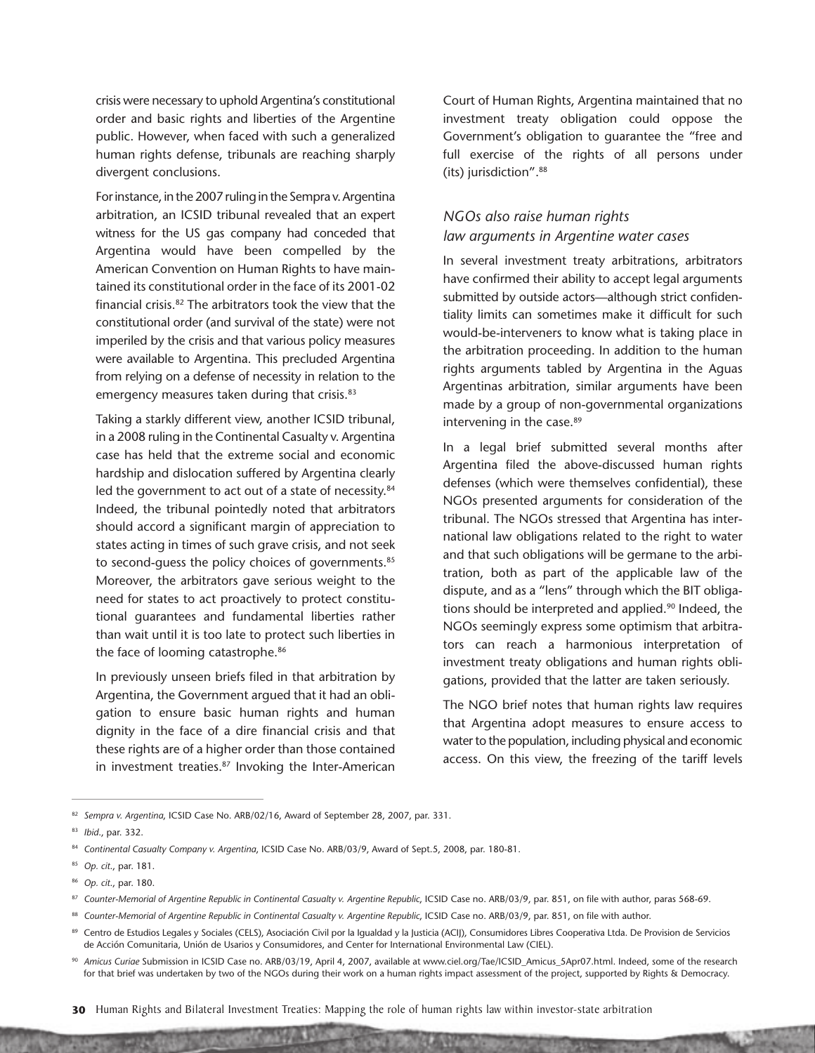crisis were necessary to uphold Argentina's constitutional order and basic rights and liberties of the Argentine public. However, when faced with such a generalized human rights defense, tribunals are reaching sharply divergent conclusions.

For instance, in the 2007 ruling in the Sempra v. Argentina arbitration, an ICSID tribunal revealed that an expert witness for the US gas company had conceded that Argentina would have been compelled by the American Convention on Human Rights to have maintained its constitutional order in the face of its 2001-02 financial crisis.[82] The arbitrators took the view that the constitutional order (and survival of the state) were not imperiled by the crisis and that various policy measures were available to Argentina. This precluded Argentina from relying on a defense of necessity in relation to the emergency measures taken during that crisis.[83]

Taking a starkly different view, another ICSID tribunal, in a 2008 ruling in the Continental Casualty v. Argentina case has held that the extreme social and economic hardship and dislocation suffered by Argentina clearly led the government to act out of a state of necessity.[84] Indeed, the tribunal pointedly noted that arbitrators should accord a significant margin of appreciation to states acting in times of such grave crisis, and not seek to second-guess the policy choices of governments.[85] Moreover, the arbitrators gave serious weight to the need for states to act proactively to protect constitutional guarantees and fundamental liberties rather than wait until it is too late to protect such liberties in the face of looming catastrophe.[86]

In previously unseen briefs filed in that arbitration by Argentina, the Government argued that it had an obligation to ensure basic human rights and human dignity in the face of a dire financial crisis and that these rights are of a higher order than those contained in investment treaties.[87] Invoking the Inter-American Court of Human Rights, Argentina maintained that no investment treaty obligation could oppose the Government's obligation to guarantee the "free and full exercise of the rights of all persons under (its) jurisdiction".[88]

### *NGOs also raise human rights law arguments in Argentine water cases*

In several investment treaty arbitrations, arbitrators have confirmed their ability to accept legal arguments submitted by outside actors—although strict confidentiality limits can sometimes make it difficult for such would-be-interveners to know what is taking place in the arbitration proceeding. In addition to the human rights arguments tabled by Argentina in the Aguas Argentinas arbitration, similar arguments have been made by a group of non-governmental organizations intervening in the case.[89]

In a legal brief submitted several months after Argentina filed the above-discussed human rights defenses (which were themselves confidential), these NGOs presented arguments for consideration of the tribunal. The NGOs stressed that Argentina has international law obligations related to the right to water and that such obligations will be germane to the arbitration, both as part of the applicable law of the dispute, and as a "lens" through which the BIT obligations should be interpreted and applied.[90] Indeed, the NGOs seemingly express some optimism that arbitrators can reach a harmonious interpretation of investment treaty obligations and human rights obligations, provided that the latter are taken seriously.

The NGO brief notes that human rights law requires that Argentina adopt measures to ensure access to water to the population, including physical and economic access. On this view, the freezing of the tariff levels

---

[82] *Sempra v. Argentina*, ICSID Case No. ARB/02/16, Award of September 28, 2007, par. 331.

[83] *Ibid.*, par. 332.

[84] *Continental Casualty Company v. Argentina*, ICSID Case No. ARB/03/9, Award of Sept.5, 2008, par. 180-81.

[85] *Op. cit.*, par. 181.

[86] *Op. cit.*, par. 180.

[87] *Counter-Memorial of Argentine Republic in Continental Casualty v. Argentine Republic*, ICSID Case no. ARB/03/9, par. 851, on file with author, paras 568-69.

[88] *Counter-Memorial of Argentine Republic in Continental Casualty v. Argentine Republic*, ICSID Case no. ARB/03/9, par. 851, on file with author.

[89] Centro de Estudios Legales y Sociales (CELS), Asociación Civil por la Igualdad y la Justicia (ACIJ), Consumidores Libres Cooperativa Ltda. De Provision de Servicios de Acción Comunitaria, Unión de Usarios y Consumidores, and Center for International Environmental Law (CIEL).

[90] *Amicus Curiae* Submission in ICSID Case no. ARB/03/19, April 4, 2007, available at www.ciel.org/Tae/ICSID_Amicus_5Apr07.html. Indeed, some of the research for that brief was undertaken by two of the NGOs during their work on a human rights impact assessment of the project, supported by Rights & Democracy.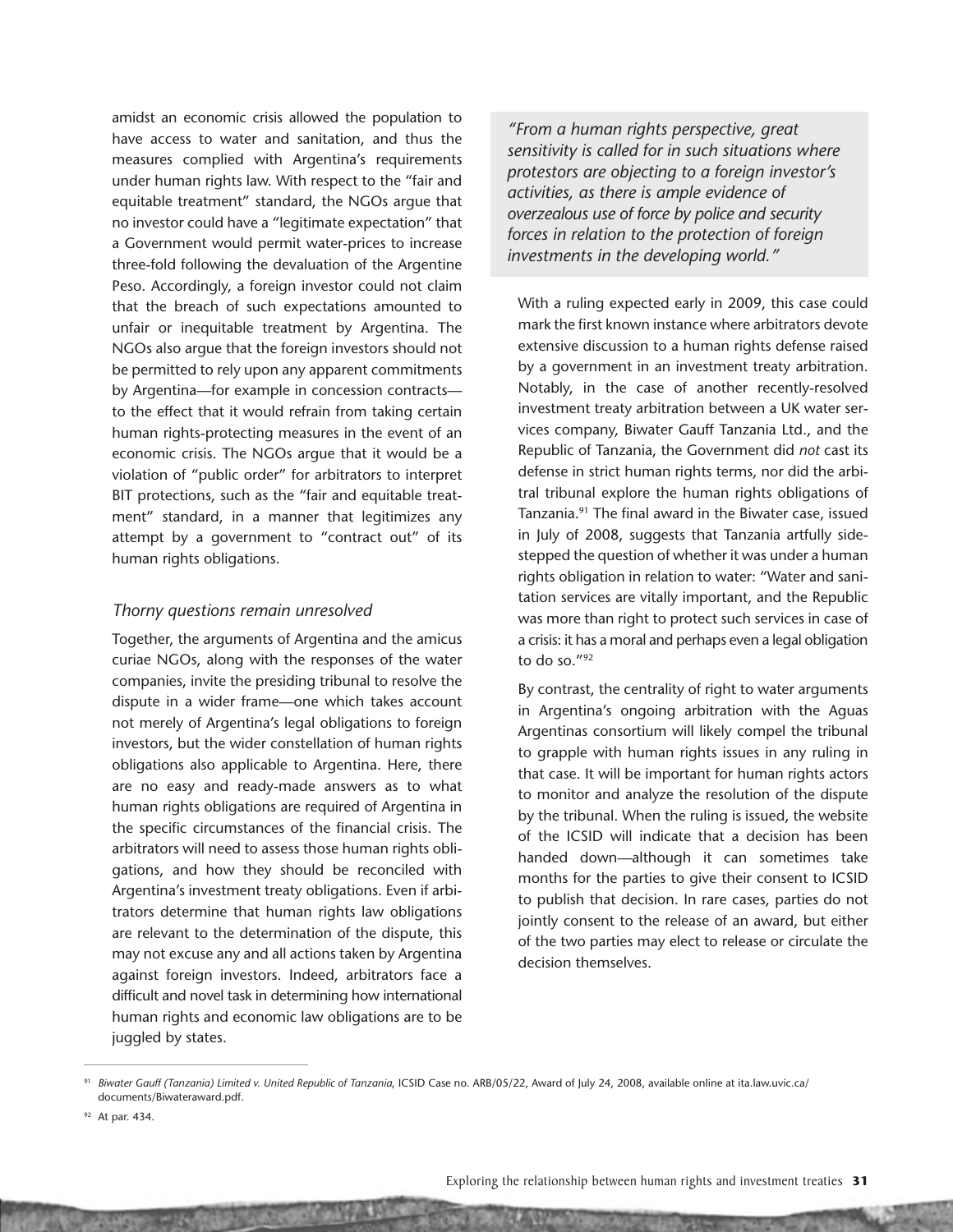amidst an economic crisis allowed the population to have access to water and sanitation, and thus the measures complied with Argentina's requirements under human rights law. With respect to the "fair and equitable treatment" standard, the NGOs argue that no investor could have a "legitimate expectation" that a Government would permit water-prices to increase three-fold following the devaluation of the Argentine Peso. Accordingly, a foreign investor could not claim that the breach of such expectations amounted to unfair or inequitable treatment by Argentina. The NGOs also argue that the foreign investors should not be permitted to rely upon any apparent commitments by Argentina—for example in concession contracts—to the effect that it would refrain from taking certain human rights-protecting measures in the event of an economic crisis. The NGOs argue that it would be a violation of "public order" for arbitrators to interpret BIT protections, such as the "fair and equitable treatment" standard, in a manner that legitimizes any attempt by a government to "contract out" of its human rights obligations.

### *Thorny questions remain unresolved*

Together, the arguments of Argentina and the amicus curiae NGOs, along with the responses of the water companies, invite the presiding tribunal to resolve the dispute in a wider frame—one which takes account not merely of Argentina's legal obligations to foreign investors, but the wider constellation of human rights obligations also applicable to Argentina. Here, there are no easy and ready-made answers as to what human rights obligations are required of Argentina in the specific circumstances of the financial crisis. The arbitrators will need to assess those human rights obligations, and how they should be reconciled with Argentina's investment treaty obligations. Even if arbitrators determine that human rights law obligations are relevant to the determination of the dispute, this may not excuse any and all actions taken by Argentina against foreign investors. Indeed, arbitrators face a difficult and novel task in determining how international human rights and economic law obligations are to be juggled by states.

> *"From a human rights perspective, great sensitivity is called for in such situations where protestors are objecting to a foreign investor's activities, as there is ample evidence of overzealous use of force by police and security forces in relation to the protection of foreign investments in the developing world."*

With a ruling expected early in 2009, this case could mark the first known instance where arbitrators devote extensive discussion to a human rights defense raised by a government in an investment treaty arbitration. Notably, in the case of another recently-resolved investment treaty arbitration between a UK water services company, Biwater Gauff Tanzania Ltd., and the Republic of Tanzania, the Government did *not* cast its defense in strict human rights terms, nor did the arbitral tribunal explore the human rights obligations of Tanzania.[91] The final award in the Biwater case, issued in July of 2008, suggests that Tanzania artfully sidestepped the question of whether it was under a human rights obligation in relation to water: "Water and sanitation services are vitally important, and the Republic was more than right to protect such services in case of a crisis: it has a moral and perhaps even a legal obligation to do so."[92]

By contrast, the centrality of right to water arguments in Argentina's ongoing arbitration with the Aguas Argentinas consortium will likely compel the tribunal to grapple with human rights issues in any ruling in that case. It will be important for human rights actors to monitor and analyze the resolution of the dispute by the tribunal. When the ruling is issued, the website of the ICSID will indicate that a decision has been handed down—although it can sometimes take months for the parties to give their consent to ICSID to publish that decision. In rare cases, parties do not jointly consent to the release of an award, but either of the two parties may elect to release or circulate the decision themselves.

---

[91] *Biwater Gauff (Tanzania) Limited v. United Republic of Tanzania*, ICSID Case no. ARB/05/22, Award of July 24, 2008, available online at ita.law.uvic.ca/documents/Biwateraward.pdf.

[92] At par. 434.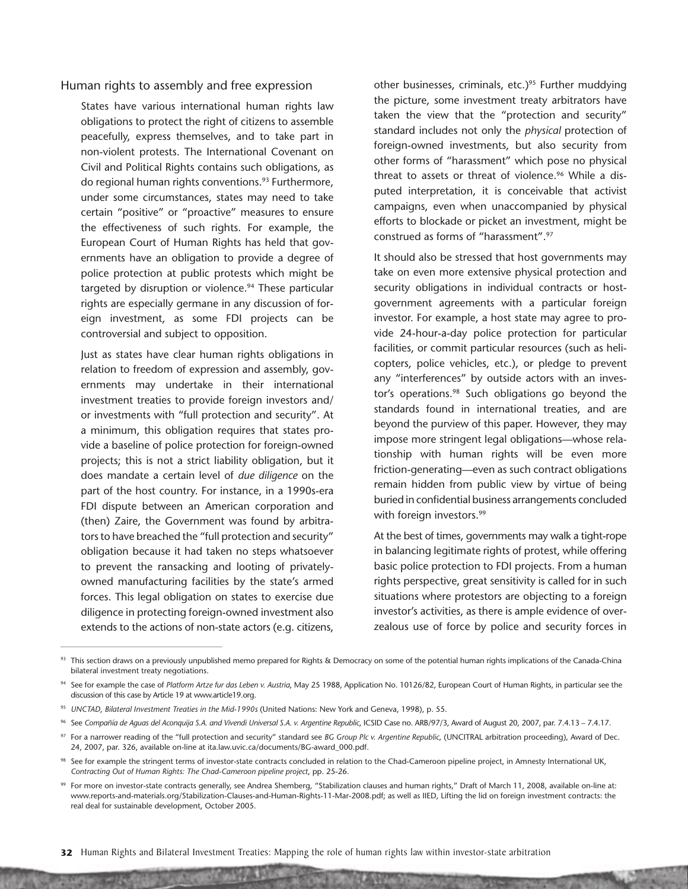## Human rights to assembly and free expression

States have various international human rights law obligations to protect the right of citizens to assemble peacefully, express themselves, and to take part in non-violent protests. The International Covenant on Civil and Political Rights contains such obligations, as do regional human rights conventions.[93] Furthermore, under some circumstances, states may need to take certain "positive" or "proactive" measures to ensure the effectiveness of such rights. For example, the European Court of Human Rights has held that governments have an obligation to provide a degree of police protection at public protests which might be targeted by disruption or violence.[94] These particular rights are especially germane in any discussion of foreign investment, as some FDI projects can be controversial and subject to opposition.

Just as states have clear human rights obligations in relation to freedom of expression and assembly, governments may undertake in their international investment treaties to provide foreign investors and/or investments with "full protection and security". At a minimum, this obligation requires that states provide a baseline of police protection for foreign-owned projects; this is not a strict liability obligation, but it does mandate a certain level of *due diligence* on the part of the host country. For instance, in a 1990s-era FDI dispute between an American corporation and (then) Zaire, the Government was found by arbitrators to have breached the "full protection and security" obligation because it had taken no steps whatsoever to prevent the ransacking and looting of privately-owned manufacturing facilities by the state's armed forces. This legal obligation on states to exercise due diligence in protecting foreign-owned investment also extends to the actions of non-state actors (e.g. citizens, other businesses, criminals, etc.)[95] Further muddying the picture, some investment treaty arbitrators have taken the view that the "protection and security" standard includes not only the *physical* protection of foreign-owned investments, but also security from other forms of "harassment" which pose no physical threat to assets or threat of violence.[96] While a disputed interpretation, it is conceivable that activist campaigns, even when unaccompanied by physical efforts to blockade or picket an investment, might be construed as forms of "harassment".[97]

It should also be stressed that host governments may take on even more extensive physical protection and security obligations in individual contracts or host-government agreements with a particular foreign investor. For example, a host state may agree to provide 24-hour-a-day police protection for particular facilities, or commit particular resources (such as helicopters, police vehicles, etc.), or pledge to prevent any "interferences" by outside actors with an investor's operations.[98] Such obligations go beyond the standards found in international treaties, and are beyond the purview of this paper. However, they may impose more stringent legal obligations—whose relationship with human rights will be even more friction-generating—even as such contract obligations remain hidden from public view by virtue of being buried in confidential business arrangements concluded with foreign investors.[99]

At the best of times, governments may walk a tight-rope in balancing legitimate rights of protest, while offering basic police protection to FDI projects. From a human rights perspective, great sensitivity is called for in such situations where protestors are objecting to a foreign investor's activities, as there is ample evidence of overzealous use of force by police and security forces in

---

[93] This section draws on a previously unpublished memo prepared for Rights & Democracy on some of the potential human rights implications of the Canada-China bilateral investment treaty negotiations.

[94] See for example the case of *Platform Artze fur das Leben v. Austria*, May 25 1988, Application No. 10126/82, European Court of Human Rights, in particular see the discussion of this case by Article 19 at www.article19.org.

[95] *UNCTAD, Bilateral Investment Treaties in the Mid-1990s* (United Nations: New York and Geneva, 1998), p. 55.

[96] See *Compañía de Aguas del Aconquija S.A. and Vivendi Universal S.A. v. Argentine Republic*, ICSID Case no. ARB/97/3, Award of August 20, 2007, par. 7.4.13 – 7.4.17.

[97] For a narrower reading of the "full protection and security" standard see *BG Group Plc v. Argentine Republic*, (UNCITRAL arbitration proceeding), Award of Dec. 24, 2007, par. 326, available on-line at ita.law.uvic.ca/documents/BG-award_000.pdf.

[98] See for example the stringent terms of investor-state contracts concluded in relation to the Chad-Cameroon pipeline project, in Amnesty International UK, *Contracting Out of Human Rights: The Chad-Cameroon pipeline project*, pp. 25-26.

[99] For more on investor-state contracts generally, see Andrea Shemberg, "Stabilization clauses and human rights," Draft of March 11, 2008, available on-line at: www.reports-and-materials.org/Stabilization-Clauses-and-Human-Rights-11-Mar-2008.pdf; as well as IIED, Lifting the lid on foreign investment contracts: the real deal for sustainable development, October 2005.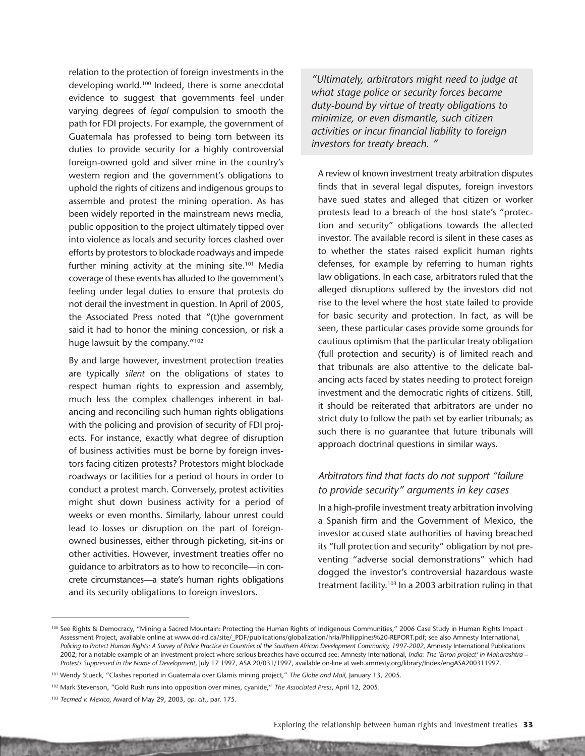relation to the protection of foreign investments in the developing world.[100] Indeed, there is some anecdotal evidence to suggest that governments feel under varying degrees of *legal* compulsion to smooth the path for FDI projects. For example, the government of Guatemala has professed to being torn between its duties to provide security for a highly controversial foreign-owned gold and silver mine in the country's western region and the government's obligations to uphold the rights of citizens and indigenous groups to assemble and protest the mining operation. As has been widely reported in the mainstream news media, public opposition to the project ultimately tipped over into violence as locals and security forces clashed over efforts by protestors to blockade roadways and impede further mining activity at the mining site.[101] Media coverage of these events has alluded to the government's feeling under legal duties to ensure that protests do not derail the investment in question. In April of 2005, the Associated Press noted that "(t)he government said it had to honor the mining concession, or risk a huge lawsuit by the company."[102]

By and large however, investment protection treaties are typically *silent* on the obligations of states to respect human rights to expression and assembly, much less the complex challenges inherent in balancing and reconciling such human rights obligations with the policing and provision of security of FDI projects. For instance, exactly what degree of disruption of business activities must be borne by foreign investors facing citizen protests? Protestors might blockade roadways or facilities for a period of hours in order to conduct a protest march. Conversely, protest activities might shut down business activity for a period of weeks or even months. Similarly, labour unrest could lead to losses or disruption on the part of foreign-owned businesses, either through picketing, sit-ins or other activities. However, investment treaties offer no guidance to arbitrators as to how to reconcile—in concrete circumstances—a state's human rights obligations and its security obligations to foreign investors.

> *"Ultimately, arbitrators might need to judge at what stage police or security forces became duty-bound by virtue of treaty obligations to minimize, or even dismantle, such citizen activities or incur financial liability to foreign investors for treaty breach. "*

A review of known investment treaty arbitration disputes finds that in several legal disputes, foreign investors have sued states and alleged that citizen or worker protests lead to a breach of the host state's "protection and security" obligations towards the affected investor. The available record is silent in these cases as to whether the states raised explicit human rights defenses, for example by referring to human rights law obligations. In each case, arbitrators ruled that the alleged disruptions suffered by the investors did not rise to the level where the host state failed to provide for basic security and protection. In fact, as will be seen, these particular cases provide some grounds for cautious optimism that the particular treaty obligation (full protection and security) is of limited reach and that tribunals are also attentive to the delicate balancing acts faced by states needing to protect foreign investment and the democratic rights of citizens. Still, it should be reiterated that arbitrators are under no strict duty to follow the path set by earlier tribunals; as such there is no guarantee that future tribunals will approach doctrinal questions in similar ways.

### *Arbitrators find that facts do not support "failure to provide security" arguments in key cases*

In a high-profile investment treaty arbitration involving a Spanish firm and the Government of Mexico, the investor accused state authorities of having breached its "full protection and security" obligation by not preventing "adverse social demonstrations" which had dogged the investor's controversial hazardous waste treatment facility.[103] In a 2003 arbitration ruling in that

---

[100] See Rights & Democracy, "Mining a Sacred Mountain: Protecting the Human Rights of Indigenous Communities," 2006 Case Study in Human Rights Impact Assessment Project, available online at www.dd-rd.ca/site/_PDF/publications/globalization/hria/Philippines%20-REPORT.pdf; see also Amnesty International, *Policing to Protect Human Rights: A Survey of Police Practice in Countries of the Southern African Development Community, 1997-2002*, Amnesty International Publications 2002; for a notable example of an investment project where serious breaches have occurred see: Amnesty International, *India: The 'Enron project' in Maharashtra – Protests Suppressed in the Name of Development*, July 17 1997, ASA 20/031/1997, available on-line at web.amnesty.org/library/Index/engASA200311997.

[101] Wendy Stueck, "Clashes reported in Guatemala over Glamis mining project," *The Globe and Mail*, January 13, 2005.

[102] Mark Stevenson, "Gold Rush runs into opposition over mines, cyanide," *The Associated Press*, April 12, 2005.

[103] *Tecmed v. Mexico*, Award of May 29, 2003, *op. cit.*, par. 175.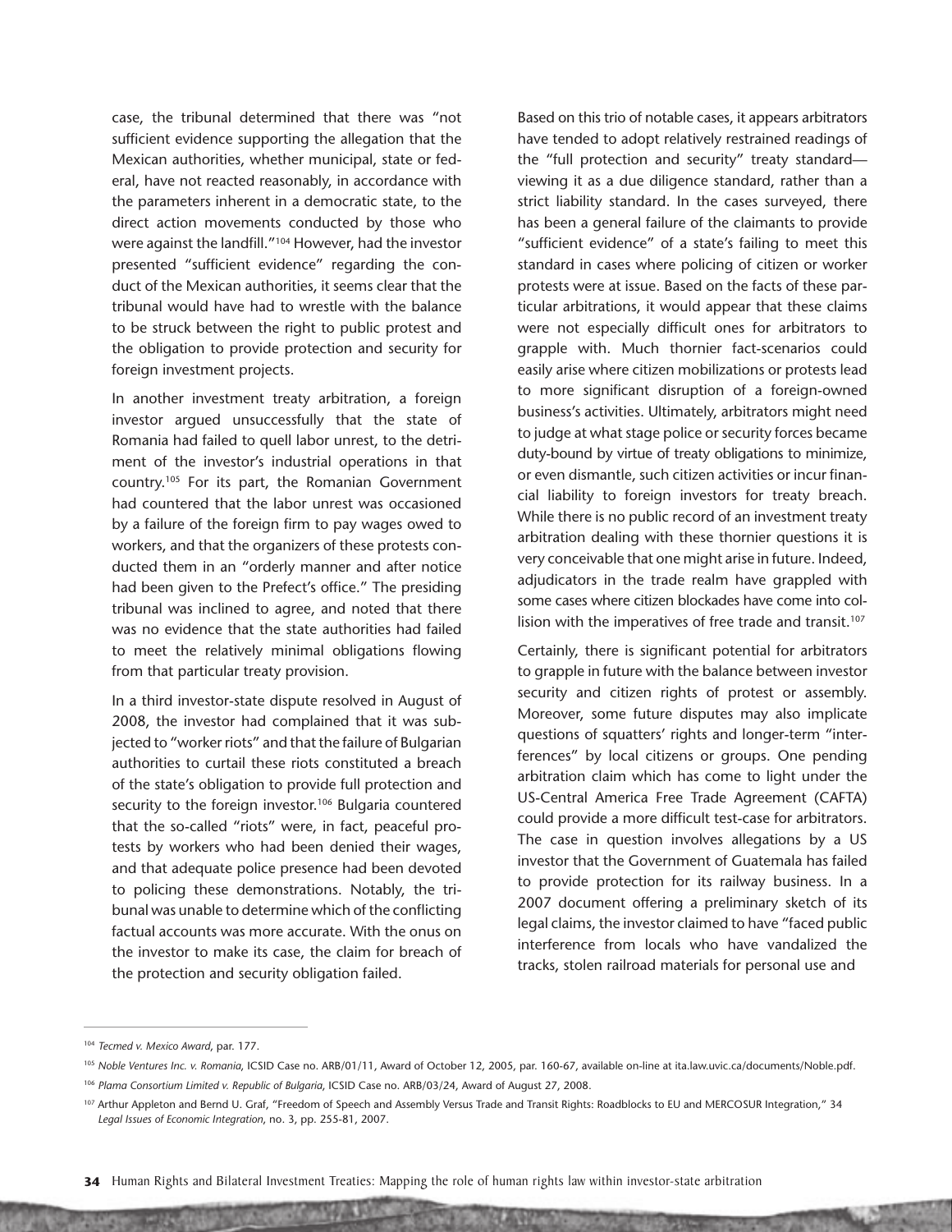case, the tribunal determined that there was "not sufficient evidence supporting the allegation that the Mexican authorities, whether municipal, state or federal, have not reacted reasonably, in accordance with the parameters inherent in a democratic state, to the direct action movements conducted by those who were against the landfill."[104] However, had the investor presented "sufficient evidence" regarding the conduct of the Mexican authorities, it seems clear that the tribunal would have had to wrestle with the balance to be struck between the right to public protest and the obligation to provide protection and security for foreign investment projects.

In another investment treaty arbitration, a foreign investor argued unsuccessfully that the state of Romania had failed to quell labor unrest, to the detriment of the investor's industrial operations in that country.[105] For its part, the Romanian Government had countered that the labor unrest was occasioned by a failure of the foreign firm to pay wages owed to workers, and that the organizers of these protests conducted them in an "orderly manner and after notice had been given to the Prefect's office." The presiding tribunal was inclined to agree, and noted that there was no evidence that the state authorities had failed to meet the relatively minimal obligations flowing from that particular treaty provision.

In a third investor-state dispute resolved in August of 2008, the investor had complained that it was subjected to "worker riots" and that the failure of Bulgarian authorities to curtail these riots constituted a breach of the state's obligation to provide full protection and security to the foreign investor.[106] Bulgaria countered that the so-called "riots" were, in fact, peaceful protests by workers who had been denied their wages, and that adequate police presence had been devoted to policing these demonstrations. Notably, the tribunal was unable to determine which of the conflicting factual accounts was more accurate. With the onus on the investor to make its case, the claim for breach of the protection and security obligation failed.

Based on this trio of notable cases, it appears arbitrators have tended to adopt relatively restrained readings of the "full protection and security" treaty standard—viewing it as a due diligence standard, rather than a strict liability standard. In the cases surveyed, there has been a general failure of the claimants to provide "sufficient evidence" of a state's failing to meet this standard in cases where policing of citizen or worker protests were at issue. Based on the facts of these particular arbitrations, it would appear that these claims were not especially difficult ones for arbitrators to grapple with. Much thornier fact-scenarios could easily arise where citizen mobilizations or protests lead to more significant disruption of a foreign-owned business's activities. Ultimately, arbitrators might need to judge at what stage police or security forces became duty-bound by virtue of treaty obligations to minimize, or even dismantle, such citizen activities or incur financial liability to foreign investors for treaty breach. While there is no public record of an investment treaty arbitration dealing with these thornier questions it is very conceivable that one might arise in future. Indeed, adjudicators in the trade realm have grappled with some cases where citizen blockades have come into collision with the imperatives of free trade and transit.[107]

Certainly, there is significant potential for arbitrators to grapple in future with the balance between investor security and citizen rights of protest or assembly. Moreover, some future disputes may also implicate questions of squatters' rights and longer-term "interferences" by local citizens or groups. One pending arbitration claim which has come to light under the US-Central America Free Trade Agreement (CAFTA) could provide a more difficult test-case for arbitrators. The case in question involves allegations by a US investor that the Government of Guatemala has failed to provide protection for its railway business. In a 2007 document offering a preliminary sketch of its legal claims, the investor claimed to have "faced public interference from locals who have vandalized the tracks, stolen railroad materials for personal use and

---

[104] *Tecmed v. Mexico Award*, par. 177.

[105] *Noble Ventures Inc. v. Romania*, ICSID Case no. ARB/01/11, Award of October 12, 2005, par. 160-67, available on-line at ita.law.uvic.ca/documents/Noble.pdf.

[106] *Plama Consortium Limited v. Republic of Bulgaria*, ICSID Case no. ARB/03/24, Award of August 27, 2008.

[107] Arthur Appleton and Bernd U. Graf, "Freedom of Speech and Assembly Versus Trade and Transit Rights: Roadblocks to EU and MERCOSUR Integration," 34 *Legal Issues of Economic Integration*, no. 3, pp. 255-81, 2007.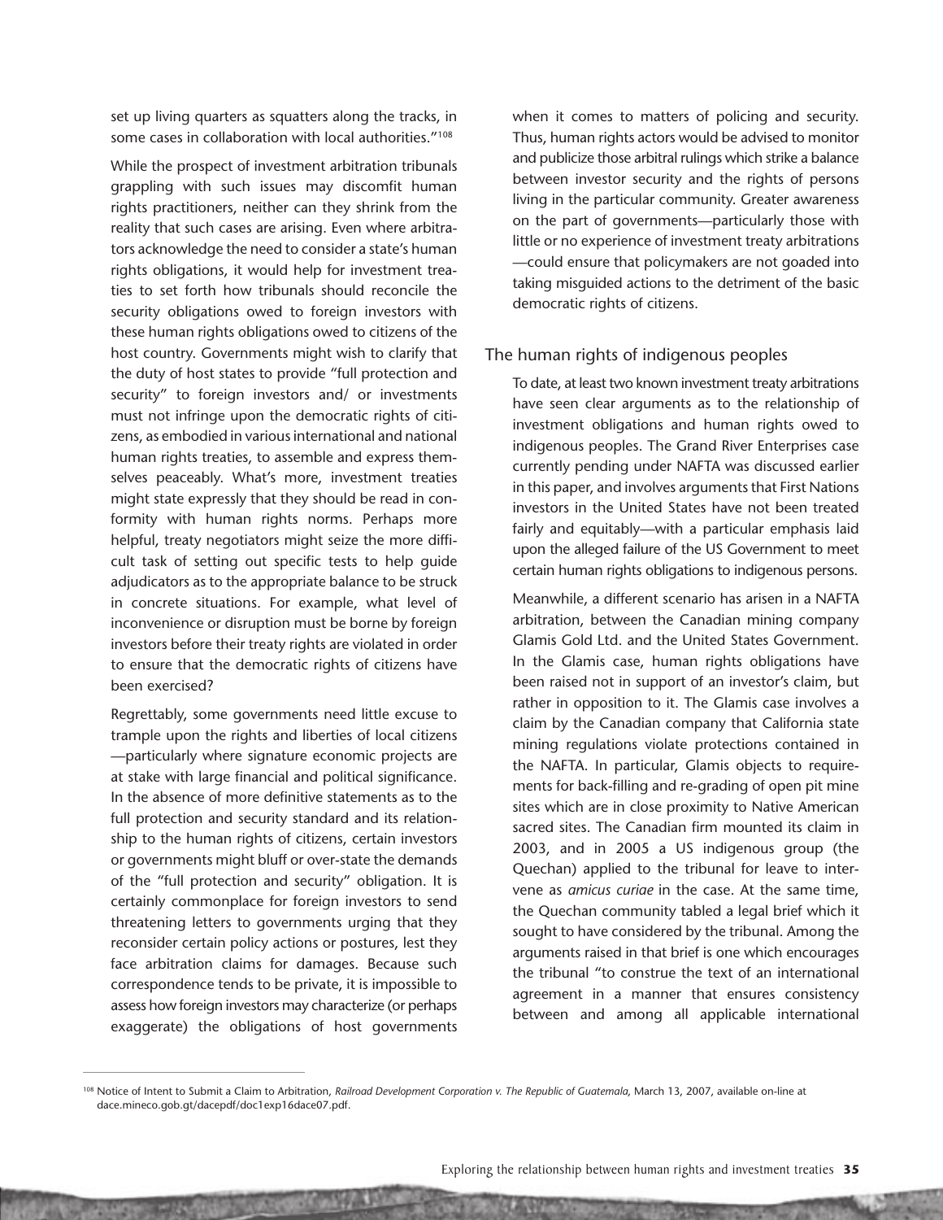set up living quarters as squatters along the tracks, in some cases in collaboration with local authorities."[108]

While the prospect of investment arbitration tribunals grappling with such issues may discomfit human rights practitioners, neither can they shrink from the reality that such cases are arising. Even where arbitrators acknowledge the need to consider a state's human rights obligations, it would help for investment treaties to set forth how tribunals should reconcile the security obligations owed to foreign investors with these human rights obligations owed to citizens of the host country. Governments might wish to clarify that the duty of host states to provide "full protection and security" to foreign investors and/ or investments must not infringe upon the democratic rights of citizens, as embodied in various international and national human rights treaties, to assemble and express themselves peaceably. What's more, investment treaties might state expressly that they should be read in conformity with human rights norms. Perhaps more helpful, treaty negotiators might seize the more difficult task of setting out specific tests to help guide adjudicators as to the appropriate balance to be struck in concrete situations. For example, what level of inconvenience or disruption must be borne by foreign investors before their treaty rights are violated in order to ensure that the democratic rights of citizens have been exercised?

Regrettably, some governments need little excuse to trample upon the rights and liberties of local citizens —particularly where signature economic projects are at stake with large financial and political significance. In the absence of more definitive statements as to the full protection and security standard and its relationship to the human rights of citizens, certain investors or governments might bluff or over-state the demands of the "full protection and security" obligation. It is certainly commonplace for foreign investors to send threatening letters to governments urging that they reconsider certain policy actions or postures, lest they face arbitration claims for damages. Because such correspondence tends to be private, it is impossible to assess how foreign investors may characterize (or perhaps exaggerate) the obligations of host governments when it comes to matters of policing and security. Thus, human rights actors would be advised to monitor and publicize those arbitral rulings which strike a balance between investor security and the rights of persons living in the particular community. Greater awareness on the part of governments—particularly those with little or no experience of investment treaty arbitrations —could ensure that policymakers are not goaded into taking misguided actions to the detriment of the basic democratic rights of citizens.

## The human rights of indigenous peoples

To date, at least two known investment treaty arbitrations have seen clear arguments as to the relationship of investment obligations and human rights owed to indigenous peoples. The Grand River Enterprises case currently pending under NAFTA was discussed earlier in this paper, and involves arguments that First Nations investors in the United States have not been treated fairly and equitably—with a particular emphasis laid upon the alleged failure of the US Government to meet certain human rights obligations to indigenous persons.

Meanwhile, a different scenario has arisen in a NAFTA arbitration, between the Canadian mining company Glamis Gold Ltd. and the United States Government. In the Glamis case, human rights obligations have been raised not in support of an investor's claim, but rather in opposition to it. The Glamis case involves a claim by the Canadian company that California state mining regulations violate protections contained in the NAFTA. In particular, Glamis objects to requirements for back-filling and re-grading of open pit mine sites which are in close proximity to Native American sacred sites. The Canadian firm mounted its claim in 2003, and in 2005 a US indigenous group (the Quechan) applied to the tribunal for leave to intervene as *amicus curiae* in the case. At the same time, the Quechan community tabled a legal brief which it sought to have considered by the tribunal. Among the arguments raised in that brief is one which encourages the tribunal "to construe the text of an international agreement in a manner that ensures consistency between and among all applicable international

[108] Notice of Intent to Submit a Claim to Arbitration, *Railroad Development Corporation v. The Republic of Guatemala*, March 13, 2007, available on-line at dace.mineco.gob.gt/dacepdf/doc1exp16dace07.pdf.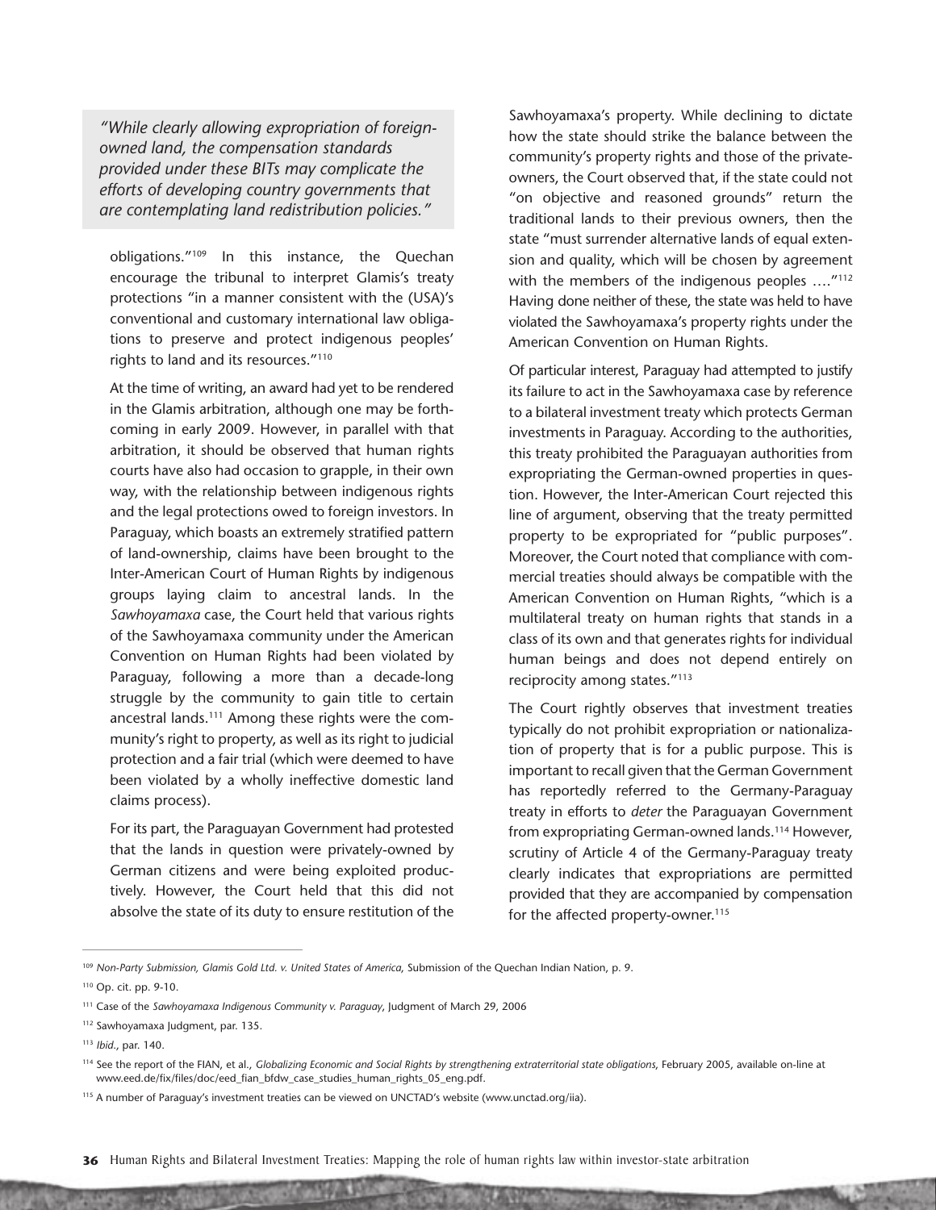> *"While clearly allowing expropriation of foreign-owned land, the compensation standards provided under these BITs may complicate the efforts of developing country governments that are contemplating land redistribution policies."*

obligations."[109] In this instance, the Quechan encourage the tribunal to interpret Glamis's treaty protections "in a manner consistent with the (USA)'s conventional and customary international law obligations to preserve and protect indigenous peoples' rights to land and its resources."[110]

At the time of writing, an award had yet to be rendered in the Glamis arbitration, although one may be forthcoming in early 2009. However, in parallel with that arbitration, it should be observed that human rights courts have also had occasion to grapple, in their own way, with the relationship between indigenous rights and the legal protections owed to foreign investors. In Paraguay, which boasts an extremely stratified pattern of land-ownership, claims have been brought to the Inter-American Court of Human Rights by indigenous groups laying claim to ancestral lands. In the *Sawhoyamaxa* case, the Court held that various rights of the Sawhoyamaxa community under the American Convention on Human Rights had been violated by Paraguay, following a more than a decade-long struggle by the community to gain title to certain ancestral lands.[111] Among these rights were the community's right to property, as well as its right to judicial protection and a fair trial (which were deemed to have been violated by a wholly ineffective domestic land claims process).

For its part, the Paraguayan Government had protested that the lands in question were privately-owned by German citizens and were being exploited productively. However, the Court held that this did not absolve the state of its duty to ensure restitution of the Sawhoyamaxa's property. While declining to dictate how the state should strike the balance between the community's property rights and those of the private-owners, the Court observed that, if the state could not "on objective and reasoned grounds" return the traditional lands to their previous owners, then the state "must surrender alternative lands of equal extension and quality, which will be chosen by agreement with the members of the indigenous peoples …."[112] Having done neither of these, the state was held to have violated the Sawhoyamaxa's property rights under the American Convention on Human Rights.

Of particular interest, Paraguay had attempted to justify its failure to act in the Sawhoyamaxa case by reference to a bilateral investment treaty which protects German investments in Paraguay. According to the authorities, this treaty prohibited the Paraguayan authorities from expropriating the German-owned properties in question. However, the Inter-American Court rejected this line of argument, observing that the treaty permitted property to be expropriated for "public purposes". Moreover, the Court noted that compliance with commercial treaties should always be compatible with the American Convention on Human Rights, "which is a multilateral treaty on human rights that stands in a class of its own and that generates rights for individual human beings and does not depend entirely on reciprocity among states."[113]

The Court rightly observes that investment treaties typically do not prohibit expropriation or nationalization of property that is for a public purpose. This is important to recall given that the German Government has reportedly referred to the Germany-Paraguay treaty in efforts to *deter* the Paraguayan Government from expropriating German-owned lands.[114] However, scrutiny of Article 4 of the Germany-Paraguay treaty clearly indicates that expropriations are permitted provided that they are accompanied by compensation for the affected property-owner.[115]

---

[109] *Non-Party Submission, Glamis Gold Ltd. v. United States of America*, Submission of the Quechan Indian Nation, p. 9.

[110] Op. cit. pp. 9-10.

[111] Case of the *Sawhoyamaxa Indigenous Community v. Paraguay*, Judgment of March 29, 2006

[112] Sawhoyamaxa Judgment, par. 135.

[113] *Ibid*., par. 140.

[114] See the report of the FIAN, et al., *Globalizing Economic and Social Rights by strengthening extraterritorial state obligations*, February 2005, available on-line at www.eed.de/fix/files/doc/eed_fian_bfdw_case_studies_human_rights_05_eng.pdf.

[115] A number of Paraguay's investment treaties can be viewed on UNCTAD's website (www.unctad.org/iia).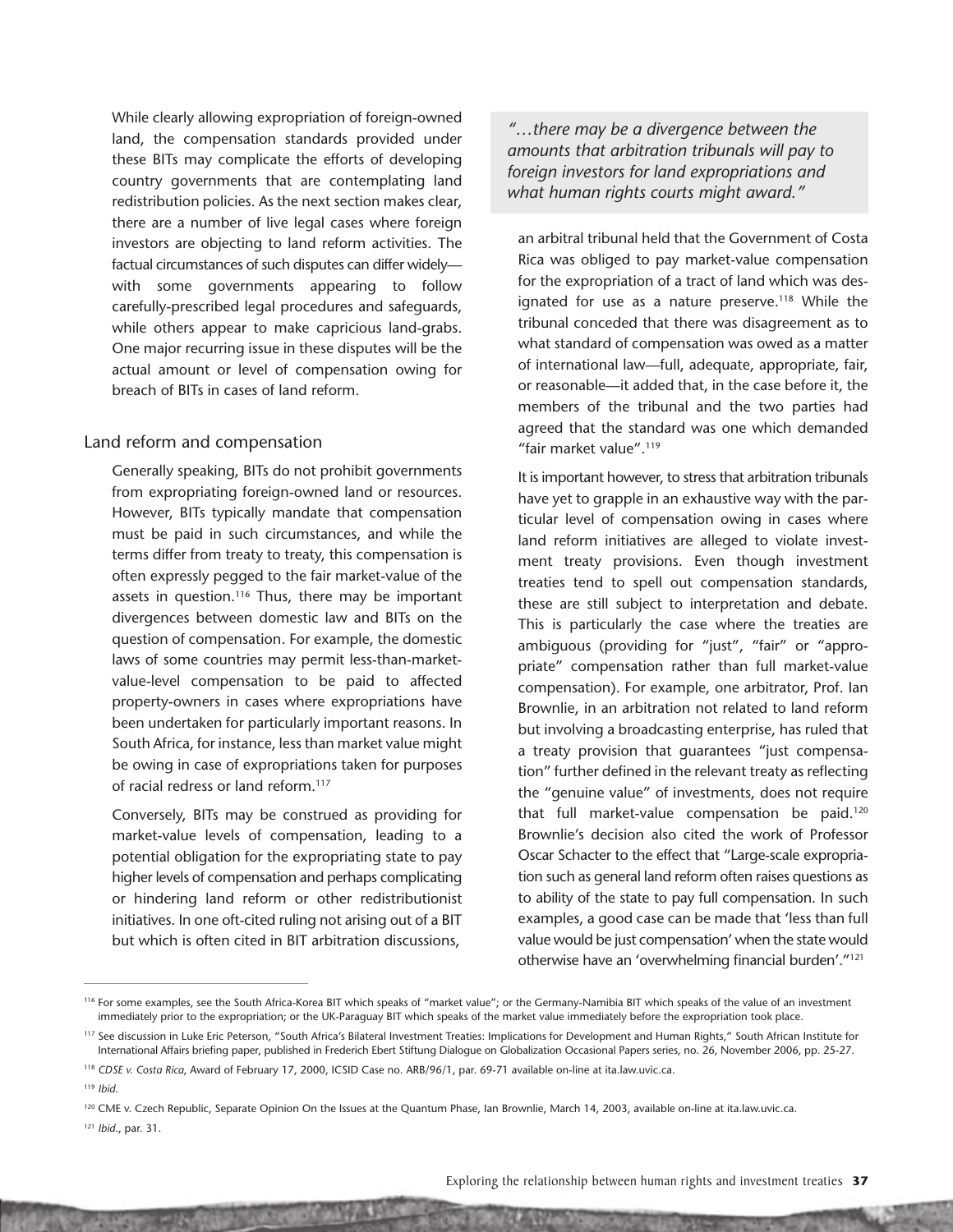While clearly allowing expropriation of foreign-owned land, the compensation standards provided under these BITs may complicate the efforts of developing country governments that are contemplating land redistribution policies. As the next section makes clear, there are a number of live legal cases where foreign investors are objecting to land reform activities. The factual circumstances of such disputes can differ widely—with some governments appearing to follow carefully-prescribed legal procedures and safeguards, while others appear to make capricious land-grabs. One major recurring issue in these disputes will be the actual amount or level of compensation owing for breach of BITs in cases of land reform.

## Land reform and compensation

Generally speaking, BITs do not prohibit governments from expropriating foreign-owned land or resources. However, BITs typically mandate that compensation must be paid in such circumstances, and while the terms differ from treaty to treaty, this compensation is often expressly pegged to the fair market-value of the assets in question.[116] Thus, there may be important divergences between domestic law and BITs on the question of compensation. For example, the domestic laws of some countries may permit less-than-market-value-level compensation to be paid to affected property-owners in cases where expropriations have been undertaken for particularly important reasons. In South Africa, for instance, less than market value might be owing in case of expropriations taken for purposes of racial redress or land reform.[117]

Conversely, BITs may be construed as providing for market-value levels of compensation, leading to a potential obligation for the expropriating state to pay higher levels of compensation and perhaps complicating or hindering land reform or other redistributionist initiatives. In one oft-cited ruling not arising out of a BIT but which is often cited in BIT arbitration discussions, an arbitral tribunal held that the Government of Costa Rica was obliged to pay market-value compensation for the expropriation of a tract of land which was designated for use as a nature preserve.[118] While the tribunal conceded that there was disagreement as to what standard of compensation was owed as a matter of international law—full, adequate, appropriate, fair, or reasonable—it added that, in the case before it, the members of the tribunal and the two parties had agreed that the standard was one which demanded "fair market value".[119]

> *"…there may be a divergence between the amounts that arbitration tribunals will pay to foreign investors for land expropriations and what human rights courts might award."*

It is important however, to stress that arbitration tribunals have yet to grapple in an exhaustive way with the particular level of compensation owing in cases where land reform initiatives are alleged to violate investment treaty provisions. Even though investment treaties tend to spell out compensation standards, these are still subject to interpretation and debate. This is particularly the case where the treaties are ambiguous (providing for "just", "fair" or "appropriate" compensation rather than full market-value compensation). For example, one arbitrator, Prof. Ian Brownlie, in an arbitration not related to land reform but involving a broadcasting enterprise, has ruled that a treaty provision that guarantees "just compensation" further defined in the relevant treaty as reflecting the "genuine value" of investments, does not require that full market-value compensation be paid.[120] Brownlie's decision also cited the work of Professor Oscar Schacter to the effect that "Large-scale expropriation such as general land reform often raises questions as to ability of the state to pay full compensation. In such examples, a good case can be made that 'less than full value would be just compensation' when the state would otherwise have an 'overwhelming financial burden'."[121]

---

[116] For some examples, see the South Africa-Korea BIT which speaks of "market value"; or the Germany-Namibia BIT which speaks of the value of an investment immediately prior to the expropriation; or the UK-Paraguay BIT which speaks of the market value immediately before the expropriation took place.

[117] See discussion in Luke Eric Peterson, "South Africa's Bilateral Investment Treaties: Implications for Development and Human Rights," South African Institute for International Affairs briefing paper, published in Frederich Ebert Stiftung Dialogue on Globalization Occasional Papers series, no. 26, November 2006, pp. 25-27.

[118] *CDSE v. Costa Rica*, Award of February 17, 2000, ICSID Case no. ARB/96/1, par. 69-71 available on-line at ita.law.uvic.ca.

[119] *Ibid.*

[120] CME v. Czech Republic, Separate Opinion On the Issues at the Quantum Phase, Ian Brownlie, March 14, 2003, available on-line at ita.law.uvic.ca.

[121] *Ibid.*, par. 31.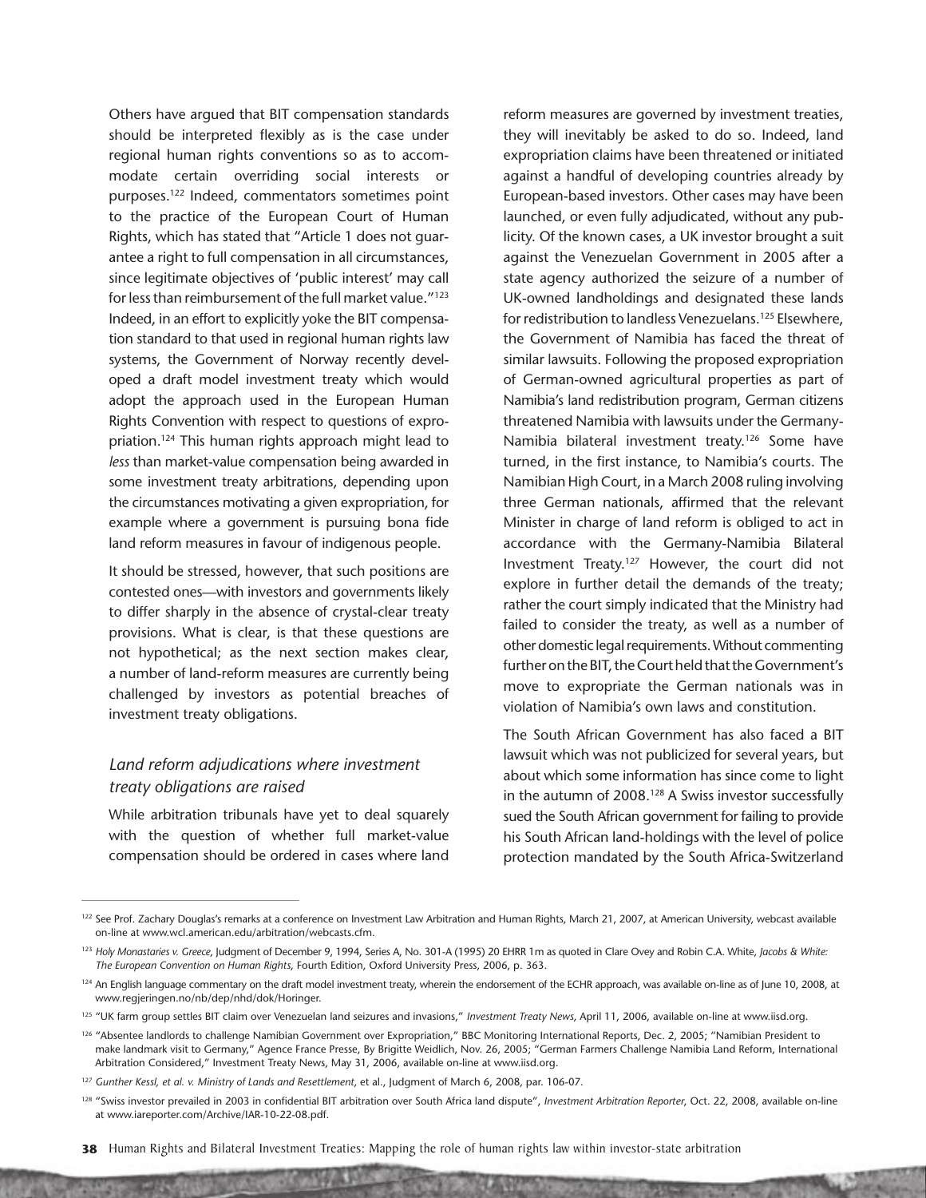Others have argued that BIT compensation standards should be interpreted flexibly as is the case under regional human rights conventions so as to accommodate certain overriding social interests or purposes.[122] Indeed, commentators sometimes point to the practice of the European Court of Human Rights, which has stated that "Article 1 does not guarantee a right to full compensation in all circumstances, since legitimate objectives of 'public interest' may call for less than reimbursement of the full market value."[123] Indeed, in an effort to explicitly yoke the BIT compensation standard to that used in regional human rights law systems, the Government of Norway recently developed a draft model investment treaty which would adopt the approach used in the European Human Rights Convention with respect to questions of expropriation.[124] This human rights approach might lead to *less* than market-value compensation being awarded in some investment treaty arbitrations, depending upon the circumstances motivating a given expropriation, for example where a government is pursuing bona fide land reform measures in favour of indigenous people.

It should be stressed, however, that such positions are contested ones—with investors and governments likely to differ sharply in the absence of crystal-clear treaty provisions. What is clear, is that these questions are not hypothetical; as the next section makes clear, a number of land-reform measures are currently being challenged by investors as potential breaches of investment treaty obligations.

### *Land reform adjudications where investment treaty obligations are raised*

While arbitration tribunals have yet to deal squarely with the question of whether full market-value compensation should be ordered in cases where land reform measures are governed by investment treaties, they will inevitably be asked to do so. Indeed, land expropriation claims have been threatened or initiated against a handful of developing countries already by European-based investors. Other cases may have been launched, or even fully adjudicated, without any publicity. Of the known cases, a UK investor brought a suit against the Venezuelan Government in 2005 after a state agency authorized the seizure of a number of UK-owned landholdings and designated these lands for redistribution to landless Venezuelans.[125] Elsewhere, the Government of Namibia has faced the threat of similar lawsuits. Following the proposed expropriation of German-owned agricultural properties as part of Namibia's land redistribution program, German citizens threatened Namibia with lawsuits under the Germany-Namibia bilateral investment treaty.[126] Some have turned, in the first instance, to Namibia's courts. The Namibian High Court, in a March 2008 ruling involving three German nationals, affirmed that the relevant Minister in charge of land reform is obliged to act in accordance with the Germany-Namibia Bilateral Investment Treaty.[127] However, the court did not explore in further detail the demands of the treaty; rather the court simply indicated that the Ministry had failed to consider the treaty, as well as a number of other domestic legal requirements. Without commenting further on the BIT, the Court held that the Government's move to expropriate the German nationals was in violation of Namibia's own laws and constitution.

The South African Government has also faced a BIT lawsuit which was not publicized for several years, but about which some information has since come to light in the autumn of 2008.[128] A Swiss investor successfully sued the South African government for failing to provide his South African land-holdings with the level of police protection mandated by the South Africa-Switzerland

---

[122] See Prof. Zachary Douglas's remarks at a conference on Investment Law Arbitration and Human Rights, March 21, 2007, at American University, webcast available on-line at www.wcl.american.edu/arbitration/webcasts.cfm.

[123] *Holy Monastaries v. Greece*, Judgment of December 9, 1994, Series A, No. 301-A (1995) 20 EHRR 1m as quoted in Clare Ovey and Robin C.A. White, *Jacobs & White: The European Convention on Human Rights*, Fourth Edition, Oxford University Press, 2006, p. 363.

[124] An English language commentary on the draft model investment treaty, wherein the endorsement of the ECHR approach, was available on-line as of June 10, 2008, at www.regjeringen.no/nb/dep/nhd/dok/Horinger.

[125] "UK farm group settles BIT claim over Venezuelan land seizures and invasions," *Investment Treaty News*, April 11, 2006, available on-line at www.iisd.org.

[126] "Absentee landlords to challenge Namibian Government over Expropriation," BBC Monitoring International Reports, Dec. 2, 2005; "Namibian President to make landmark visit to Germany," Agence France Presse, By Brigitte Weidlich, Nov. 26, 2005; "German Farmers Challenge Namibia Land Reform, International Arbitration Considered," Investment Treaty News, May 31, 2006, available on-line at www.iisd.org.

[127] *Gunther Kessl, et al. v. Ministry of Lands and Resettlement*, et al., Judgment of March 6, 2008, par. 106-07.

[128] "Swiss investor prevailed in 2003 in confidential BIT arbitration over South Africa land dispute", *Investment Arbitration Reporter*, Oct. 22, 2008, available on-line at www.iareporter.com/Archive/IAR-10-22-08.pdf.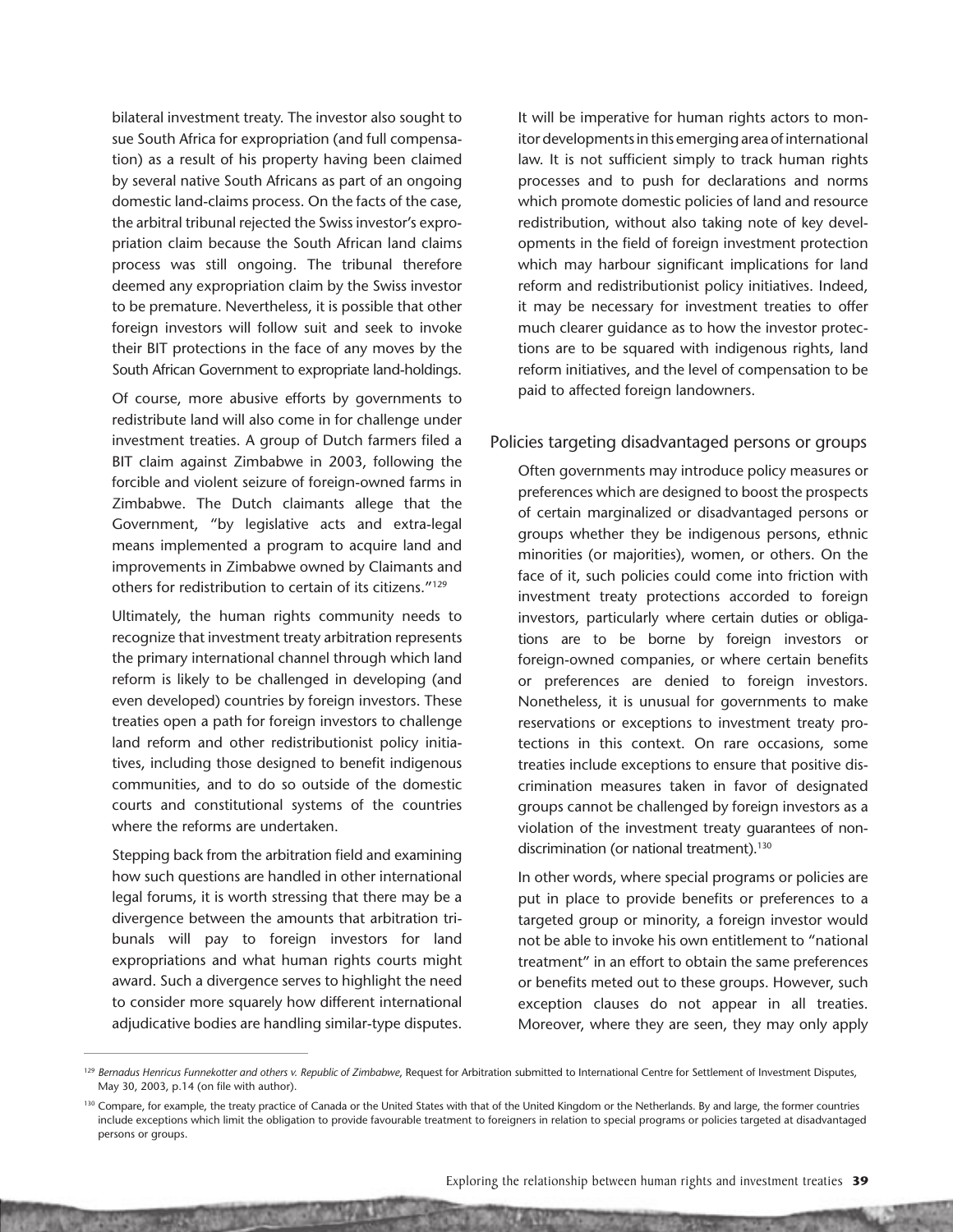bilateral investment treaty. The investor also sought to sue South Africa for expropriation (and full compensation) as a result of his property having been claimed by several native South Africans as part of an ongoing domestic land-claims process. On the facts of the case, the arbitral tribunal rejected the Swiss investor's expropriation claim because the South African land claims process was still ongoing. The tribunal therefore deemed any expropriation claim by the Swiss investor to be premature. Nevertheless, it is possible that other foreign investors will follow suit and seek to invoke their BIT protections in the face of any moves by the South African Government to expropriate land-holdings.

Of course, more abusive efforts by governments to redistribute land will also come in for challenge under investment treaties. A group of Dutch farmers filed a BIT claim against Zimbabwe in 2003, following the forcible and violent seizure of foreign-owned farms in Zimbabwe. The Dutch claimants allege that the Government, "by legislative acts and extra-legal means implemented a program to acquire land and improvements in Zimbabwe owned by Claimants and others for redistribution to certain of its citizens."[129]

Ultimately, the human rights community needs to recognize that investment treaty arbitration represents the primary international channel through which land reform is likely to be challenged in developing (and even developed) countries by foreign investors. These treaties open a path for foreign investors to challenge land reform and other redistributionist policy initiatives, including those designed to benefit indigenous communities, and to do so outside of the domestic courts and constitutional systems of the countries where the reforms are undertaken.

Stepping back from the arbitration field and examining how such questions are handled in other international legal forums, it is worth stressing that there may be a divergence between the amounts that arbitration tribunals will pay to foreign investors for land expropriations and what human rights courts might award. Such a divergence serves to highlight the need to consider more squarely how different international adjudicative bodies are handling similar-type disputes.

It will be imperative for human rights actors to monitor developments in this emerging area of international law. It is not sufficient simply to track human rights processes and to push for declarations and norms which promote domestic policies of land and resource redistribution, without also taking note of key developments in the field of foreign investment protection which may harbour significant implications for land reform and redistributionist policy initiatives. Indeed, it may be necessary for investment treaties to offer much clearer guidance as to how the investor protections are to be squared with indigenous rights, land reform initiatives, and the level of compensation to be paid to affected foreign landowners.

## Policies targeting disadvantaged persons or groups

Often governments may introduce policy measures or preferences which are designed to boost the prospects of certain marginalized or disadvantaged persons or groups whether they be indigenous persons, ethnic minorities (or majorities), women, or others. On the face of it, such policies could come into friction with investment treaty protections accorded to foreign investors, particularly where certain duties or obligations are to be borne by foreign investors or foreign-owned companies, or where certain benefits or preferences are denied to foreign investors. Nonetheless, it is unusual for governments to make reservations or exceptions to investment treaty protections in this context. On rare occasions, some treaties include exceptions to ensure that positive discrimination measures taken in favor of designated groups cannot be challenged by foreign investors as a violation of the investment treaty guarantees of non-discrimination (or national treatment).[130]

In other words, where special programs or policies are put in place to provide benefits or preferences to a targeted group or minority, a foreign investor would not be able to invoke his own entitlement to "national treatment" in an effort to obtain the same preferences or benefits meted out to these groups. However, such exception clauses do not appear in all treaties. Moreover, where they are seen, they may only apply

---

[129] *Bernadus Henricus Funnekotter and others v. Republic of Zimbabwe*, Request for Arbitration submitted to International Centre for Settlement of Investment Disputes, May 30, 2003, p.14 (on file with author).

[130] Compare, for example, the treaty practice of Canada or the United States with that of the United Kingdom or the Netherlands. By and large, the former countries include exceptions which limit the obligation to provide favourable treatment to foreigners in relation to special programs or policies targeted at disadvantaged persons or groups.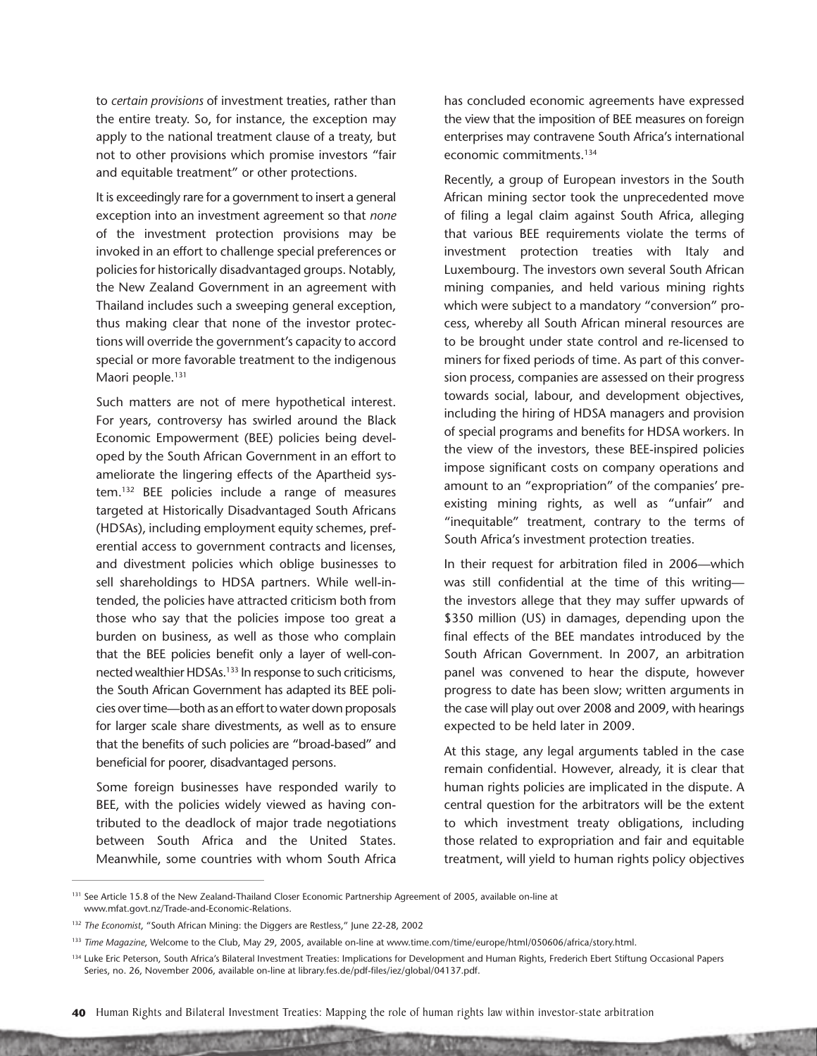to *certain provisions* of investment treaties, rather than the entire treaty. So, for instance, the exception may apply to the national treatment clause of a treaty, but not to other provisions which promise investors "fair and equitable treatment" or other protections.

It is exceedingly rare for a government to insert a general exception into an investment agreement so that *none* of the investment protection provisions may be invoked in an effort to challenge special preferences or policies for historically disadvantaged groups. Notably, the New Zealand Government in an agreement with Thailand includes such a sweeping general exception, thus making clear that none of the investor protections will override the government's capacity to accord special or more favorable treatment to the indigenous Maori people.[131]

Such matters are not of mere hypothetical interest. For years, controversy has swirled around the Black Economic Empowerment (BEE) policies being developed by the South African Government in an effort to ameliorate the lingering effects of the Apartheid system.[132] BEE policies include a range of measures targeted at Historically Disadvantaged South Africans (HDSAs), including employment equity schemes, preferential access to government contracts and licenses, and divestment policies which oblige businesses to sell shareholdings to HDSA partners. While well-intended, the policies have attracted criticism both from those who say that the policies impose too great a burden on business, as well as those who complain that the BEE policies benefit only a layer of well-connected wealthier HDSAs.[133] In response to such criticisms, the South African Government has adapted its BEE policies over time—both as an effort to water down proposals for larger scale share divestments, as well as to ensure that the benefits of such policies are "broad-based" and beneficial for poorer, disadvantaged persons.

Some foreign businesses have responded warily to BEE, with the policies widely viewed as having contributed to the deadlock of major trade negotiations between South Africa and the United States. Meanwhile, some countries with whom South Africa has concluded economic agreements have expressed the view that the imposition of BEE measures on foreign enterprises may contravene South Africa's international economic commitments.[134]

Recently, a group of European investors in the South African mining sector took the unprecedented move of filing a legal claim against South Africa, alleging that various BEE requirements violate the terms of investment protection treaties with Italy and Luxembourg. The investors own several South African mining companies, and held various mining rights which were subject to a mandatory "conversion" process, whereby all South African mineral resources are to be brought under state control and re-licensed to miners for fixed periods of time. As part of this conversion process, companies are assessed on their progress towards social, labour, and development objectives, including the hiring of HDSA managers and provision of special programs and benefits for HDSA workers. In the view of the investors, these BEE-inspired policies impose significant costs on company operations and amount to an "expropriation" of the companies' pre-existing mining rights, as well as "unfair" and "inequitable" treatment, contrary to the terms of South Africa's investment protection treaties.

In their request for arbitration filed in 2006—which was still confidential at the time of this writing—the investors allege that they may suffer upwards of \$350 million (US) in damages, depending upon the final effects of the BEE mandates introduced by the South African Government. In 2007, an arbitration panel was convened to hear the dispute, however progress to date has been slow; written arguments in the case will play out over 2008 and 2009, with hearings expected to be held later in 2009.

At this stage, any legal arguments tabled in the case remain confidential. However, already, it is clear that human rights policies are implicated in the dispute. A central question for the arbitrators will be the extent to which investment treaty obligations, including those related to expropriation and fair and equitable treatment, will yield to human rights policy objectives

---

[131] See Article 15.8 of the New Zealand-Thailand Closer Economic Partnership Agreement of 2005, available on-line at www.mfat.govt.nz/Trade-and-Economic-Relations.

[132] *The Economist*, "South African Mining: the Diggers are Restless," June 22-28, 2002

[133] *Time Magazine*, Welcome to the Club, May 29, 2005, available on-line at www.time.com/time/europe/html/050606/africa/story.html.

[134] Luke Eric Peterson, South Africa's Bilateral Investment Treaties: Implications for Development and Human Rights, Frederich Ebert Stiftung Occasional Papers Series, no. 26, November 2006, available on-line at library.fes.de/pdf-files/iez/global/04137.pdf.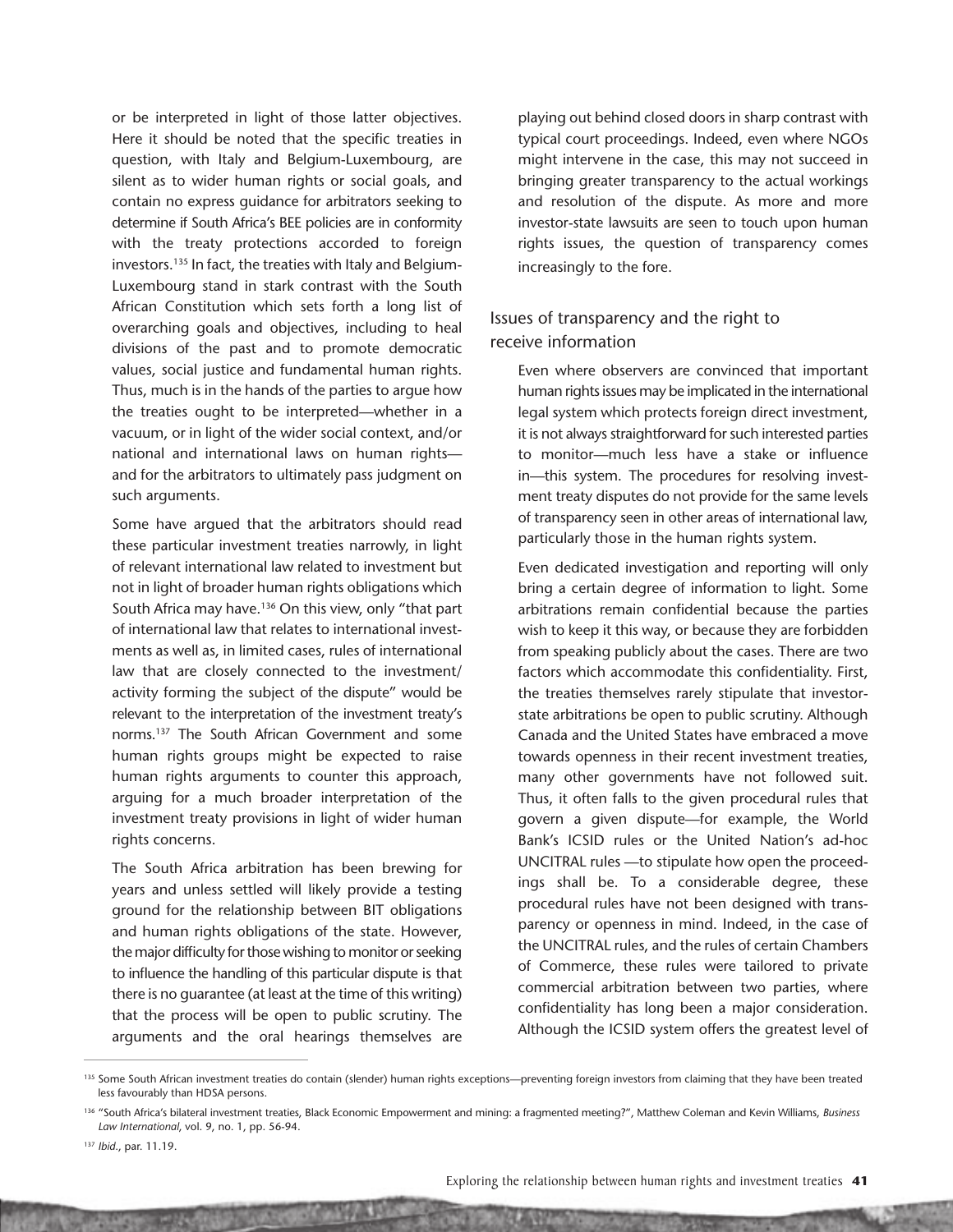or be interpreted in light of those latter objectives. Here it should be noted that the specific treaties in question, with Italy and Belgium-Luxembourg, are silent as to wider human rights or social goals, and contain no express guidance for arbitrators seeking to determine if South Africa's BEE policies are in conformity with the treaty protections accorded to foreign investors.[135] In fact, the treaties with Italy and Belgium-Luxembourg stand in stark contrast with the South African Constitution which sets forth a long list of overarching goals and objectives, including to heal divisions of the past and to promote democratic values, social justice and fundamental human rights. Thus, much is in the hands of the parties to argue how the treaties ought to be interpreted—whether in a vacuum, or in light of the wider social context, and/or national and international laws on human rights—and for the arbitrators to ultimately pass judgment on such arguments.

Some have argued that the arbitrators should read these particular investment treaties narrowly, in light of relevant international law related to investment but not in light of broader human rights obligations which South Africa may have.[136] On this view, only "that part of international law that relates to international investments as well as, in limited cases, rules of international law that are closely connected to the investment/activity forming the subject of the dispute" would be relevant to the interpretation of the investment treaty's norms.[137] The South African Government and some human rights groups might be expected to raise human rights arguments to counter this approach, arguing for a much broader interpretation of the investment treaty provisions in light of wider human rights concerns.

The South Africa arbitration has been brewing for years and unless settled will likely provide a testing ground for the relationship between BIT obligations and human rights obligations of the state. However, the major difficulty for those wishing to monitor or seeking to influence the handling of this particular dispute is that there is no guarantee (at least at the time of this writing) that the process will be open to public scrutiny. The arguments and the oral hearings themselves are playing out behind closed doors in sharp contrast with typical court proceedings. Indeed, even where NGOs might intervene in the case, this may not succeed in bringing greater transparency to the actual workings and resolution of the dispute. As more and more investor-state lawsuits are seen to touch upon human rights issues, the question of transparency comes increasingly to the fore.

## Issues of transparency and the right to receive information

Even where observers are convinced that important human rights issues may be implicated in the international legal system which protects foreign direct investment, it is not always straightforward for such interested parties to monitor—much less have a stake or influence in—this system. The procedures for resolving investment treaty disputes do not provide for the same levels of transparency seen in other areas of international law, particularly those in the human rights system.

Even dedicated investigation and reporting will only bring a certain degree of information to light. Some arbitrations remain confidential because the parties wish to keep it this way, or because they are forbidden from speaking publicly about the cases. There are two factors which accommodate this confidentiality. First, the treaties themselves rarely stipulate that investor-state arbitrations be open to public scrutiny. Although Canada and the United States have embraced a move towards openness in their recent investment treaties, many other governments have not followed suit. Thus, it often falls to the given procedural rules that govern a given dispute—for example, the World Bank's ICSID rules or the United Nation's ad-hoc UNCITRAL rules —to stipulate how open the proceedings shall be. To a considerable degree, these procedural rules have not been designed with transparency or openness in mind. Indeed, in the case of the UNCITRAL rules, and the rules of certain Chambers of Commerce, these rules were tailored to private commercial arbitration between two parties, where confidentiality has long been a major consideration. Although the ICSID system offers the greatest level of

---

[135] Some South African investment treaties do contain (slender) human rights exceptions—preventing foreign investors from claiming that they have been treated less favourably than HDSA persons.

[136] "South Africa's bilateral investment treaties, Black Economic Empowerment and mining: a fragmented meeting?", Matthew Coleman and Kevin Williams, *Business Law International*, vol. 9, no. 1, pp. 56-94.

[137] *Ibid.*, par. 11.19.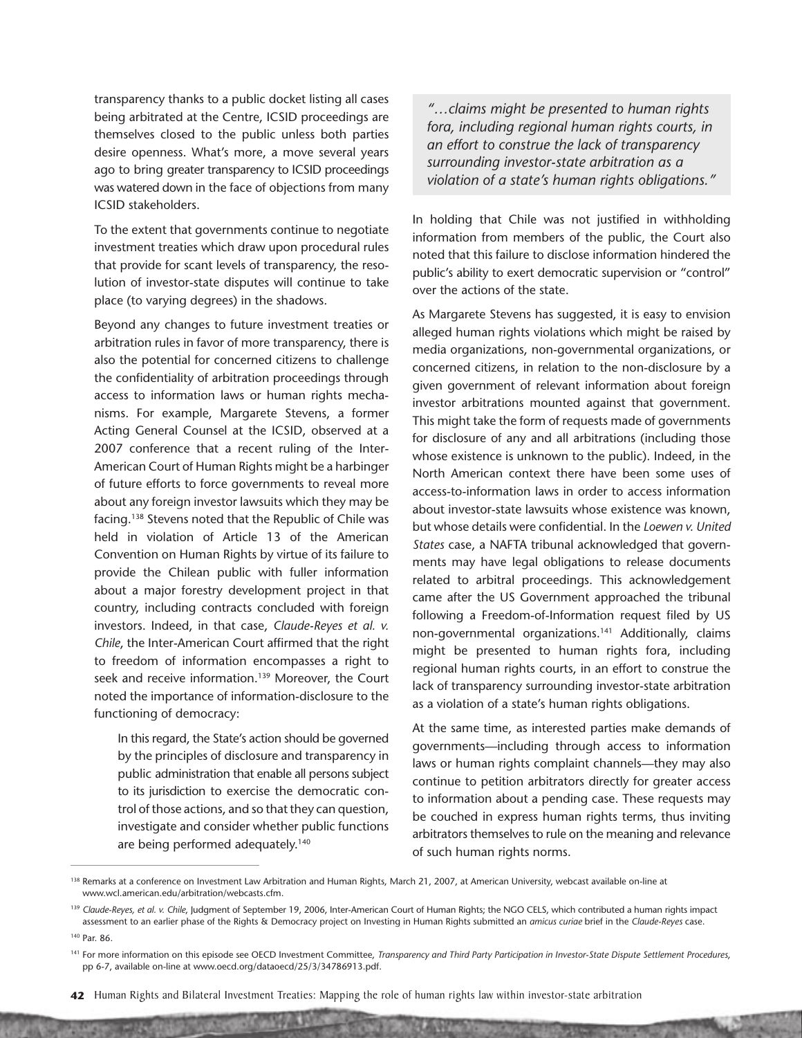transparency thanks to a public docket listing all cases being arbitrated at the Centre, ICSID proceedings are themselves closed to the public unless both parties desire openness. What's more, a move several years ago to bring greater transparency to ICSID proceedings was watered down in the face of objections from many ICSID stakeholders.

To the extent that governments continue to negotiate investment treaties which draw upon procedural rules that provide for scant levels of transparency, the resolution of investor-state disputes will continue to take place (to varying degrees) in the shadows.

Beyond any changes to future investment treaties or arbitration rules in favor of more transparency, there is also the potential for concerned citizens to challenge the confidentiality of arbitration proceedings through access to information laws or human rights mechanisms. For example, Margarete Stevens, a former Acting General Counsel at the ICSID, observed at a 2007 conference that a recent ruling of the Inter-American Court of Human Rights might be a harbinger of future efforts to force governments to reveal more about any foreign investor lawsuits which they may be facing.[138] Stevens noted that the Republic of Chile was held in violation of Article 13 of the American Convention on Human Rights by virtue of its failure to provide the Chilean public with fuller information about a major forestry development project in that country, including contracts concluded with foreign investors. Indeed, in that case, *Claude-Reyes et al. v. Chile*, the Inter-American Court affirmed that the right to freedom of information encompasses a right to seek and receive information.[139] Moreover, the Court noted the importance of information-disclosure to the functioning of democracy:

> In this regard, the State's action should be governed by the principles of disclosure and transparency in public administration that enable all persons subject to its jurisdiction to exercise the democratic control of those actions, and so that they can question, investigate and consider whether public functions are being performed adequately.[140]

> *"…claims might be presented to human rights fora, including regional human rights courts, in an effort to construe the lack of transparency surrounding investor-state arbitration as a violation of a state's human rights obligations."*

In holding that Chile was not justified in withholding information from members of the public, the Court also noted that this failure to disclose information hindered the public's ability to exert democratic supervision or "control" over the actions of the state.

As Margarete Stevens has suggested, it is easy to envision alleged human rights violations which might be raised by media organizations, non-governmental organizations, or concerned citizens, in relation to the non-disclosure by a given government of relevant information about foreign investor arbitrations mounted against that government. This might take the form of requests made of governments for disclosure of any and all arbitrations (including those whose existence is unknown to the public). Indeed, in the North American context there have been some uses of access-to-information laws in order to access information about investor-state lawsuits whose existence was known, but whose details were confidential. In the *Loewen v. United States* case, a NAFTA tribunal acknowledged that governments may have legal obligations to release documents related to arbitral proceedings. This acknowledgement came after the US Government approached the tribunal following a Freedom-of-Information request filed by US non-governmental organizations.[141] Additionally, claims might be presented to human rights fora, including regional human rights courts, in an effort to construe the lack of transparency surrounding investor-state arbitration as a violation of a state's human rights obligations.

At the same time, as interested parties make demands of governments—including through access to information laws or human rights complaint channels—they may also continue to petition arbitrators directly for greater access to information about a pending case. These requests may be couched in express human rights terms, thus inviting arbitrators themselves to rule on the meaning and relevance of such human rights norms.

---

[138] Remarks at a conference on Investment Law Arbitration and Human Rights, March 21, 2007, at American University, webcast available on-line at www.wcl.american.edu/arbitration/webcasts.cfm.

[139] *Claude-Reyes, et al. v. Chile*, Judgment of September 19, 2006, Inter-American Court of Human Rights; the NGO CELS, which contributed a human rights impact assessment to an earlier phase of the Rights & Democracy project on Investing in Human Rights submitted an *amicus curiae* brief in the *Claude-Reyes* case.

[140] Par. 86.

[141] For more information on this episode see OECD Investment Committee, *Transparency and Third Party Participation in Investor-State Dispute Settlement Procedures*, pp 6-7, available on-line at www.oecd.org/dataoecd/25/3/34786913.pdf.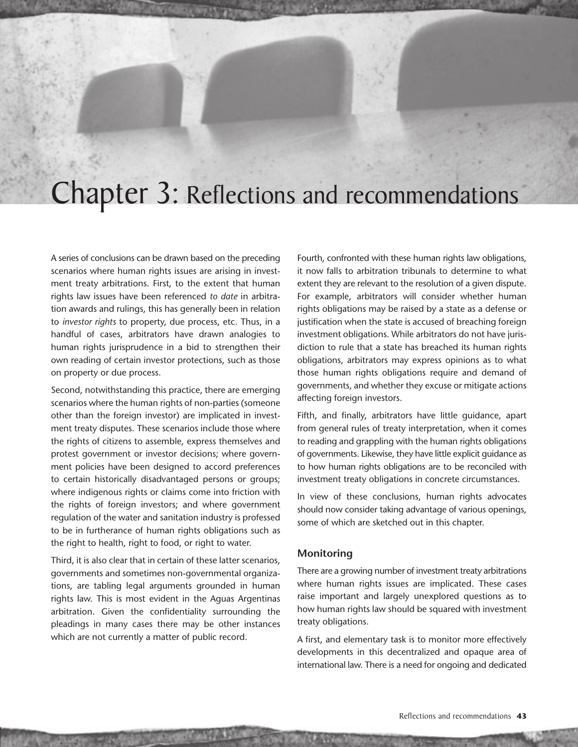# Chapter 3: Reflections and recommendations

A series of conclusions can be drawn based on the preceding scenarios where human rights issues are arising in investment treaty arbitrations. First, to the extent that human rights law issues have been referenced *to date* in arbitration awards and rulings, this has generally been in relation to *investor rights* to property, due process, etc. Thus, in a handful of cases, arbitrators have drawn analogies to human rights jurisprudence in a bid to strengthen their own reading of certain investor protections, such as those on property or due process.

Second, notwithstanding this practice, there are emerging scenarios where the human rights of non-parties (someone other than the foreign investor) are implicated in investment treaty disputes. These scenarios include those where the rights of citizens to assemble, express themselves and protest government or investor decisions; where government policies have been designed to accord preferences to certain historically disadvantaged persons or groups; where indigenous rights or claims come into friction with the rights of foreign investors; and where government regulation of the water and sanitation industry is professed to be in furtherance of human rights obligations such as the right to health, right to food, or right to water.

Third, it is also clear that in certain of these latter scenarios, governments and sometimes non-governmental organizations, are tabling legal arguments grounded in human rights law. This is most evident in the Aguas Argentinas arbitration. Given the confidentiality surrounding the pleadings in many cases there may be other instances which are not currently a matter of public record.

Fourth, confronted with these human rights law obligations, it now falls to arbitration tribunals to determine to what extent they are relevant to the resolution of a given dispute. For example, arbitrators will consider whether human rights obligations may be raised by a state as a defense or justification when the state is accused of breaching foreign investment obligations. While arbitrators do not have jurisdiction to rule that a state has breached its human rights obligations, arbitrators may express opinions as to what those human rights obligations require and demand of governments, and whether they excuse or mitigate actions affecting foreign investors.

Fifth, and finally, arbitrators have little guidance, apart from general rules of treaty interpretation, when it comes to reading and grappling with the human rights obligations of governments. Likewise, they have little explicit guidance as to how human rights obligations are to be reconciled with investment treaty obligations in concrete circumstances.

In view of these conclusions, human rights advocates should now consider taking advantage of various openings, some of which are sketched out in this chapter.

### Monitoring

There are a growing number of investment treaty arbitrations where human rights issues are implicated. These cases raise important and largely unexplored questions as to how human rights law should be squared with investment treaty obligations.

A first, and elementary task is to monitor more effectively developments in this decentralized and opaque area of international law. There is a need for ongoing and dedicated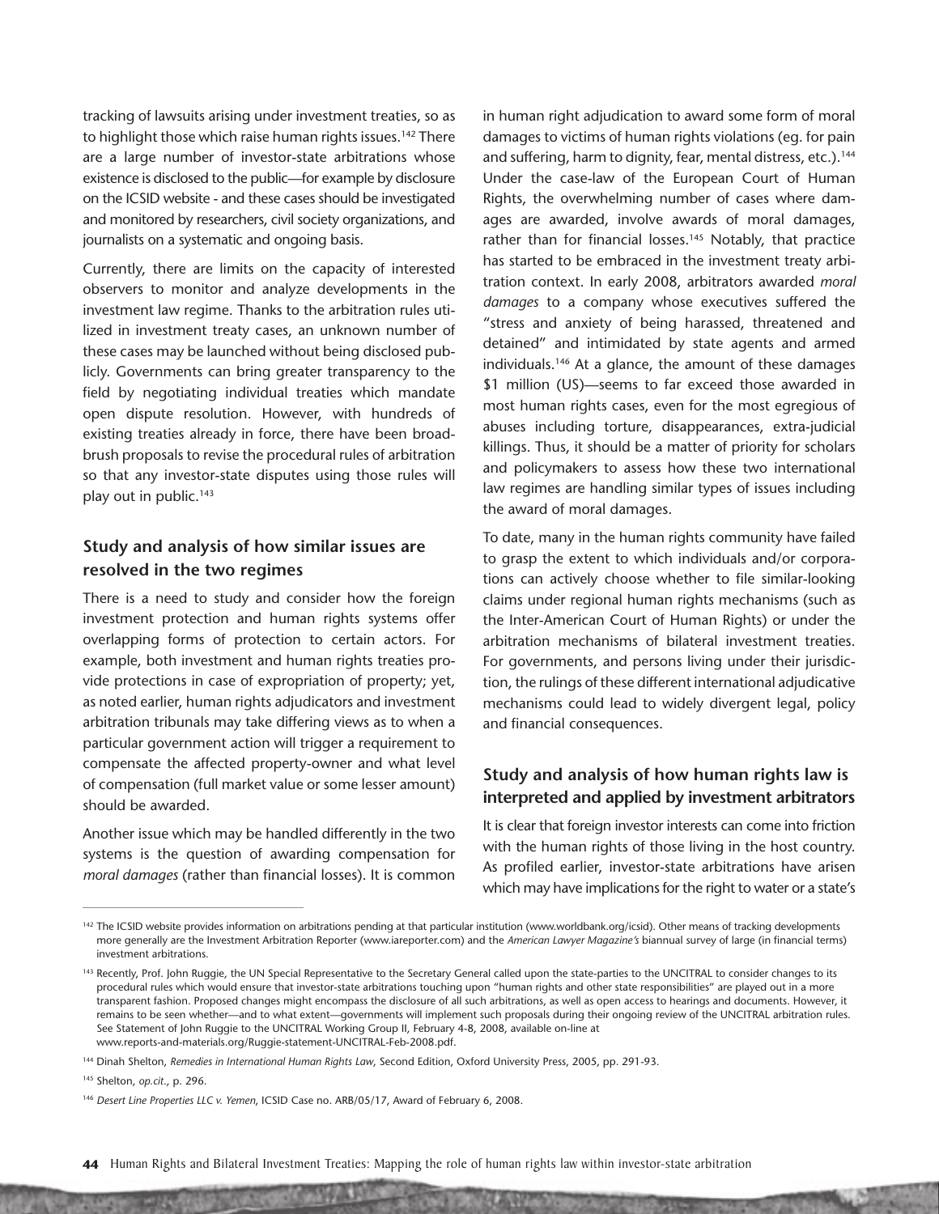tracking of lawsuits arising under investment treaties, so as to highlight those which raise human rights issues.[142] There are a large number of investor-state arbitrations whose existence is disclosed to the public—for example by disclosure on the ICSID website - and these cases should be investigated and monitored by researchers, civil society organizations, and journalists on a systematic and ongoing basis.

Currently, there are limits on the capacity of interested observers to monitor and analyze developments in the investment law regime. Thanks to the arbitration rules utilized in investment treaty cases, an unknown number of these cases may be launched without being disclosed publicly. Governments can bring greater transparency to the field by negotiating individual treaties which mandate open dispute resolution. However, with hundreds of existing treaties already in force, there have been broad-brush proposals to revise the procedural rules of arbitration so that any investor-state disputes using those rules will play out in public.[143]

### Study and analysis of how similar issues are resolved in the two regimes

There is a need to study and consider how the foreign investment protection and human rights systems offer overlapping forms of protection to certain actors. For example, both investment and human rights treaties provide protections in case of expropriation of property; yet, as noted earlier, human rights adjudicators and investment arbitration tribunals may take differing views as to when a particular government action will trigger a requirement to compensate the affected property-owner and what level of compensation (full market value or some lesser amount) should be awarded.

Another issue which may be handled differently in the two systems is the question of awarding compensation for *moral damages* (rather than financial losses). It is common in human right adjudication to award some form of moral damages to victims of human rights violations (eg. for pain and suffering, harm to dignity, fear, mental distress, etc.).[144] Under the case-law of the European Court of Human Rights, the overwhelming number of cases where damages are awarded, involve awards of moral damages, rather than for financial losses.[145] Notably, that practice has started to be embraced in the investment treaty arbitration context. In early 2008, arbitrators awarded *moral damages* to a company whose executives suffered the "stress and anxiety of being harassed, threatened and detained" and intimidated by state agents and armed individuals.[146] At a glance, the amount of these damages $1 million (US)—seems to far exceed those awarded in most human rights cases, even for the most egregious of abuses including torture, disappearances, extra-judicial killings. Thus, it should be a matter of priority for scholars and policymakers to assess how these two international law regimes are handling similar types of issues including the award of moral damages.

To date, many in the human rights community have failed to grasp the extent to which individuals and/or corporations can actively choose whether to file similar-looking claims under regional human rights mechanisms (such as the Inter-American Court of Human Rights) or under the arbitration mechanisms of bilateral investment treaties. For governments, and persons living under their jurisdiction, the rulings of these different international adjudicative mechanisms could lead to widely divergent legal, policy and financial consequences.

### Study and analysis of how human rights law is interpreted and applied by investment arbitrators

It is clear that foreign investor interests can come into friction with the human rights of those living in the host country. As profiled earlier, investor-state arbitrations have arisen which may have implications for the right to water or a state's

---

[142] The ICSID website provides information on arbitrations pending at that particular institution (www.worldbank.org/icsid). Other means of tracking developments more generally are the Investment Arbitration Reporter (www.iareporter.com) and the *American Lawyer Magazine's* biannual survey of large (in financial terms) investment arbitrations.

[143] Recently, Prof. John Ruggie, the UN Special Representative to the Secretary General called upon the state-parties to the UNCITRAL to consider changes to its procedural rules which would ensure that investor-state arbitrations touching upon "human rights and other state responsibilities" are played out in a more transparent fashion. Proposed changes might encompass the disclosure of all such arbitrations, as well as open access to hearings and documents. However, it remains to be seen whether—and to what extent—governments will implement such proposals during their ongoing review of the UNCITRAL arbitration rules. See Statement of John Ruggie to the UNCITRAL Working Group II, February 4-8, 2008, available on-line at www.reports-and-materials.org/Ruggie-statement-UNCITRAL-Feb-2008.pdf.

[144] Dinah Shelton, *Remedies in International Human Rights Law*, Second Edition, Oxford University Press, 2005, pp. 291-93.

[145] Shelton, *op.cit.*, p. 296.

[146] *Desert Line Properties LLC v. Yemen*, ICSID Case no. ARB/05/17, Award of February 6, 2008.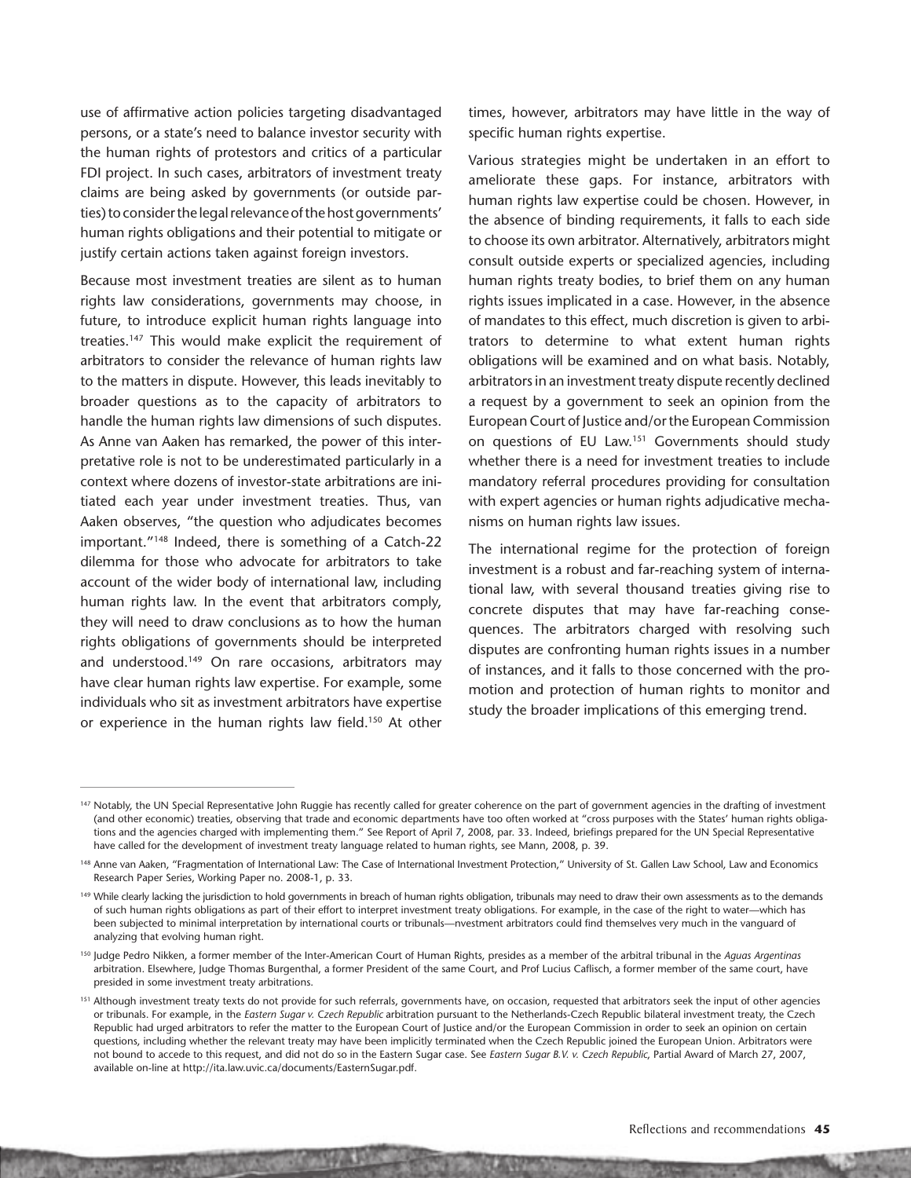use of affirmative action policies targeting disadvantaged persons, or a state's need to balance investor security with the human rights of protestors and critics of a particular FDI project. In such cases, arbitrators of investment treaty claims are being asked by governments (or outside parties) to consider the legal relevance of the host governments' human rights obligations and their potential to mitigate or justify certain actions taken against foreign investors.

Because most investment treaties are silent as to human rights law considerations, governments may choose, in future, to introduce explicit human rights language into treaties.[147] This would make explicit the requirement of arbitrators to consider the relevance of human rights law to the matters in dispute. However, this leads inevitably to broader questions as to the capacity of arbitrators to handle the human rights law dimensions of such disputes. As Anne van Aaken has remarked, the power of this interpretative role is not to be underestimated particularly in a context where dozens of investor-state arbitrations are initiated each year under investment treaties. Thus, van Aaken observes, "the question who adjudicates becomes important."[148] Indeed, there is something of a Catch-22 dilemma for those who advocate for arbitrators to take account of the wider body of international law, including human rights law. In the event that arbitrators comply, they will need to draw conclusions as to how the human rights obligations of governments should be interpreted and understood.[149] On rare occasions, arbitrators may have clear human rights law expertise. For example, some individuals who sit as investment arbitrators have expertise or experience in the human rights law field.[150] At other times, however, arbitrators may have little in the way of specific human rights expertise.

Various strategies might be undertaken in an effort to ameliorate these gaps. For instance, arbitrators with human rights law expertise could be chosen. However, in the absence of binding requirements, it falls to each side to choose its own arbitrator. Alternatively, arbitrators might consult outside experts or specialized agencies, including human rights treaty bodies, to brief them on any human rights issues implicated in a case. However, in the absence of mandates to this effect, much discretion is given to arbitrators to determine to what extent human rights obligations will be examined and on what basis. Notably, arbitrators in an investment treaty dispute recently declined a request by a government to seek an opinion from the European Court of Justice and/or the European Commission on questions of EU Law.[151] Governments should study whether there is a need for investment treaties to include mandatory referral procedures providing for consultation with expert agencies or human rights adjudicative mechanisms on human rights law issues.

The international regime for the protection of foreign investment is a robust and far-reaching system of international law, with several thousand treaties giving rise to concrete disputes that may have far-reaching consequences. The arbitrators charged with resolving such disputes are confronting human rights issues in a number of instances, and it falls to those concerned with the promotion and protection of human rights to monitor and study the broader implications of this emerging trend.

---

[147] Notably, the UN Special Representative John Ruggie has recently called for greater coherence on the part of government agencies in the drafting of investment (and other economic) treaties, observing that trade and economic departments have too often worked at "cross purposes with the States' human rights obligations and the agencies charged with implementing them." See Report of April 7, 2008, par. 33. Indeed, briefings prepared for the UN Special Representative have called for the development of investment treaty language related to human rights, see Mann, 2008, p. 39.

[148] Anne van Aaken, "Fragmentation of International Law: The Case of International Investment Protection," University of St. Gallen Law School, Law and Economics Research Paper Series, Working Paper no. 2008-1, p. 33.

[149] While clearly lacking the jurisdiction to hold governments in breach of human rights obligation, tribunals may need to draw their own assessments as to the demands of such human rights obligations as part of their effort to interpret investment treaty obligations. For example, in the case of the right to water—which has been subjected to minimal interpretation by international courts or tribunals—nvestment arbitrators could find themselves very much in the vanguard of analyzing that evolving human right.

[150] Judge Pedro Nikken, a former member of the Inter-American Court of Human Rights, presides as a member of the arbitral tribunal in the *Aguas Argentinas* arbitration. Elsewhere, Judge Thomas Burgenthal, a former President of the same Court, and Prof Lucius Caflisch, a former member of the same court, have presided in some investment treaty arbitrations.

[151] Although investment treaty texts do not provide for such referrals, governments have, on occasion, requested that arbitrators seek the input of other agencies or tribunals. For example, in the *Eastern Sugar v. Czech Republic* arbitration pursuant to the Netherlands-Czech Republic bilateral investment treaty, the Czech Republic had urged arbitrators to refer the matter to the European Court of Justice and/or the European Commission in order to seek an opinion on certain questions, including whether the relevant treaty may have been implicitly terminated when the Czech Republic joined the European Union. Arbitrators were not bound to accede to this request, and did not do so in the Eastern Sugar case. See *Eastern Sugar B.V. v. Czech Republic*, Partial Award of March 27, 2007, available on-line at http://ita.law.uvic.ca/documents/EasternSugar.pdf.